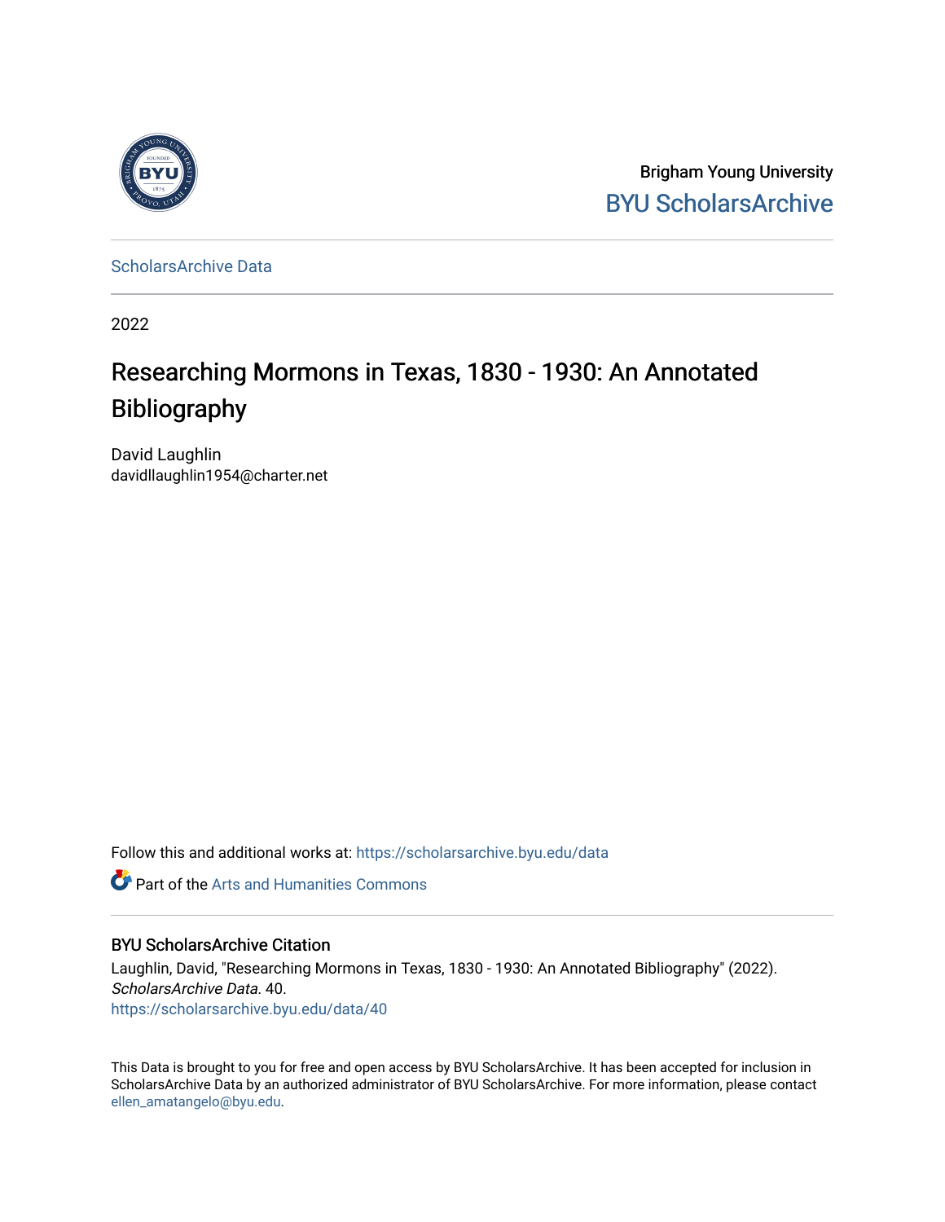Brigham Young University
BYU ScholarsArchive

ScholarsArchive Data

2022

# Researching Mormons in Texas, 1830 - 1930: An Annotated Bibliography

David Laughlin
davidllaughlin1954@charter.net

Follow this and additional works at: https://scholarsarchive.byu.edu/data

Part of the Arts and Humanities Commons

## BYU ScholarsArchive Citation

Laughlin, David, "Researching Mormons in Texas, 1830 - 1930: An Annotated Bibliography" (2022). *ScholarsArchive Data*. 40.
https://scholarsarchive.byu.edu/data/40

This Data is brought to you for free and open access by BYU ScholarsArchive. It has been accepted for inclusion in ScholarsArchive Data by an authorized administrator of BYU ScholarsArchive. For more information, please contact ellen_amatangelo@byu.edu.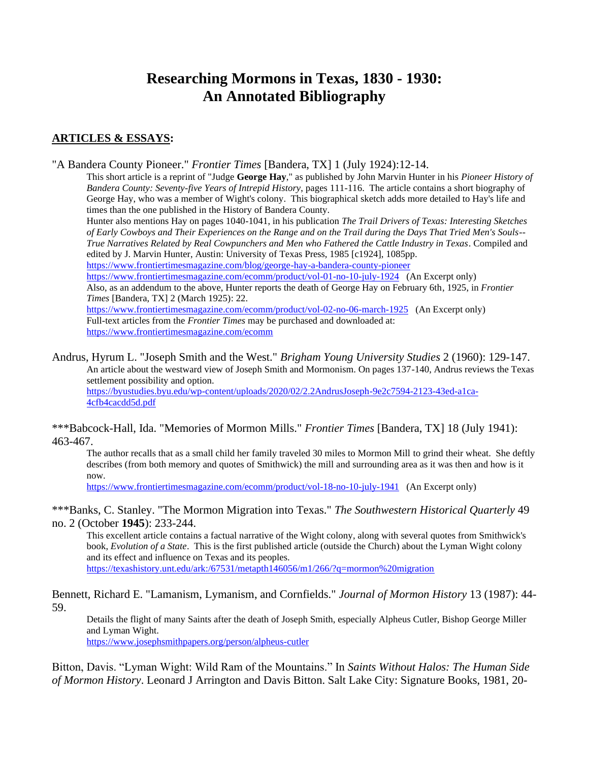# Researching Mormons in Texas, 1830 - 1930: An Annotated Bibliography

## ARTICLES & ESSAYS:

"A Bandera County Pioneer." *Frontier Times* [Bandera, TX] 1 (July 1924):12-14.

> This short article is a reprint of "Judge **George Hay**," as published by John Marvin Hunter in his *Pioneer History of Bandera County: Seventy-five Years of Intrepid History*, pages 111-116. The article contains a short biography of George Hay, who was a member of Wight's colony. This biographical sketch adds more detailed to Hay's life and times than the one published in the History of Bandera County.
>
> Hunter also mentions Hay on pages 1040-1041, in his publication *The Trail Drivers of Texas: Interesting Sketches of Early Cowboys and Their Experiences on the Range and on the Trail during the Days That Tried Men's Souls--True Narratives Related by Real Cowpunchers and Men who Fathered the Cattle Industry in Texas*. Compiled and edited by J. Marvin Hunter, Austin: University of Texas Press, 1985 [c1924], 1085pp.
>
> https://www.frontiertimesmagazine.com/blog/george-hay-a-bandera-county-pioneer
>
> https://www.frontiertimesmagazine.com/ecomm/product/vol-01-no-10-july-1924 (An Excerpt only)
>
> Also, as an addendum to the above, Hunter reports the death of George Hay on February 6th, 1925, in *Frontier Times* [Bandera, TX] 2 (March 1925): 22.
>
> https://www.frontiertimesmagazine.com/ecomm/product/vol-02-no-06-march-1925 (An Excerpt only)
>
> Full-text articles from the *Frontier Times* may be purchased and downloaded at: https://www.frontiertimesmagazine.com/ecomm

Andrus, Hyrum L. "Joseph Smith and the West." *Brigham Young University Studies* 2 (1960): 129-147.

> An article about the westward view of Joseph Smith and Mormonism. On pages 137-140, Andrus reviews the Texas settlement possibility and option.
>
> https://byustudies.byu.edu/wp-content/uploads/2020/02/2.2AndrusJoseph-9e2c7594-2123-43ed-a1ca-4cfb4cacdd5d.pdf

***Babcock-Hall, Ida. "Memories of Mormon Mills." *Frontier Times* [Bandera, TX] 18 (July 1941): 463-467.

> The author recalls that as a small child her family traveled 30 miles to Mormon Mill to grind their wheat. She deftly describes (from both memory and quotes of Smithwick) the mill and surrounding area as it was then and how is it now.
>
> https://www.frontiertimesmagazine.com/ecomm/product/vol-18-no-10-july-1941 (An Excerpt only)

***Banks, C. Stanley. "The Mormon Migration into Texas." *The Southwestern Historical Quarterly* 49 no. 2 (October **1945**): 233-244.

> This excellent article contains a factual narrative of the Wight colony, along with several quotes from Smithwick's book, *Evolution of a State*. This is the first published article (outside the Church) about the Lyman Wight colony and its effect and influence on Texas and its peoples.
>
> https://texashistory.unt.edu/ark:/67531/metapth146056/m1/266/?q=mormon%20migration

Bennett, Richard E. "Lamanism, Lymanism, and Cornfields." *Journal of Mormon History* 13 (1987): 44-59.

> Details the flight of many Saints after the death of Joseph Smith, especially Alpheus Cutler, Bishop George Miller and Lyman Wight.
>
> https://www.josephsmithpapers.org/person/alpheus-cutler

Bitton, Davis. "Lyman Wight: Wild Ram of the Mountains." In *Saints Without Halos: The Human Side of Mormon History*. Leonard J Arrington and Davis Bitton. Salt Lake City: Signature Books, 1981, 20-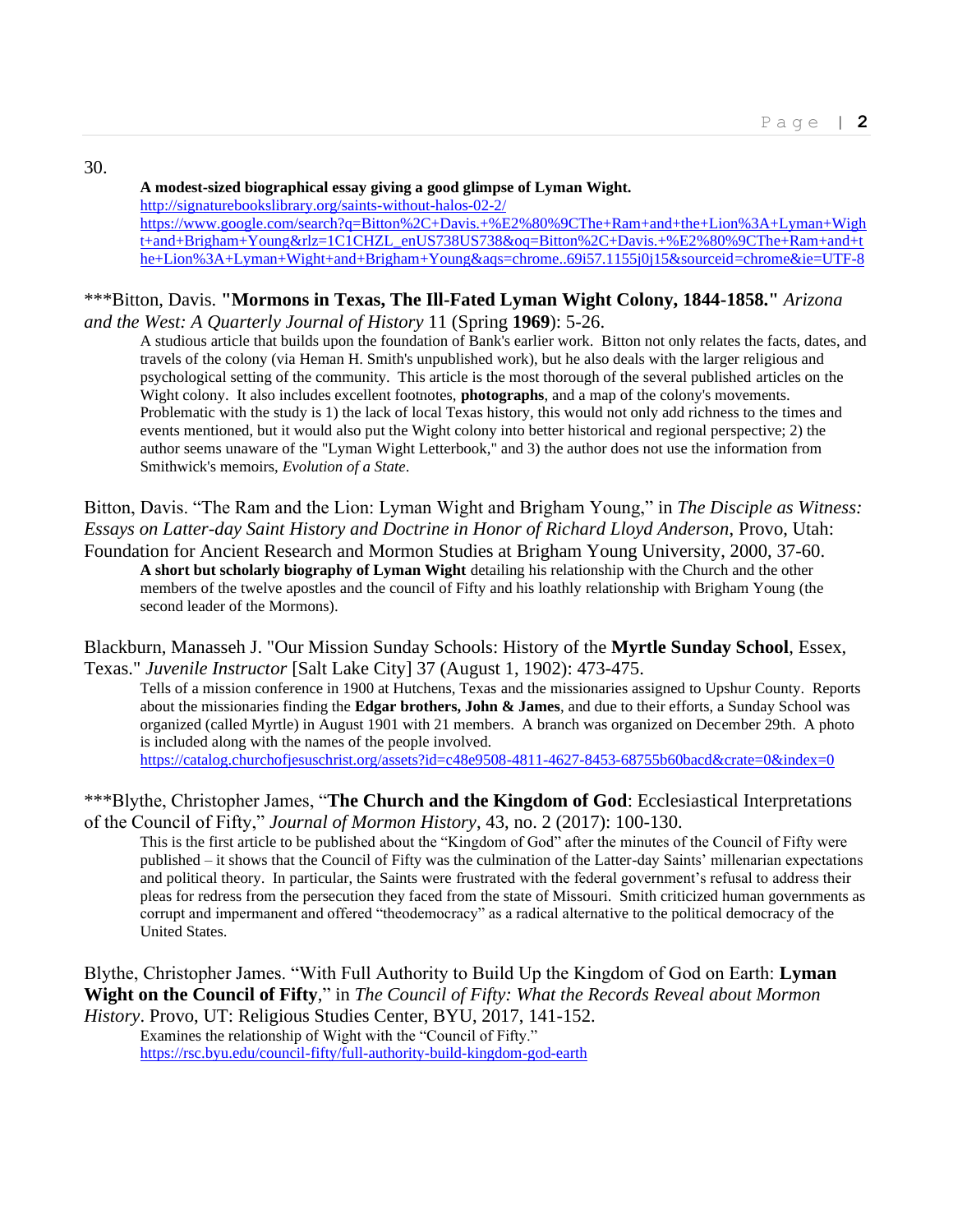30.

**A modest-sized biographical essay giving a good glimpse of Lyman Wight.**
http://signaturebookslibrary.org/saints-without-halos-02-2/
https://www.google.com/search?q=Bitton%2C+Davis.+%E2%80%9CThe+Ram+and+the+Lion%3A+Lyman+Wight+and+Brigham+Young&rlz=1C1CHZL_enUS738US738&oq=Bitton%2C+Davis.+%E2%80%9CThe+Ram+and+the+Lion%3A+Lyman+Wight+and+Brigham+Young&aqs=chrome..69i57.1155j0j15&sourceid=chrome&ie=UTF-8

***Bitton, Davis. **"Mormons in Texas, The Ill-Fated Lyman Wight Colony, 1844-1858."** *Arizona and the West: A Quarterly Journal of History* 11 (Spring **1969**): 5-26.

A studious article that builds upon the foundation of Bank's earlier work. Bitton not only relates the facts, dates, and travels of the colony (via Heman H. Smith's unpublished work), but he also deals with the larger religious and psychological setting of the community. This article is the most thorough of the several published articles on the Wight colony. It also includes excellent footnotes, **photographs**, and a map of the colony's movements. Problematic with the study is 1) the lack of local Texas history, this would not only add richness to the times and events mentioned, but it would also put the Wight colony into better historical and regional perspective; 2) the author seems unaware of the "Lyman Wight Letterbook," and 3) the author does not use the information from Smithwick's memoirs, *Evolution of a State*.

Bitton, Davis. "The Ram and the Lion: Lyman Wight and Brigham Young," in *The Disciple as Witness: Essays on Latter-day Saint History and Doctrine in Honor of Richard Lloyd Anderson*, Provo, Utah: Foundation for Ancient Research and Mormon Studies at Brigham Young University, 2000, 37-60.

**A short but scholarly biography of Lyman Wight** detailing his relationship with the Church and the other members of the twelve apostles and the council of Fifty and his loathly relationship with Brigham Young (the second leader of the Mormons).

Blackburn, Manasseh J. "Our Mission Sunday Schools: History of the **Myrtle Sunday School**, Essex, Texas." *Juvenile Instructor* [Salt Lake City] 37 (August 1, 1902): 473-475.

Tells of a mission conference in 1900 at Hutchens, Texas and the missionaries assigned to Upshur County. Reports about the missionaries finding the **Edgar brothers, John & James**, and due to their efforts, a Sunday School was organized (called Myrtle) in August 1901 with 21 members. A branch was organized on December 29th. A photo is included along with the names of the people involved.
https://catalog.churchofjesuschrist.org/assets?id=c48e9508-4811-4627-8453-68755b60bacd&crate=0&index=0

***Blythe, Christopher James, "**The Church and the Kingdom of God**: Ecclesiastical Interpretations of the Council of Fifty," *Journal of Mormon History*, 43, no. 2 (2017): 100-130.

This is the first article to be published about the "Kingdom of God" after the minutes of the Council of Fifty were published – it shows that the Council of Fifty was the culmination of the Latter-day Saints' millenarian expectations and political theory. In particular, the Saints were frustrated with the federal government's refusal to address their pleas for redress from the persecution they faced from the state of Missouri. Smith criticized human governments as corrupt and impermanent and offered "theodemocracy" as a radical alternative to the political democracy of the United States.

Blythe, Christopher James. "With Full Authority to Build Up the Kingdom of God on Earth: **Lyman Wight on the Council of Fifty**," in *The Council of Fifty: What the Records Reveal about Mormon History*. Provo, UT: Religious Studies Center, BYU, 2017, 141-152.

Examines the relationship of Wight with the "Council of Fifty."
https://rsc.byu.edu/council-fifty/full-authority-build-kingdom-god-earth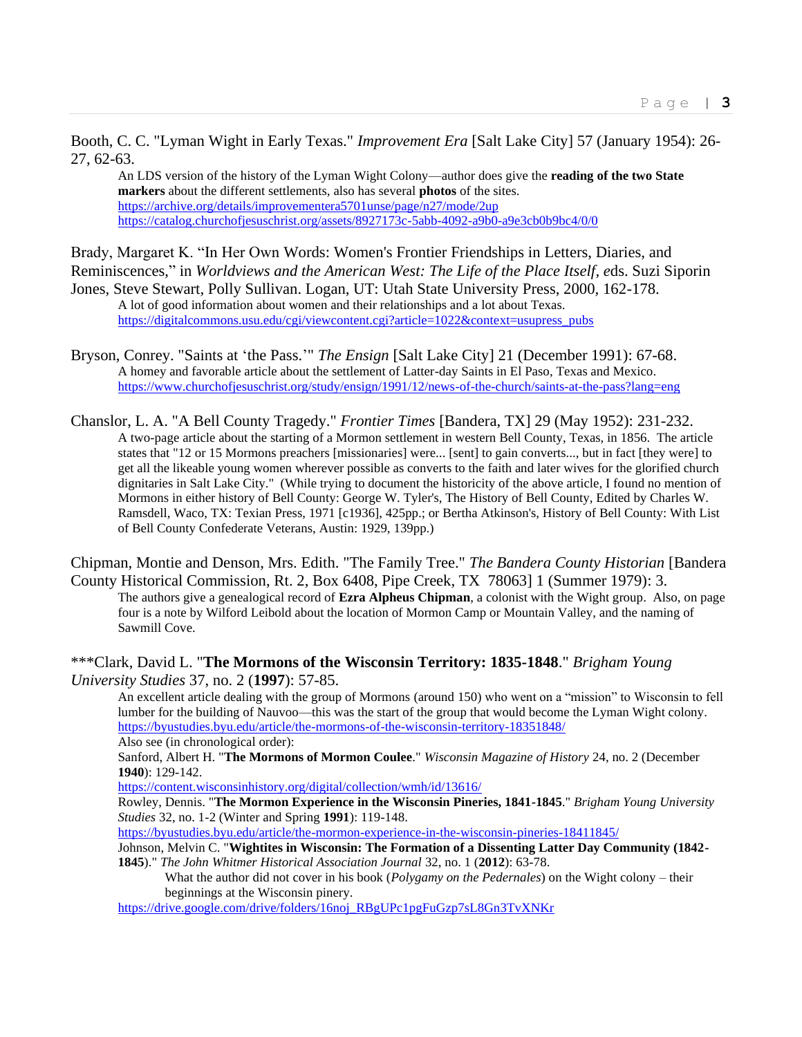Booth, C. C. "Lyman Wight in Early Texas." *Improvement Era* [Salt Lake City] 57 (January 1954): 26-27, 62-63.

> An LDS version of the history of the Lyman Wight Colony—author does give the **reading of the two State markers** about the different settlements, also has several **photos** of the sites.
> https://archive.org/details/improvementera5701unse/page/n27/mode/2up
> https://catalog.churchofjesuschrist.org/assets/8927173c-5abb-4092-a9b0-a9e3cb0b9bc4/0/0

Brady, Margaret K. "In Her Own Words: Women's Frontier Friendships in Letters, Diaries, and Reminiscences," in *Worldviews and the American West: The Life of the Place Itself, e*ds. Suzi Siporin Jones, Steve Stewart, Polly Sullivan. Logan, UT: Utah State University Press, 2000, 162-178.

> A lot of good information about women and their relationships and a lot about Texas.
> https://digitalcommons.usu.edu/cgi/viewcontent.cgi?article=1022&context=usupress_pubs

Bryson, Conrey. "Saints at 'the Pass.'" *The Ensign* [Salt Lake City] 21 (December 1991): 67-68.

> A homey and favorable article about the settlement of Latter-day Saints in El Paso, Texas and Mexico.
> https://www.churchofjesuschrist.org/study/ensign/1991/12/news-of-the-church/saints-at-the-pass?lang=eng

Chanslor, L. A. "A Bell County Tragedy." *Frontier Times* [Bandera, TX] 29 (May 1952): 231-232.

> A two-page article about the starting of a Mormon settlement in western Bell County, Texas, in 1856. The article states that "12 or 15 Mormons preachers [missionaries] were... [sent] to gain converts..., but in fact [they were] to get all the likeable young women wherever possible as converts to the faith and later wives for the glorified church dignitaries in Salt Lake City." (While trying to document the historicity of the above article, I found no mention of Mormons in either history of Bell County: George W. Tyler's, The History of Bell County, Edited by Charles W. Ramsdell, Waco, TX: Texian Press, 1971 [c1936], 425pp.; or Bertha Atkinson's, History of Bell County: With List of Bell County Confederate Veterans, Austin: 1929, 139pp.)

Chipman, Montie and Denson, Mrs. Edith. "The Family Tree." *The Bandera County Historian* [Bandera County Historical Commission, Rt. 2, Box 6408, Pipe Creek, TX 78063] 1 (Summer 1979): 3.

> The authors give a genealogical record of **Ezra Alpheus Chipman**, a colonist with the Wight group. Also, on page four is a note by Wilford Leibold about the location of Mormon Camp or Mountain Valley, and the naming of Sawmill Cove.

***Clark, David L. "**The Mormons of the Wisconsin Territory: 1835-1848**." *Brigham Young University Studies* 37, no. 2 (**1997**): 57-85.

> An excellent article dealing with the group of Mormons (around 150) who went on a "mission" to Wisconsin to fell lumber for the building of Nauvoo—this was the start of the group that would become the Lyman Wight colony.
> https://byustudies.byu.edu/article/the-mormons-of-the-wisconsin-territory-18351848/
>
> Also see (in chronological order):
>
> Sanford, Albert H. "**The Mormons of Mormon Coulee**." *Wisconsin Magazine of History* 24, no. 2 (December **1940**): 129-142.
> https://content.wisconsinhistory.org/digital/collection/wmh/id/13616/
>
> Rowley, Dennis. "**The Mormon Experience in the Wisconsin Pineries, 1841-1845**." *Brigham Young University Studies* 32, no. 1-2 (Winter and Spring **1991**): 119-148.
> https://byustudies.byu.edu/article/the-mormon-experience-in-the-wisconsin-pineries-18411845/
>
> Johnson, Melvin C. "**Wightites in Wisconsin: The Formation of a Dissenting Latter Day Community (1842-1845)**." *The John Whitmer Historical Association Journal* 32, no. 1 (**2012**): 63-78.
>
> > What the author did not cover in his book (*Polygamy on the Pedernales*) on the Wight colony – their beginnings at the Wisconsin pinery.
>
> https://drive.google.com/drive/folders/16noj_RBgUPc1pgFuGzp7sL8Gn3TvXNKr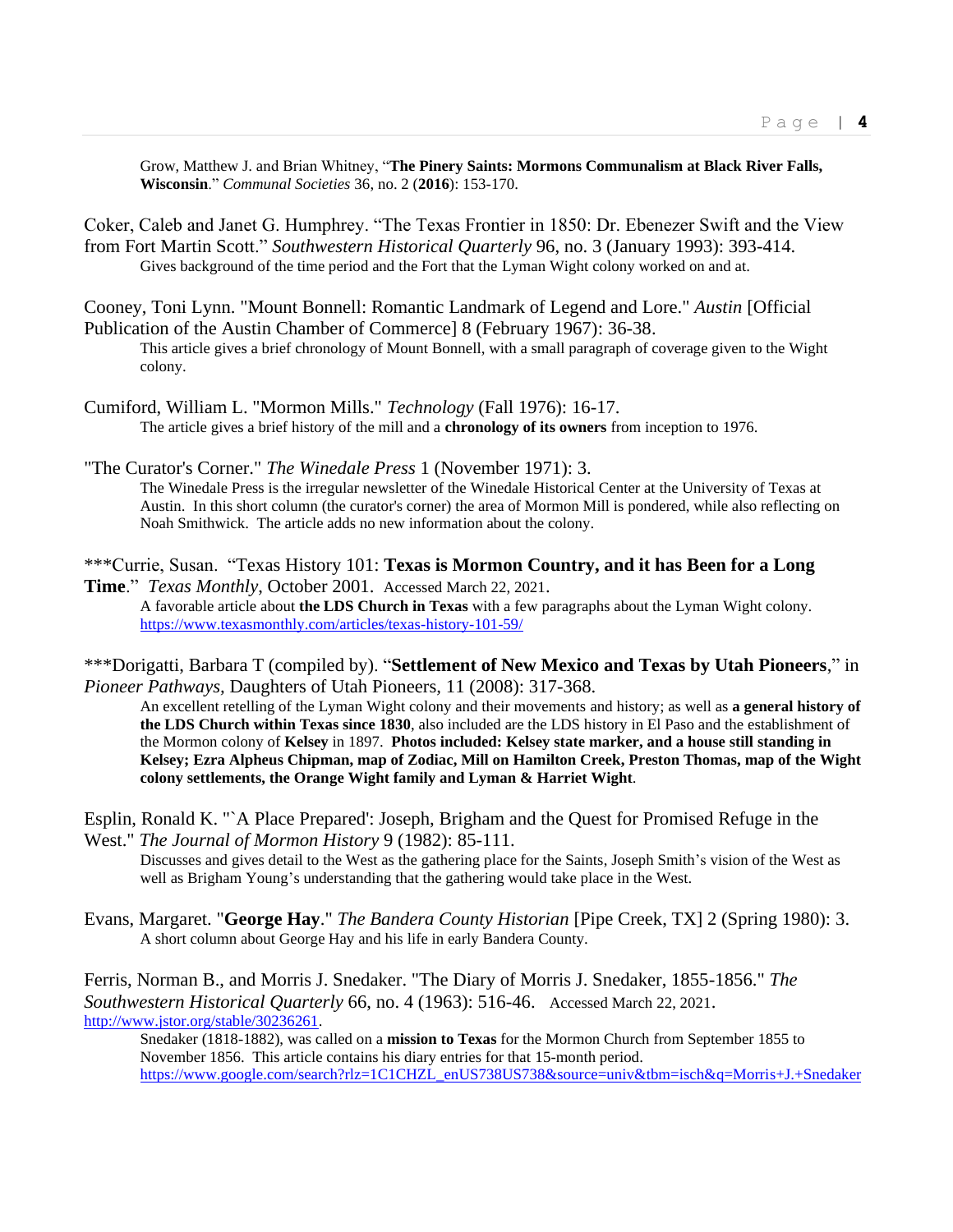Grow, Matthew J. and Brian Whitney, "**The Pinery Saints: Mormons Communalism at Black River Falls, Wisconsin**." *Communal Societies* 36, no. 2 (**2016**): 153-170.

Coker, Caleb and Janet G. Humphrey. "The Texas Frontier in 1850: Dr. Ebenezer Swift and the View from Fort Martin Scott." *Southwestern Historical Quarterly* 96, no. 3 (January 1993): 393-414.

Gives background of the time period and the Fort that the Lyman Wight colony worked on and at.

Cooney, Toni Lynn. "Mount Bonnell: Romantic Landmark of Legend and Lore." *Austin* [Official Publication of the Austin Chamber of Commerce] 8 (February 1967): 36-38.

This article gives a brief chronology of Mount Bonnell, with a small paragraph of coverage given to the Wight colony.

Cumiford, William L. "Mormon Mills." *Technology* (Fall 1976): 16-17.

The article gives a brief history of the mill and a **chronology of its owners** from inception to 1976.

"The Curator's Corner." *The Winedale Press* 1 (November 1971): 3.

The Winedale Press is the irregular newsletter of the Winedale Historical Center at the University of Texas at Austin. In this short column (the curator's corner) the area of Mormon Mill is pondered, while also reflecting on Noah Smithwick. The article adds no new information about the colony.

***Currie, Susan. "Texas History 101: **Texas is Mormon Country, and it has Been for a Long Time**." *Texas Monthly*, October 2001. Accessed March 22, 2021.

A favorable article about **the LDS Church in Texas** with a few paragraphs about the Lyman Wight colony. https://www.texasmonthly.com/articles/texas-history-101-59/

***Dorigatti, Barbara T (compiled by). "**Settlement of New Mexico and Texas by Utah Pioneers**," in *Pioneer Pathways*, Daughters of Utah Pioneers, 11 (2008): 317-368.

An excellent retelling of the Lyman Wight colony and their movements and history; as well as **a general history of the LDS Church within Texas since 1830**, also included are the LDS history in El Paso and the establishment of the Mormon colony of **Kelsey** in 1897. **Photos included: Kelsey state marker, and a house still standing in Kelsey; Ezra Alpheus Chipman, map of Zodiac, Mill on Hamilton Creek, Preston Thomas, map of the Wight colony settlements, the Orange Wight family and Lyman & Harriet Wight**.

Esplin, Ronald K. "`A Place Prepared': Joseph, Brigham and the Quest for Promised Refuge in the West." *The Journal of Mormon History* 9 (1982): 85-111.

Discusses and gives detail to the West as the gathering place for the Saints, Joseph Smith's vision of the West as well as Brigham Young's understanding that the gathering would take place in the West.

Evans, Margaret. "**George Hay**." *The Bandera County Historian* [Pipe Creek, TX] 2 (Spring 1980): 3.

A short column about George Hay and his life in early Bandera County.

Ferris, Norman B., and Morris J. Snedaker. "The Diary of Morris J. Snedaker, 1855-1856." *The Southwestern Historical Quarterly* 66, no. 4 (1963): 516-46. Accessed March 22, 2021. http://www.jstor.org/stable/30236261.

Snedaker (1818-1882), was called on a **mission to Texas** for the Mormon Church from September 1855 to November 1856. This article contains his diary entries for that 15-month period. https://www.google.com/search?rlz=1C1CHZL_enUS738US738&source=univ&tbm=isch&q=Morris+J.+Snedaker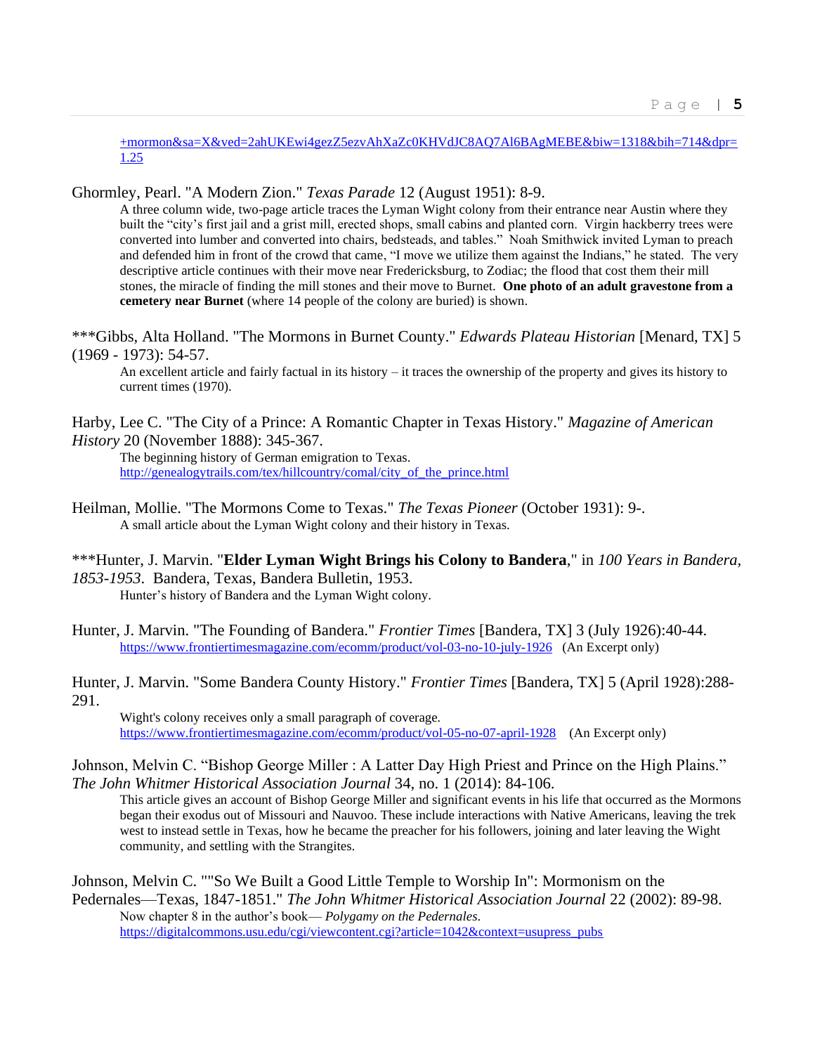+mormon&sa=X&ved=2ahUKEwi4gezZ5ezvAhXaZc0KHVdJC8AQ7Al6BAgMEBE&biw=1318&bih=714&dpr=1.25

Ghormley, Pearl. "A Modern Zion." *Texas Parade* 12 (August 1951): 8-9.

A three column wide, two-page article traces the Lyman Wight colony from their entrance near Austin where they built the "city's first jail and a grist mill, erected shops, small cabins and planted corn. Virgin hackberry trees were converted into lumber and converted into chairs, bedsteads, and tables." Noah Smithwick invited Lyman to preach and defended him in front of the crowd that came, "I move we utilize them against the Indians," he stated. The very descriptive article continues with their move near Fredericksburg, to Zodiac; the flood that cost them their mill stones, the miracle of finding the mill stones and their move to Burnet. **One photo of an adult gravestone from a cemetery near Burnet** (where 14 people of the colony are buried) is shown.

***Gibbs, Alta Holland. "The Mormons in Burnet County." *Edwards Plateau Historian* [Menard, TX] 5 (1969 - 1973): 54-57.

An excellent article and fairly factual in its history – it traces the ownership of the property and gives its history to current times (1970).

Harby, Lee C. "The City of a Prince: A Romantic Chapter in Texas History." *Magazine of American History* 20 (November 1888): 345-367.

The beginning history of German emigration to Texas.
http://genealogytrails.com/tex/hillcountry/comal/city_of_the_prince.html

Heilman, Mollie. "The Mormons Come to Texas." *The Texas Pioneer* (October 1931): 9-.

A small article about the Lyman Wight colony and their history in Texas.

***Hunter, J. Marvin. "**Elder Lyman Wight Brings his Colony to Bandera**," in *100 Years in Bandera, 1853-1953*. Bandera, Texas, Bandera Bulletin, 1953.

Hunter's history of Bandera and the Lyman Wight colony.

Hunter, J. Marvin. "The Founding of Bandera." *Frontier Times* [Bandera, TX] 3 (July 1926):40-44.

https://www.frontiertimesmagazine.com/ecomm/product/vol-03-no-10-july-1926 (An Excerpt only)

Hunter, J. Marvin. "Some Bandera County History." *Frontier Times* [Bandera, TX] 5 (April 1928):288-291.

Wight's colony receives only a small paragraph of coverage.
https://www.frontiertimesmagazine.com/ecomm/product/vol-05-no-07-april-1928 (An Excerpt only)

Johnson, Melvin C. "Bishop George Miller : A Latter Day High Priest and Prince on the High Plains." *The John Whitmer Historical Association Journal* 34, no. 1 (2014): 84-106.

This article gives an account of Bishop George Miller and significant events in his life that occurred as the Mormons began their exodus out of Missouri and Nauvoo. These include interactions with Native Americans, leaving the trek west to instead settle in Texas, how he became the preacher for his followers, joining and later leaving the Wight community, and settling with the Strangites.

Johnson, Melvin C. ""So We Built a Good Little Temple to Worship In": Mormonism on the Pedernales—Texas, 1847-1851." *The John Whitmer Historical Association Journal* 22 (2002): 89-98.

Now chapter 8 in the author's book— *Polygamy on the Pedernales*.
https://digitalcommons.usu.edu/cgi/viewcontent.cgi?article=1042&context=usupress_pubs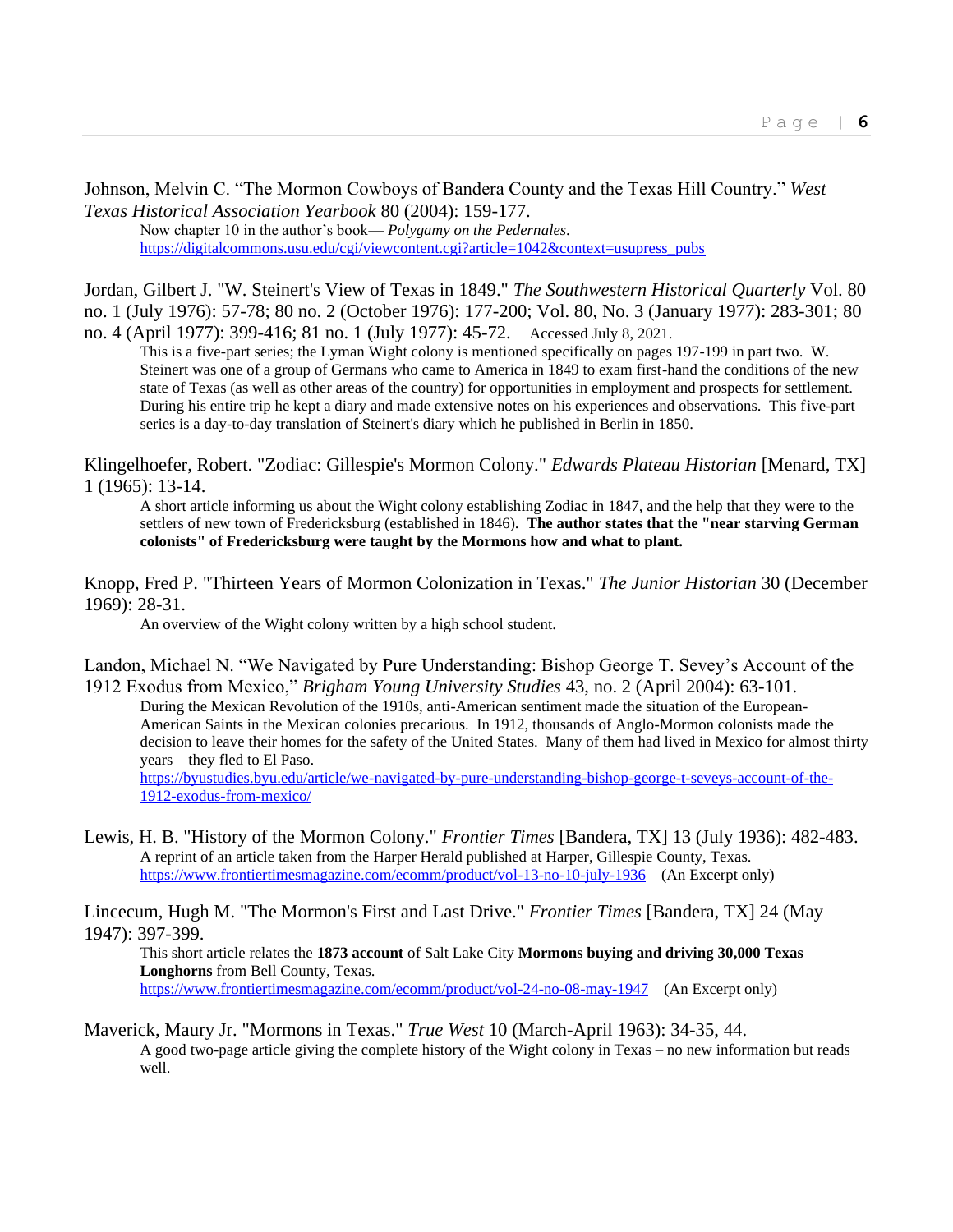Johnson, Melvin C. "The Mormon Cowboys of Bandera County and the Texas Hill Country." *West Texas Historical Association Yearbook* 80 (2004): 159-177.

> Now chapter 10 in the author's book— *Polygamy on the Pedernales.*
> https://digitalcommons.usu.edu/cgi/viewcontent.cgi?article=1042&context=usupress_pubs

Jordan, Gilbert J. "W. Steinert's View of Texas in 1849." *The Southwestern Historical Quarterly* Vol. 80 no. 1 (July 1976): 57-78; 80 no. 2 (October 1976): 177-200; Vol. 80, No. 3 (January 1977): 283-301; 80 no. 4 (April 1977): 399-416; 81 no. 1 (July 1977): 45-72. Accessed July 8, 2021.

> This is a five-part series; the Lyman Wight colony is mentioned specifically on pages 197-199 in part two. W. Steinert was one of a group of Germans who came to America in 1849 to exam first-hand the conditions of the new state of Texas (as well as other areas of the country) for opportunities in employment and prospects for settlement. During his entire trip he kept a diary and made extensive notes on his experiences and observations. This five-part series is a day-to-day translation of Steinert's diary which he published in Berlin in 1850.

Klingelhoefer, Robert. "Zodiac: Gillespie's Mormon Colony." *Edwards Plateau Historian* [Menard, TX] 1 (1965): 13-14.

> A short article informing us about the Wight colony establishing Zodiac in 1847, and the help that they were to the settlers of new town of Fredericksburg (established in 1846). **The author states that the "near starving German colonists" of Fredericksburg were taught by the Mormons how and what to plant.**

Knopp, Fred P. "Thirteen Years of Mormon Colonization in Texas." *The Junior Historian* 30 (December 1969): 28-31.

> An overview of the Wight colony written by a high school student.

Landon, Michael N. "We Navigated by Pure Understanding: Bishop George T. Sevey's Account of the 1912 Exodus from Mexico," *Brigham Young University Studies* 43, no. 2 (April 2004): 63-101.

> During the Mexican Revolution of the 1910s, anti-American sentiment made the situation of the European-American Saints in the Mexican colonies precarious. In 1912, thousands of Anglo-Mormon colonists made the decision to leave their homes for the safety of the United States. Many of them had lived in Mexico for almost thirty years—they fled to El Paso.
> https://byustudies.byu.edu/article/we-navigated-by-pure-understanding-bishop-george-t-seveys-account-of-the-1912-exodus-from-mexico/

Lewis, H. B. "History of the Mormon Colony." *Frontier Times* [Bandera, TX] 13 (July 1936): 482-483.

> A reprint of an article taken from the Harper Herald published at Harper, Gillespie County, Texas.
> https://www.frontiertimesmagazine.com/ecomm/product/vol-13-no-10-july-1936 (An Excerpt only)

Lincecum, Hugh M. "The Mormon's First and Last Drive." *Frontier Times* [Bandera, TX] 24 (May 1947): 397-399.

> This short article relates the **1873 account** of Salt Lake City **Mormons buying and driving 30,000 Texas Longhorns** from Bell County, Texas.
> https://www.frontiertimesmagazine.com/ecomm/product/vol-24-no-08-may-1947 (An Excerpt only)

Maverick, Maury Jr. "Mormons in Texas." *True West* 10 (March-April 1963): 34-35, 44.

> A good two-page article giving the complete history of the Wight colony in Texas – no new information but reads well.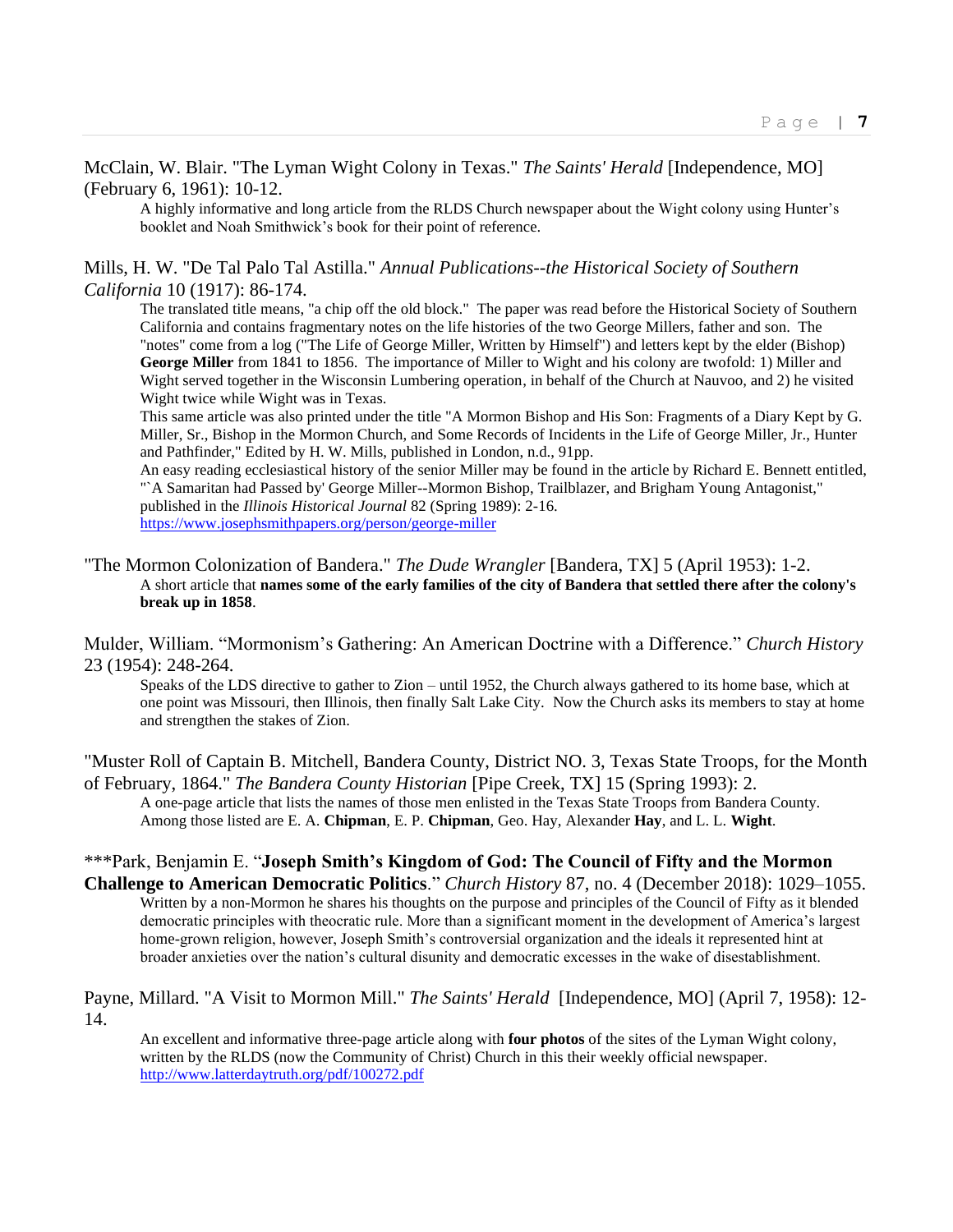McClain, W. Blair. "The Lyman Wight Colony in Texas." *The Saints' Herald* [Independence, MO] (February 6, 1961): 10-12.

> A highly informative and long article from the RLDS Church newspaper about the Wight colony using Hunter's booklet and Noah Smithwick's book for their point of reference.

Mills, H. W. "De Tal Palo Tal Astilla." *Annual Publications--the Historical Society of Southern California* 10 (1917): 86-174.

> The translated title means, "a chip off the old block." The paper was read before the Historical Society of Southern California and contains fragmentary notes on the life histories of the two George Millers, father and son. The "notes" come from a log ("The Life of George Miller, Written by Himself") and letters kept by the elder (Bishop) **George Miller** from 1841 to 1856. The importance of Miller to Wight and his colony are twofold: 1) Miller and Wight served together in the Wisconsin Lumbering operation, in behalf of the Church at Nauvoo, and 2) he visited Wight twice while Wight was in Texas.
>
> This same article was also printed under the title "A Mormon Bishop and His Son: Fragments of a Diary Kept by G. Miller, Sr., Bishop in the Mormon Church, and Some Records of Incidents in the Life of George Miller, Jr., Hunter and Pathfinder," Edited by H. W. Mills, published in London, n.d., 91pp.
>
> An easy reading ecclesiastical history of the senior Miller may be found in the article by Richard E. Bennett entitled, "`A Samaritan had Passed by' George Miller--Mormon Bishop, Trailblazer, and Brigham Young Antagonist," published in the *Illinois Historical Journal* 82 (Spring 1989): 2-16.
>
> https://www.josephsmithpapers.org/person/george-miller

"The Mormon Colonization of Bandera." *The Dude Wrangler* [Bandera, TX] 5 (April 1953): 1-2.

> A short article that **names some of the early families of the city of Bandera that settled there after the colony's break up in 1858**.

Mulder, William. "Mormonism's Gathering: An American Doctrine with a Difference." *Church History* 23 (1954): 248-264.

> Speaks of the LDS directive to gather to Zion – until 1952, the Church always gathered to its home base, which at one point was Missouri, then Illinois, then finally Salt Lake City. Now the Church asks its members to stay at home and strengthen the stakes of Zion.

"Muster Roll of Captain B. Mitchell, Bandera County, District NO. 3, Texas State Troops, for the Month of February, 1864." *The Bandera County Historian* [Pipe Creek, TX] 15 (Spring 1993): 2.

> A one-page article that lists the names of those men enlisted in the Texas State Troops from Bandera County. Among those listed are E. A. **Chipman**, E. P. **Chipman**, Geo. Hay, Alexander **Hay**, and L. L. **Wight**.

***Park, Benjamin E. "**Joseph Smith's Kingdom of God: The Council of Fifty and the Mormon Challenge to American Democratic Politics**." *Church History* 87, no. 4 (December 2018): 1029–1055.

> Written by a non-Mormon he shares his thoughts on the purpose and principles of the Council of Fifty as it blended democratic principles with theocratic rule. More than a significant moment in the development of America's largest home-grown religion, however, Joseph Smith's controversial organization and the ideals it represented hint at broader anxieties over the nation's cultural disunity and democratic excesses in the wake of disestablishment.

Payne, Millard. "A Visit to Mormon Mill." *The Saints' Herald* [Independence, MO] (April 7, 1958): 12-14.

> An excellent and informative three-page article along with **four photos** of the sites of the Lyman Wight colony, written by the RLDS (now the Community of Christ) Church in this their weekly official newspaper.
>
> http://www.latterdaytruth.org/pdf/100272.pdf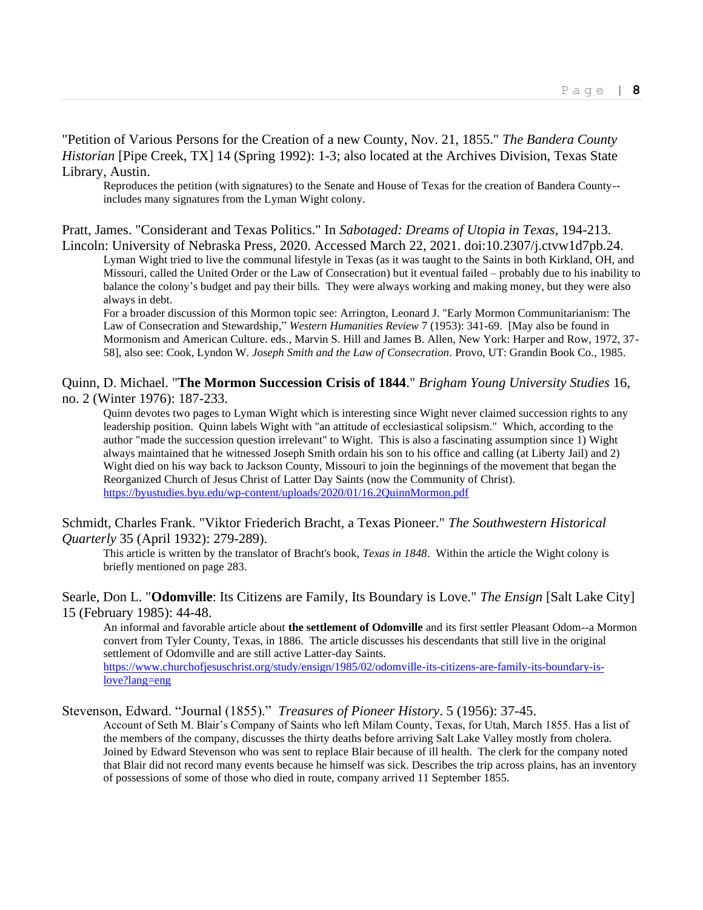"Petition of Various Persons for the Creation of a new County, Nov. 21, 1855." *The Bandera County Historian* [Pipe Creek, TX] 14 (Spring 1992): 1-3; also located at the Archives Division, Texas State Library, Austin.

> Reproduces the petition (with signatures) to the Senate and House of Texas for the creation of Bandera County--includes many signatures from the Lyman Wight colony.

Pratt, James. "Considerant and Texas Politics." In *Sabotaged: Dreams of Utopia in Texas*, 194-213. Lincoln: University of Nebraska Press, 2020. Accessed March 22, 2021. doi:10.2307/j.ctvw1d7pb.24.

> Lyman Wight tried to live the communal lifestyle in Texas (as it was taught to the Saints in both Kirkland, OH, and Missouri, called the United Order or the Law of Consecration) but it eventual failed – probably due to his inability to balance the colony's budget and pay their bills. They were always working and making money, but they were also always in debt.
>
> For a broader discussion of this Mormon topic see: Arrington, Leonard J. "Early Mormon Communitarianism: The Law of Consecration and Stewardship," *Western Humanities Review* 7 (1953): 341-69. [May also be found in Mormonism and American Culture. eds., Marvin S. Hill and James B. Allen, New York: Harper and Row, 1972, 37-58], also see: Cook, Lyndon W. *Joseph Smith and the Law of Consecration*. Provo, UT: Grandin Book Co., 1985.

Quinn, D. Michael. "**The Mormon Succession Crisis of 1844**." *Brigham Young University Studies* 16, no. 2 (Winter 1976): 187-233.

> Quinn devotes two pages to Lyman Wight which is interesting since Wight never claimed succession rights to any leadership position. Quinn labels Wight with "an attitude of ecclesiastical solipsism." Which, according to the author "made the succession question irrelevant" to Wight. This is also a fascinating assumption since 1) Wight always maintained that he witnessed Joseph Smith ordain his son to his office and calling (at Liberty Jail) and 2) Wight died on his way back to Jackson County, Missouri to join the beginnings of the movement that began the Reorganized Church of Jesus Christ of Latter Day Saints (now the Community of Christ).
> https://byustudies.byu.edu/wp-content/uploads/2020/01/16.2QuinnMormon.pdf

Schmidt, Charles Frank. "Viktor Friederich Bracht, a Texas Pioneer." *The Southwestern Historical Quarterly* 35 (April 1932): 279-289.

> This article is written by the translator of Bracht's book, *Texas in 1848*. Within the article the Wight colony is briefly mentioned on page 283.

Searle, Don L. "**Odomville**: Its Citizens are Family, Its Boundary is Love." *The Ensign* [Salt Lake City] 15 (February 1985): 44-48.

> An informal and favorable article about **the settlement of Odomville** and its first settler Pleasant Odom--a Mormon convert from Tyler County, Texas, in 1886. The article discusses his descendants that still live in the original settlement of Odomville and are still active Latter-day Saints.
> https://www.churchofjesuschrist.org/study/ensign/1985/02/odomville-its-citizens-are-family-its-boundary-is-love?lang=eng

Stevenson, Edward. "Journal (1855)." *Treasures of Pioneer History*. 5 (1956): 37-45.

> Account of Seth M. Blair's Company of Saints who left Milam County, Texas, for Utah, March 1855. Has a list of the members of the company, discusses the thirty deaths before arriving Salt Lake Valley mostly from cholera. Joined by Edward Stevenson who was sent to replace Blair because of ill health. The clerk for the company noted that Blair did not record many events because he himself was sick. Describes the trip across plains, has an inventory of possessions of some of those who died in route, company arrived 11 September 1855.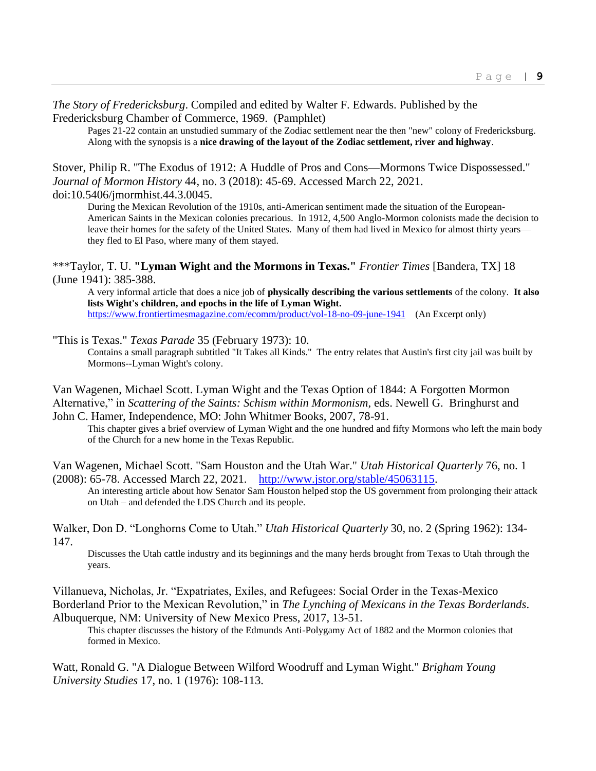*The Story of Fredericksburg*. Compiled and edited by Walter F. Edwards. Published by the Fredericksburg Chamber of Commerce, 1969. (Pamphlet)

> Pages 21-22 contain an unstudied summary of the Zodiac settlement near the then "new" colony of Fredericksburg. Along with the synopsis is a **nice drawing of the layout of the Zodiac settlement, river and highway**.

Stover, Philip R. "The Exodus of 1912: A Huddle of Pros and Cons—Mormons Twice Dispossessed." *Journal of Mormon History* 44, no. 3 (2018): 45-69. Accessed March 22, 2021. doi:10.5406/jmormhist.44.3.0045.

> During the Mexican Revolution of the 1910s, anti-American sentiment made the situation of the European-American Saints in the Mexican colonies precarious. In 1912, 4,500 Anglo-Mormon colonists made the decision to leave their homes for the safety of the United States. Many of them had lived in Mexico for almost thirty years—they fled to El Paso, where many of them stayed.

***Taylor, T. U. **"Lyman Wight and the Mormons in Texas."** *Frontier Times* [Bandera, TX] 18 (June 1941): 385-388.

> A very informal article that does a nice job of **physically describing the various settlements** of the colony. **It also lists Wight's children, and epochs in the life of Lyman Wight.**
> https://www.frontiertimesmagazine.com/ecomm/product/vol-18-no-09-june-1941 (An Excerpt only)

"This is Texas." *Texas Parade* 35 (February 1973): 10.

> Contains a small paragraph subtitled "It Takes all Kinds." The entry relates that Austin's first city jail was built by Mormons--Lyman Wight's colony.

Van Wagenen, Michael Scott. Lyman Wight and the Texas Option of 1844: A Forgotten Mormon Alternative," in *Scattering of the Saints: Schism within Mormonism*, eds. Newell G. Bringhurst and John C. Hamer, Independence, MO: John Whitmer Books, 2007, 78-91.

> This chapter gives a brief overview of Lyman Wight and the one hundred and fifty Mormons who left the main body of the Church for a new home in the Texas Republic.

Van Wagenen, Michael Scott. "Sam Houston and the Utah War." *Utah Historical Quarterly* 76, no. 1 (2008): 65-78. Accessed March 22, 2021. http://www.jstor.org/stable/45063115.

> An interesting article about how Senator Sam Houston helped stop the US government from prolonging their attack on Utah – and defended the LDS Church and its people.

Walker, Don D. "Longhorns Come to Utah." *Utah Historical Quarterly* 30, no. 2 (Spring 1962): 134-147.

> Discusses the Utah cattle industry and its beginnings and the many herds brought from Texas to Utah through the years.

Villanueva, Nicholas, Jr. "Expatriates, Exiles, and Refugees: Social Order in the Texas-Mexico Borderland Prior to the Mexican Revolution," in *The Lynching of Mexicans in the Texas Borderlands*. Albuquerque, NM: University of New Mexico Press, 2017, 13-51.

> This chapter discusses the history of the Edmunds Anti-Polygamy Act of 1882 and the Mormon colonies that formed in Mexico.

Watt, Ronald G. "A Dialogue Between Wilford Woodruff and Lyman Wight." *Brigham Young University Studies* 17, no. 1 (1976): 108-113.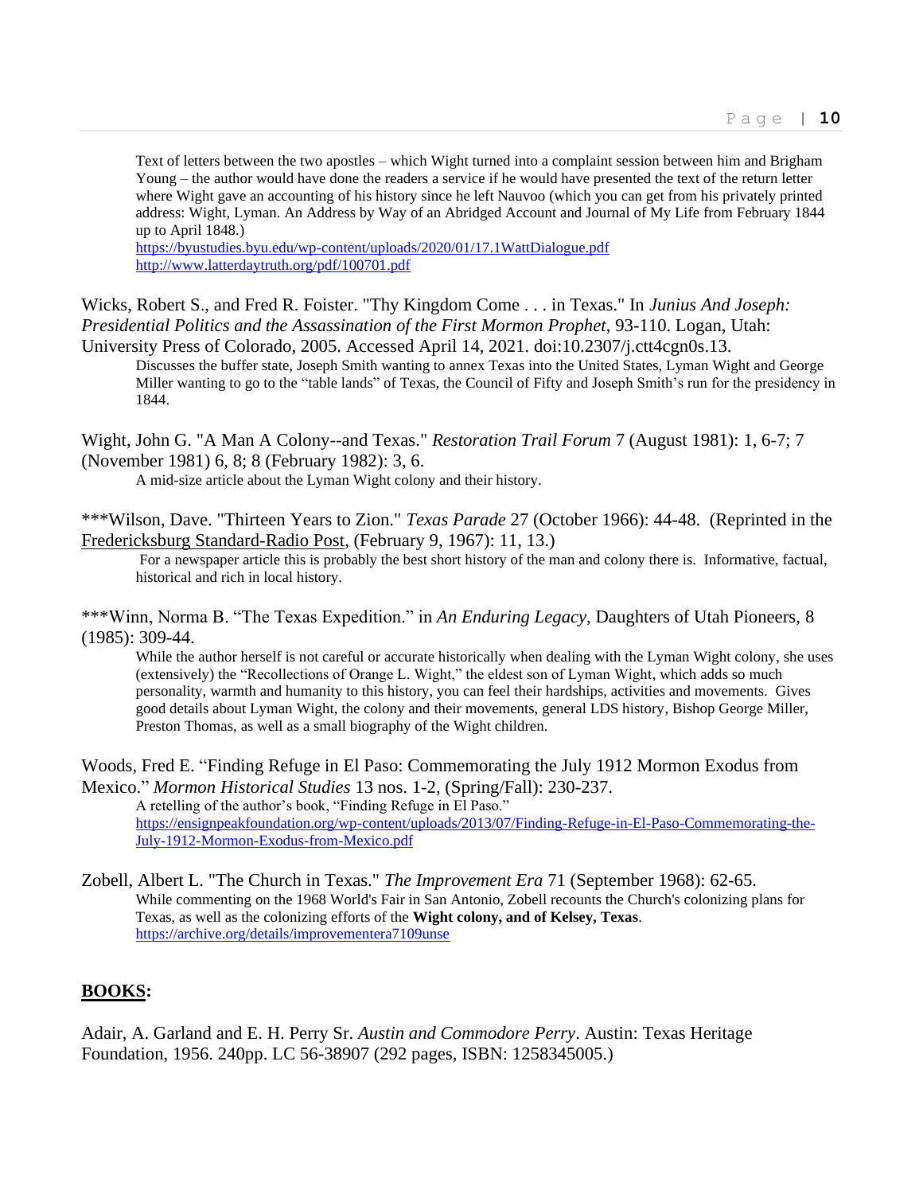Text of letters between the two apostles – which Wight turned into a complaint session between him and Brigham Young – the author would have done the readers a service if he would have presented the text of the return letter where Wight gave an accounting of his history since he left Nauvoo (which you can get from his privately printed address: Wight, Lyman. An Address by Way of an Abridged Account and Journal of My Life from February 1844 up to April 1848.)
https://byustudies.byu.edu/wp-content/uploads/2020/01/17.1WattDialogue.pdf
http://www.latterdaytruth.org/pdf/100701.pdf

Wicks, Robert S., and Fred R. Foister. "Thy Kingdom Come . . . in Texas." In *Junius And Joseph: Presidential Politics and the Assassination of the First Mormon Prophet*, 93-110. Logan, Utah: University Press of Colorado, 2005. Accessed April 14, 2021. doi:10.2307/j.ctt4cgn0s.13.

Discusses the buffer state, Joseph Smith wanting to annex Texas into the United States, Lyman Wight and George Miller wanting to go to the "table lands" of Texas, the Council of Fifty and Joseph Smith's run for the presidency in 1844.

Wight, John G. "A Man A Colony--and Texas." *Restoration Trail Forum* 7 (August 1981): 1, 6-7; 7 (November 1981) 6, 8; 8 (February 1982): 3, 6.

A mid-size article about the Lyman Wight colony and their history.

***Wilson, Dave. "Thirteen Years to Zion." *Texas Parade* 27 (October 1966): 44-48. (Reprinted in the Fredericksburg Standard-Radio Post, (February 9, 1967): 11, 13.)

For a newspaper article this is probably the best short history of the man and colony there is. Informative, factual, historical and rich in local history.

***Winn, Norma B. "The Texas Expedition." in *An Enduring Legacy*, Daughters of Utah Pioneers, 8 (1985): 309-44.

While the author herself is not careful or accurate historically when dealing with the Lyman Wight colony, she uses (extensively) the "Recollections of Orange L. Wight," the eldest son of Lyman Wight, which adds so much personality, warmth and humanity to this history, you can feel their hardships, activities and movements. Gives good details about Lyman Wight, the colony and their movements, general LDS history, Bishop George Miller, Preston Thomas, as well as a small biography of the Wight children.

Woods, Fred E. "Finding Refuge in El Paso: Commemorating the July 1912 Mormon Exodus from Mexico." *Mormon Historical Studies* 13 nos. 1-2, (Spring/Fall): 230-237.

A retelling of the author's book, "Finding Refuge in El Paso."
https://ensignpeakfoundation.org/wp-content/uploads/2013/07/Finding-Refuge-in-El-Paso-Commemorating-the-July-1912-Mormon-Exodus-from-Mexico.pdf

Zobell, Albert L. "The Church in Texas." *The Improvement Era* 71 (September 1968): 62-65.

While commenting on the 1968 World's Fair in San Antonio, Zobell recounts the Church's colonizing plans for Texas, as well as the colonizing efforts of the **Wight colony, and of Kelsey, Texas**.
https://archive.org/details/improvementera7109unse

## BOOKS:

Adair, A. Garland and E. H. Perry Sr. *Austin and Commodore Perry*. Austin: Texas Heritage Foundation, 1956. 240pp. LC 56-38907 (292 pages, ISBN: 1258345005.)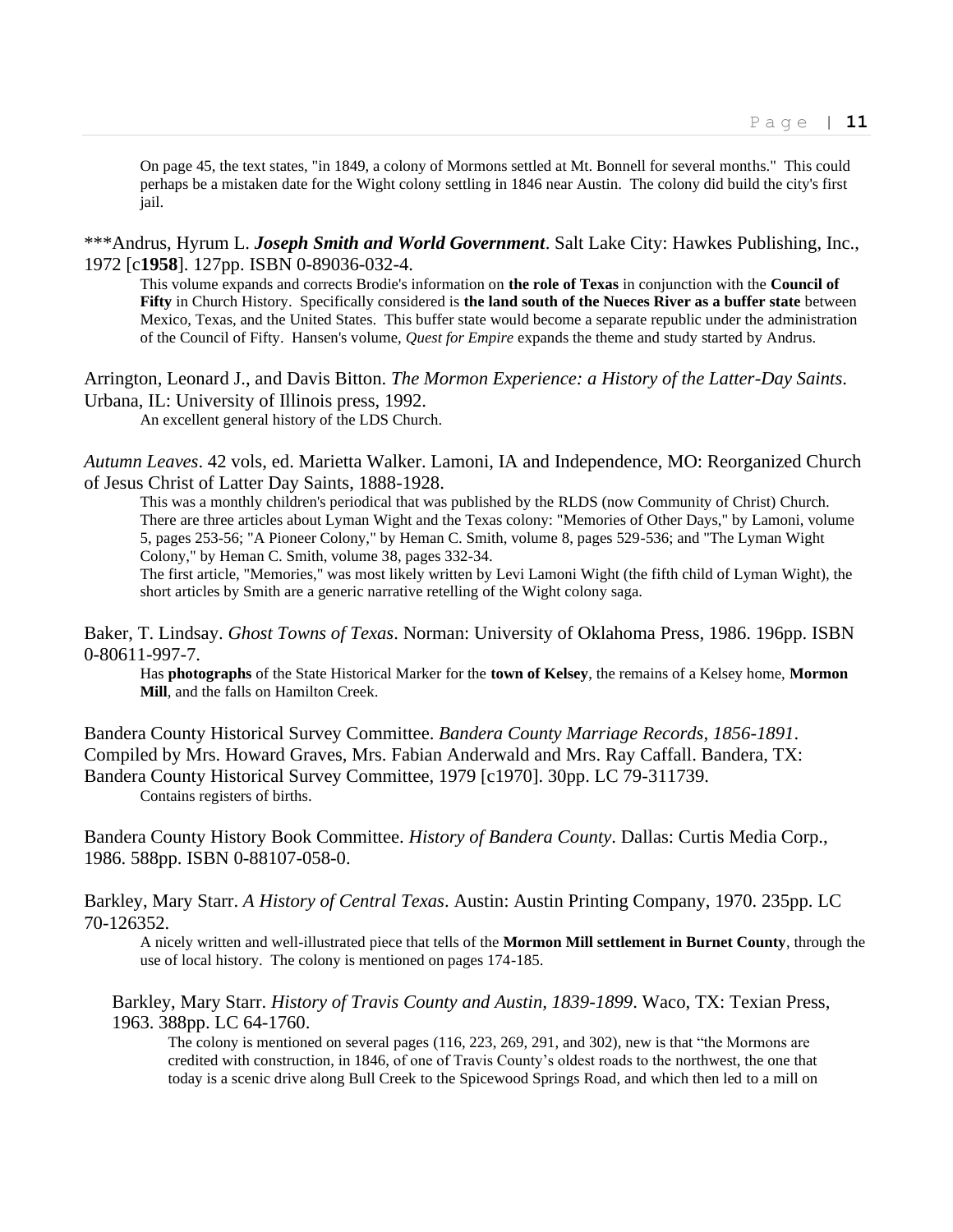On page 45, the text states, "in 1849, a colony of Mormons settled at Mt. Bonnell for several months." This could perhaps be a mistaken date for the Wight colony settling in 1846 near Austin. The colony did build the city's first jail.

***Andrus, Hyrum L. ***Joseph Smith and World Government***. Salt Lake City: Hawkes Publishing, Inc., 1972 [c**1958**]. 127pp. ISBN 0-89036-032-4.

This volume expands and corrects Brodie's information on **the role of Texas** in conjunction with the **Council of Fifty** in Church History. Specifically considered is **the land south of the Nueces River as a buffer state** between Mexico, Texas, and the United States. This buffer state would become a separate republic under the administration of the Council of Fifty. Hansen's volume, *Quest for Empire* expands the theme and study started by Andrus.

Arrington, Leonard J., and Davis Bitton. *The Mormon Experience: a History of the Latter-Day Saints*. Urbana, IL: University of Illinois press, 1992.

An excellent general history of the LDS Church.

*Autumn Leaves*. 42 vols, ed. Marietta Walker. Lamoni, IA and Independence, MO: Reorganized Church of Jesus Christ of Latter Day Saints, 1888-1928.

This was a monthly children's periodical that was published by the RLDS (now Community of Christ) Church. There are three articles about Lyman Wight and the Texas colony: "Memories of Other Days," by Lamoni, volume 5, pages 253-56; "A Pioneer Colony," by Heman C. Smith, volume 8, pages 529-536; and "The Lyman Wight Colony," by Heman C. Smith, volume 38, pages 332-34.

The first article, "Memories," was most likely written by Levi Lamoni Wight (the fifth child of Lyman Wight), the short articles by Smith are a generic narrative retelling of the Wight colony saga.

Baker, T. Lindsay. *Ghost Towns of Texas*. Norman: University of Oklahoma Press, 1986. 196pp. ISBN 0-80611-997-7.

Has **photographs** of the State Historical Marker for the **town of Kelsey**, the remains of a Kelsey home, **Mormon Mill**, and the falls on Hamilton Creek.

Bandera County Historical Survey Committee. *Bandera County Marriage Records, 1856-1891*. Compiled by Mrs. Howard Graves, Mrs. Fabian Anderwald and Mrs. Ray Caffall. Bandera, TX: Bandera County Historical Survey Committee, 1979 [c1970]. 30pp. LC 79-311739.

Contains registers of births.

Bandera County History Book Committee. *History of Bandera County*. Dallas: Curtis Media Corp., 1986. 588pp. ISBN 0-88107-058-0.

Barkley, Mary Starr. *A History of Central Texas*. Austin: Austin Printing Company, 1970. 235pp. LC 70-126352.

A nicely written and well-illustrated piece that tells of the **Mormon Mill settlement in Burnet County**, through the use of local history. The colony is mentioned on pages 174-185.

Barkley, Mary Starr. *History of Travis County and Austin, 1839-1899*. Waco, TX: Texian Press, 1963. 388pp. LC 64-1760.

The colony is mentioned on several pages (116, 223, 269, 291, and 302), new is that "the Mormons are credited with construction, in 1846, of one of Travis County's oldest roads to the northwest, the one that today is a scenic drive along Bull Creek to the Spicewood Springs Road, and which then led to a mill on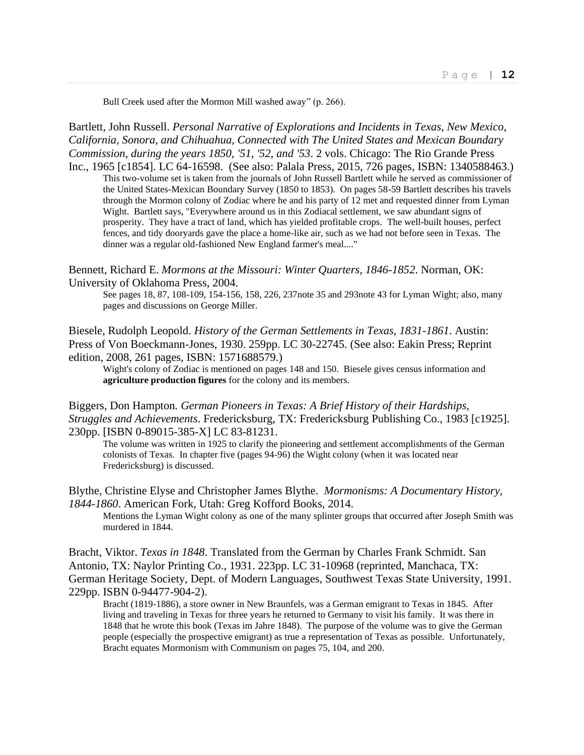Bull Creek used after the Mormon Mill washed away" (p. 266).

Bartlett, John Russell. *Personal Narrative of Explorations and Incidents in Texas, New Mexico, California, Sonora, and Chihuahua, Connected with The United States and Mexican Boundary Commission, during the years 1850, '51, '52, and '53*. 2 vols. Chicago: The Rio Grande Press Inc., 1965 [c1854]. LC 64-16598. (See also: Palala Press, 2015, 726 pages, ISBN: 1340588463.)

> This two-volume set is taken from the journals of John Russell Bartlett while he served as commissioner of the United States-Mexican Boundary Survey (1850 to 1853). On pages 58-59 Bartlett describes his travels through the Mormon colony of Zodiac where he and his party of 12 met and requested dinner from Lyman Wight. Bartlett says, "Everywhere around us in this Zodiacal settlement, we saw abundant signs of prosperity. They have a tract of land, which has yielded profitable crops. The well-built houses, perfect fences, and tidy dooryards gave the place a home-like air, such as we had not before seen in Texas. The dinner was a regular old-fashioned New England farmer's meal...."

Bennett, Richard E. *Mormons at the Missouri: Winter Quarters, 1846-1852*. Norman, OK: University of Oklahoma Press, 2004.

> See pages 18, 87, 108-109, 154-156, 158, 226, 237note 35 and 293note 43 for Lyman Wight; also, many pages and discussions on George Miller.

Biesele, Rudolph Leopold. *History of the German Settlements in Texas, 1831-1861*. Austin: Press of Von Boeckmann-Jones, 1930. 259pp. LC 30-22745. (See also: Eakin Press; Reprint edition, 2008, 261 pages, ISBN: 1571688579.)

> Wight's colony of Zodiac is mentioned on pages 148 and 150. Biesele gives census information and **agriculture production figures** for the colony and its members.

Biggers, Don Hampton. *German Pioneers in Texas: A Brief History of their Hardships, Struggles and Achievements*. Fredericksburg, TX: Fredericksburg Publishing Co., 1983 [c1925]. 230pp. [ISBN 0-89015-385-X] LC 83-81231.

> The volume was written in 1925 to clarify the pioneering and settlement accomplishments of the German colonists of Texas. In chapter five (pages 94-96) the Wight colony (when it was located near Fredericksburg) is discussed.

Blythe, Christine Elyse and Christopher James Blythe. *Mormonisms: A Documentary History, 1844-1860*. American Fork, Utah: Greg Kofford Books, 2014.

> Mentions the Lyman Wight colony as one of the many splinter groups that occurred after Joseph Smith was murdered in 1844.

Bracht, Viktor. *Texas in 1848*. Translated from the German by Charles Frank Schmidt. San Antonio, TX: Naylor Printing Co., 1931. 223pp. LC 31-10968 (reprinted, Manchaca, TX: German Heritage Society, Dept. of Modern Languages, Southwest Texas State University, 1991. 229pp. ISBN 0-94477-904-2).

> Bracht (1819-1886), a store owner in New Braunfels, was a German emigrant to Texas in 1845. After living and traveling in Texas for three years he returned to Germany to visit his family. It was there in 1848 that he wrote this book (Texas im Jahre 1848). The purpose of the volume was to give the German people (especially the prospective emigrant) as true a representation of Texas as possible. Unfortunately, Bracht equates Mormonism with Communism on pages 75, 104, and 200.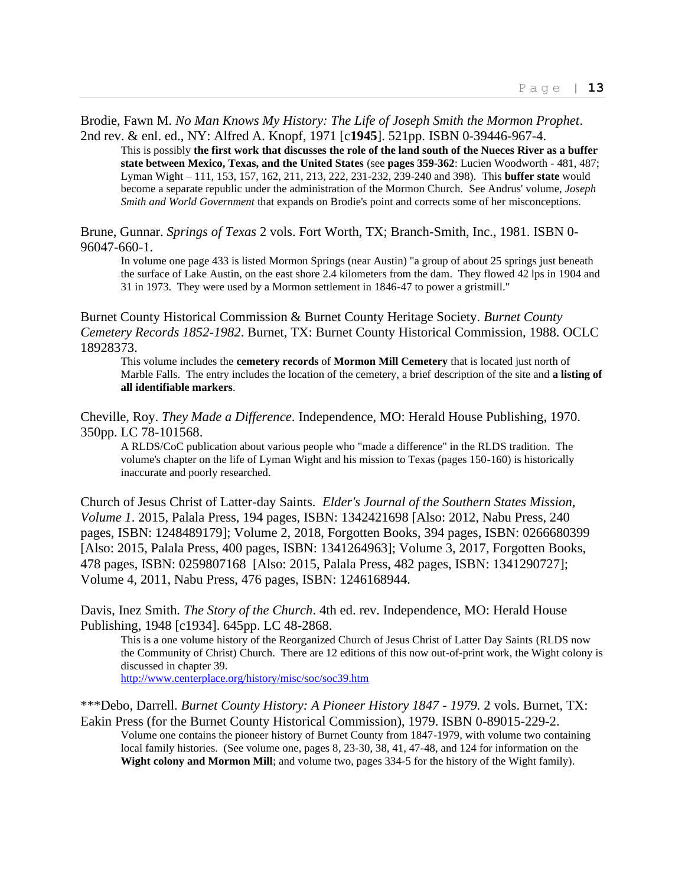Brodie, Fawn M. *No Man Knows My History: The Life of Joseph Smith the Mormon Prophet*. 2nd rev. & enl. ed., NY: Alfred A. Knopf, 1971 [c**1945**]. 521pp. ISBN 0-39446-967-4.

> This is possibly **the first work that discusses the role of the land south of the Nueces River as a buffer state between Mexico, Texas, and the United States** (see **pages 359-362**: Lucien Woodworth - 481, 487; Lyman Wight – 111, 153, 157, 162, 211, 213, 222, 231-232, 239-240 and 398). This **buffer state** would become a separate republic under the administration of the Mormon Church. See Andrus' volume, *Joseph Smith and World Government* that expands on Brodie's point and corrects some of her misconceptions.

Brune, Gunnar. *Springs of Texas* 2 vols. Fort Worth, TX; Branch-Smith, Inc., 1981. ISBN 0-96047-660-1.

> In volume one page 433 is listed Mormon Springs (near Austin) "a group of about 25 springs just beneath the surface of Lake Austin, on the east shore 2.4 kilometers from the dam. They flowed 42 lps in 1904 and 31 in 1973. They were used by a Mormon settlement in 1846-47 to power a gristmill."

Burnet County Historical Commission & Burnet County Heritage Society. *Burnet County Cemetery Records 1852-1982*. Burnet, TX: Burnet County Historical Commission, 1988. OCLC 18928373.

> This volume includes the **cemetery records** of **Mormon Mill Cemetery** that is located just north of Marble Falls. The entry includes the location of the cemetery, a brief description of the site and **a listing of all identifiable markers**.

Cheville, Roy. *They Made a Difference*. Independence, MO: Herald House Publishing, 1970. 350pp. LC 78-101568.

> A RLDS/CoC publication about various people who "made a difference" in the RLDS tradition. The volume's chapter on the life of Lyman Wight and his mission to Texas (pages 150-160) is historically inaccurate and poorly researched.

Church of Jesus Christ of Latter-day Saints. *Elder's Journal of the Southern States Mission, Volume 1*. 2015, Palala Press, 194 pages, ISBN: 1342421698 [Also: 2012, Nabu Press, 240 pages, ISBN: 1248489179]; Volume 2, 2018, Forgotten Books, 394 pages, ISBN: 0266680399 [Also: 2015, Palala Press, 400 pages, ISBN: 1341264963]; Volume 3, 2017, Forgotten Books, 478 pages, ISBN: 0259807168 [Also: 2015, Palala Press, 482 pages, ISBN: 1341290727]; Volume 4, 2011, Nabu Press, 476 pages, ISBN: 1246168944.

Davis, Inez Smith. *The Story of the Church*. 4th ed. rev. Independence, MO: Herald House Publishing, 1948 [c1934]. 645pp. LC 48-2868.

> This is a one volume history of the Reorganized Church of Jesus Christ of Latter Day Saints (RLDS now the Community of Christ) Church. There are 12 editions of this now out-of-print work, the Wight colony is discussed in chapter 39.
> http://www.centerplace.org/history/misc/soc/soc39.htm

***Debo, Darrell. *Burnet County History: A Pioneer History 1847 - 1979.* 2 vols. Burnet, TX: Eakin Press (for the Burnet County Historical Commission), 1979. ISBN 0-89015-229-2.

> Volume one contains the pioneer history of Burnet County from 1847-1979, with volume two containing local family histories. (See volume one, pages 8, 23-30, 38, 41, 47-48, and 124 for information on the **Wight colony and Mormon Mill**; and volume two, pages 334-5 for the history of the Wight family).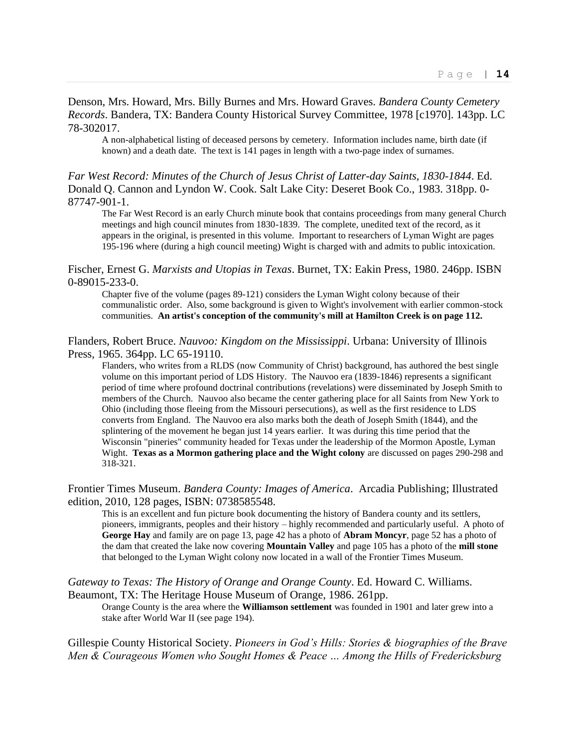Denson, Mrs. Howard, Mrs. Billy Burnes and Mrs. Howard Graves. *Bandera County Cemetery Records*. Bandera, TX: Bandera County Historical Survey Committee, 1978 [c1970]. 143pp. LC 78-302017.

> A non-alphabetical listing of deceased persons by cemetery. Information includes name, birth date (if known) and a death date. The text is 141 pages in length with a two-page index of surnames.

*Far West Record: Minutes of the Church of Jesus Christ of Latter-day Saints, 1830-1844*. Ed. Donald Q. Cannon and Lyndon W. Cook. Salt Lake City: Deseret Book Co., 1983. 318pp. 0-87747-901-1.

> The Far West Record is an early Church minute book that contains proceedings from many general Church meetings and high council minutes from 1830-1839. The complete, unedited text of the record, as it appears in the original, is presented in this volume. Important to researchers of Lyman Wight are pages 195-196 where (during a high council meeting) Wight is charged with and admits to public intoxication.

Fischer, Ernest G. *Marxists and Utopias in Texas*. Burnet, TX: Eakin Press, 1980. 246pp. ISBN 0-89015-233-0.

> Chapter five of the volume (pages 89-121) considers the Lyman Wight colony because of their communalistic order. Also, some background is given to Wight's involvement with earlier common-stock communities. **An artist's conception of the community's mill at Hamilton Creek is on page 112.**

Flanders, Robert Bruce. *Nauvoo: Kingdom on the Mississippi*. Urbana: University of Illinois Press, 1965. 364pp. LC 65-19110.

> Flanders, who writes from a RLDS (now Community of Christ) background, has authored the best single volume on this important period of LDS History. The Nauvoo era (1839-1846) represents a significant period of time where profound doctrinal contributions (revelations) were disseminated by Joseph Smith to members of the Church. Nauvoo also became the center gathering place for all Saints from New York to Ohio (including those fleeing from the Missouri persecutions), as well as the first residence to LDS converts from England. The Nauvoo era also marks both the death of Joseph Smith (1844), and the splintering of the movement he began just 14 years earlier. It was during this time period that the Wisconsin "pineries" community headed for Texas under the leadership of the Mormon Apostle, Lyman Wight. **Texas as a Mormon gathering place and the Wight colony** are discussed on pages 290-298 and 318-321.

Frontier Times Museum. *Bandera County: Images of America*. Arcadia Publishing; Illustrated edition, 2010, 128 pages, ISBN: 0738585548.

> This is an excellent and fun picture book documenting the history of Bandera county and its settlers, pioneers, immigrants, peoples and their history – highly recommended and particularly useful. A photo of **George Hay** and family are on page 13, page 42 has a photo of **Abram Moncyr**, page 52 has a photo of the dam that created the lake now covering **Mountain Valley** and page 105 has a photo of the **mill stone** that belonged to the Lyman Wight colony now located in a wall of the Frontier Times Museum.

*Gateway to Texas: The History of Orange and Orange County*. Ed. Howard C. Williams. Beaumont, TX: The Heritage House Museum of Orange, 1986. 261pp.

> Orange County is the area where the **Williamson settlement** was founded in 1901 and later grew into a stake after World War II (see page 194).

Gillespie County Historical Society. *Pioneers in God's Hills: Stories & biographies of the Brave Men & Courageous Women who Sought Homes & Peace … Among the Hills of Fredericksburg*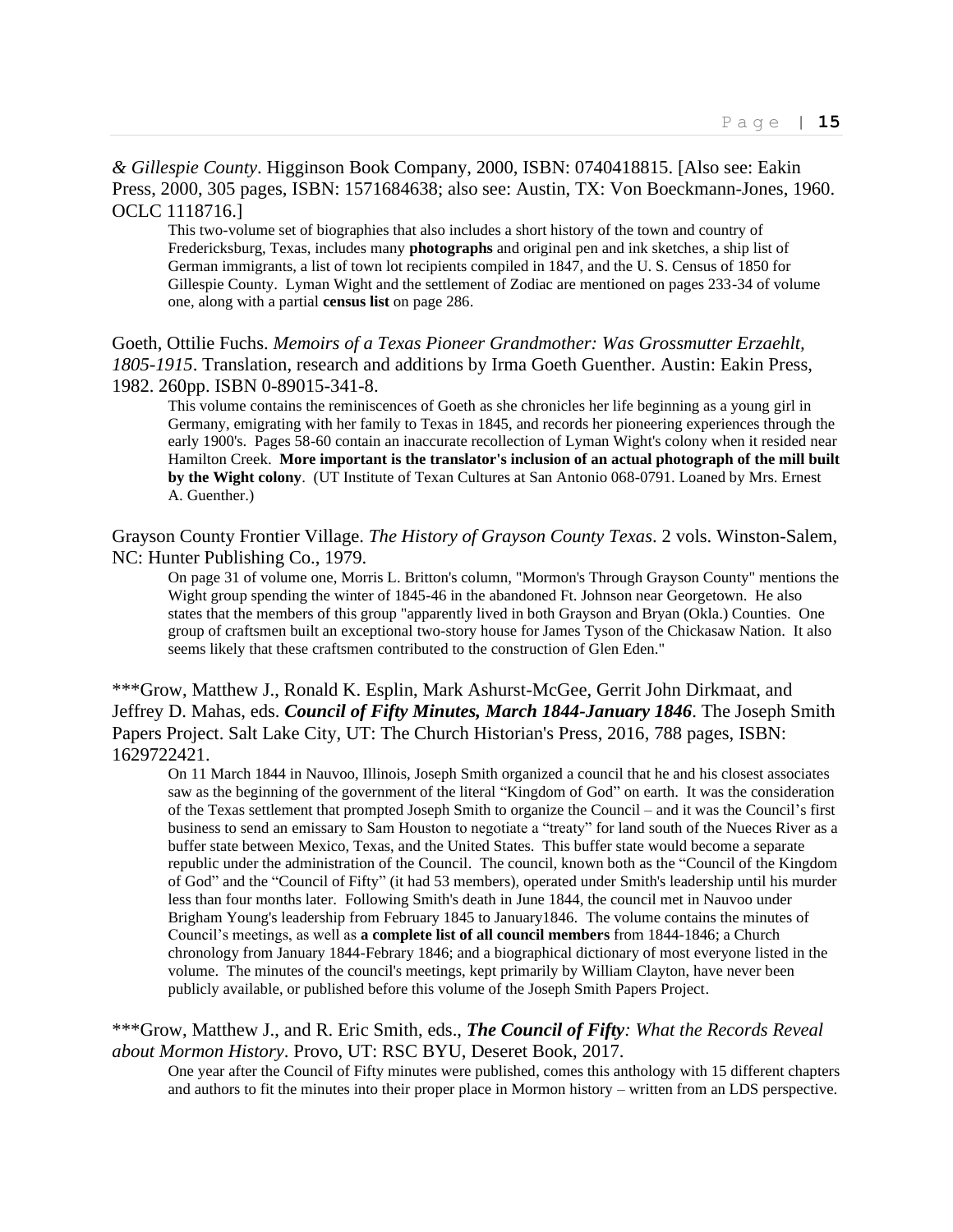*& Gillespie County*. Higginson Book Company, 2000, ISBN: 0740418815. [Also see: Eakin Press, 2000, 305 pages, ISBN: 1571684638; also see: Austin, TX: Von Boeckmann-Jones, 1960. OCLC 1118716.]

> This two-volume set of biographies that also includes a short history of the town and country of Fredericksburg, Texas, includes many **photographs** and original pen and ink sketches, a ship list of German immigrants, a list of town lot recipients compiled in 1847, and the U. S. Census of 1850 for Gillespie County. Lyman Wight and the settlement of Zodiac are mentioned on pages 233-34 of volume one, along with a partial **census list** on page 286.

Goeth, Ottilie Fuchs. *Memoirs of a Texas Pioneer Grandmother: Was Grossmutter Erzaehlt, 1805-1915*. Translation, research and additions by Irma Goeth Guenther. Austin: Eakin Press, 1982. 260pp. ISBN 0-89015-341-8.

> This volume contains the reminiscences of Goeth as she chronicles her life beginning as a young girl in Germany, emigrating with her family to Texas in 1845, and records her pioneering experiences through the early 1900's. Pages 58-60 contain an inaccurate recollection of Lyman Wight's colony when it resided near Hamilton Creek. **More important is the translator's inclusion of an actual photograph of the mill built by the Wight colony**. (UT Institute of Texan Cultures at San Antonio 068-0791. Loaned by Mrs. Ernest A. Guenther.)

Grayson County Frontier Village. *The History of Grayson County Texas*. 2 vols. Winston-Salem, NC: Hunter Publishing Co., 1979.

> On page 31 of volume one, Morris L. Britton's column, "Mormon's Through Grayson County" mentions the Wight group spending the winter of 1845-46 in the abandoned Ft. Johnson near Georgetown. He also states that the members of this group "apparently lived in both Grayson and Bryan (Okla.) Counties. One group of craftsmen built an exceptional two-story house for James Tyson of the Chickasaw Nation. It also seems likely that these craftsmen contributed to the construction of Glen Eden."

***Grow, Matthew J., Ronald K. Esplin, Mark Ashurst-McGee, Gerrit John Dirkmaat, and Jeffrey D. Mahas, eds. ***Council of Fifty Minutes, March 1844-January 1846***. The Joseph Smith Papers Project. Salt Lake City, UT: The Church Historian's Press, 2016, 788 pages, ISBN: 1629722421.

> On 11 March 1844 in Nauvoo, Illinois, Joseph Smith organized a council that he and his closest associates saw as the beginning of the government of the literal "Kingdom of God" on earth. It was the consideration of the Texas settlement that prompted Joseph Smith to organize the Council – and it was the Council's first business to send an emissary to Sam Houston to negotiate a "treaty" for land south of the Nueces River as a buffer state between Mexico, Texas, and the United States. This buffer state would become a separate republic under the administration of the Council. The council, known both as the "Council of the Kingdom of God" and the "Council of Fifty" (it had 53 members), operated under Smith's leadership until his murder less than four months later. Following Smith's death in June 1844, the council met in Nauvoo under Brigham Young's leadership from February 1845 to January1846. The volume contains the minutes of Council's meetings, as well as **a complete list of all council members** from 1844-1846; a Church chronology from January 1844-Febrary 1846; and a biographical dictionary of most everyone listed in the volume. The minutes of the council's meetings, kept primarily by William Clayton, have never been publicly available, or published before this volume of the Joseph Smith Papers Project.

***Grow, Matthew J., and R. Eric Smith, eds., ***The Council of Fifty****: What the Records Reveal about Mormon History*. Provo, UT: RSC BYU, Deseret Book, 2017.

> One year after the Council of Fifty minutes were published, comes this anthology with 15 different chapters and authors to fit the minutes into their proper place in Mormon history – written from an LDS perspective.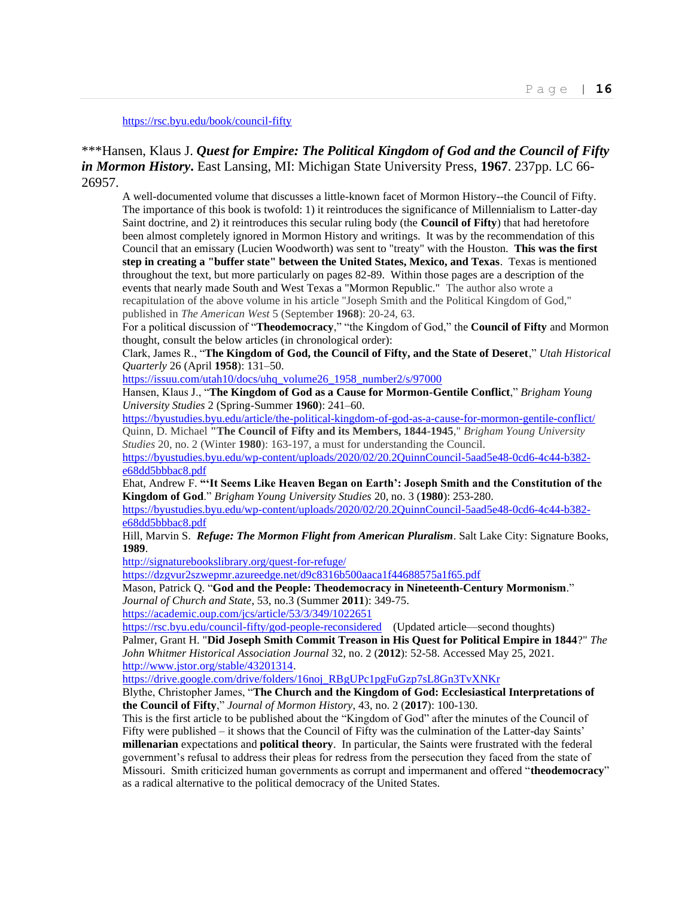https://rsc.byu.edu/book/council-fifty

***Hansen, Klaus J. ***Quest for Empire: The Political Kingdom of God and the Council of Fifty in Mormon History***. East Lansing, MI: Michigan State University Press, **1967**. 237pp. LC 66-26957.

A well-documented volume that discusses a little-known facet of Mormon History--the Council of Fifty. The importance of this book is twofold: 1) it reintroduces the significance of Millennialism to Latter-day Saint doctrine, and 2) it reintroduces this secular ruling body (the **Council of Fifty**) that had heretofore been almost completely ignored in Mormon History and writings. It was by the recommendation of this Council that an emissary (Lucien Woodworth) was sent to "treaty" with the Houston. **This was the first step in creating a "buffer state" between the United States, Mexico, and Texas**. Texas is mentioned throughout the text, but more particularly on pages 82-89. Within those pages are a description of the events that nearly made South and West Texas a "Mormon Republic." The author also wrote a recapitulation of the above volume in his article "Joseph Smith and the Political Kingdom of God," published in *The American West* 5 (September **1968**): 20-24, 63.

For a political discussion of "**Theodemocracy**," "the Kingdom of God," the **Council of Fifty** and Mormon thought, consult the below articles (in chronological order):

Clark, James R., "**The Kingdom of God, the Council of Fifty, and the State of Deseret**," *Utah Historical Quarterly* 26 (April **1958**): 131–50.
https://issuu.com/utah10/docs/uhq_volume26_1958_number2/s/97000

Hansen, Klaus J., "**The Kingdom of God as a Cause for Mormon-Gentile Conflict**," *Brigham Young University Studies* 2 (Spring-Summer **1960**): 241–60.
https://byustudies.byu.edu/article/the-political-kingdom-of-god-as-a-cause-for-mormon-gentile-conflict/

Quinn, D. Michael "**The Council of Fifty and its Members, 1844-1945**," *Brigham Young University Studies* 20, no. 2 (Winter **1980**): 163-197, a must for understanding the Council.
https://byustudies.byu.edu/wp-content/uploads/2020/02/20.2QuinnCouncil-5aad5e48-0cd6-4c44-b382-e68dd5bbbac8.pdf

Ehat, Andrew F. **"'It Seems Like Heaven Began on Earth': Joseph Smith and the Constitution of the Kingdom of God**." *Brigham Young University Studies* 20, no. 3 (**1980**): 253-280.
https://byustudies.byu.edu/wp-content/uploads/2020/02/20.2QuinnCouncil-5aad5e48-0cd6-4c44-b382-e68dd5bbbac8.pdf

Hill, Marvin S. ***Refuge: The Mormon Flight from American Pluralism***. Salt Lake City: Signature Books, **1989**.
http://signaturebookslibrary.org/quest-for-refuge/
https://dzgvur2szwepmr.azureedge.net/d9c8316b500aaca1f44688575a1f65.pdf

Mason, Patrick Q. "**God and the People: Theodemocracy in Nineteenth-Century Mormonism**." *Journal of Church and State*, 53, no.3 (Summer **2011**): 349-75.
https://academic.oup.com/jcs/article/53/3/349/1022651
https://rsc.byu.edu/council-fifty/god-people-reconsidered (Updated article—second thoughts)

Palmer, Grant H. "**Did Joseph Smith Commit Treason in His Quest for Political Empire in 1844**?" *The John Whitmer Historical Association Journal* 32, no. 2 (**2012**): 52-58. Accessed May 25, 2021. http://www.jstor.org/stable/43201314.
https://drive.google.com/drive/folders/16noj_RBgUPc1pgFuGzp7sL8Gn3TvXNKr

Blythe, Christopher James, "**The Church and the Kingdom of God: Ecclesiastical Interpretations of the Council of Fifty**," *Journal of Mormon History*, 43, no. 2 (**2017**): 100-130.

This is the first article to be published about the "Kingdom of God" after the minutes of the Council of Fifty were published – it shows that the Council of Fifty was the culmination of the Latter-day Saints' **millenarian** expectations and **political theory**. In particular, the Saints were frustrated with the federal government's refusal to address their pleas for redress from the persecution they faced from the state of Missouri. Smith criticized human governments as corrupt and impermanent and offered "**theodemocracy**" as a radical alternative to the political democracy of the United States.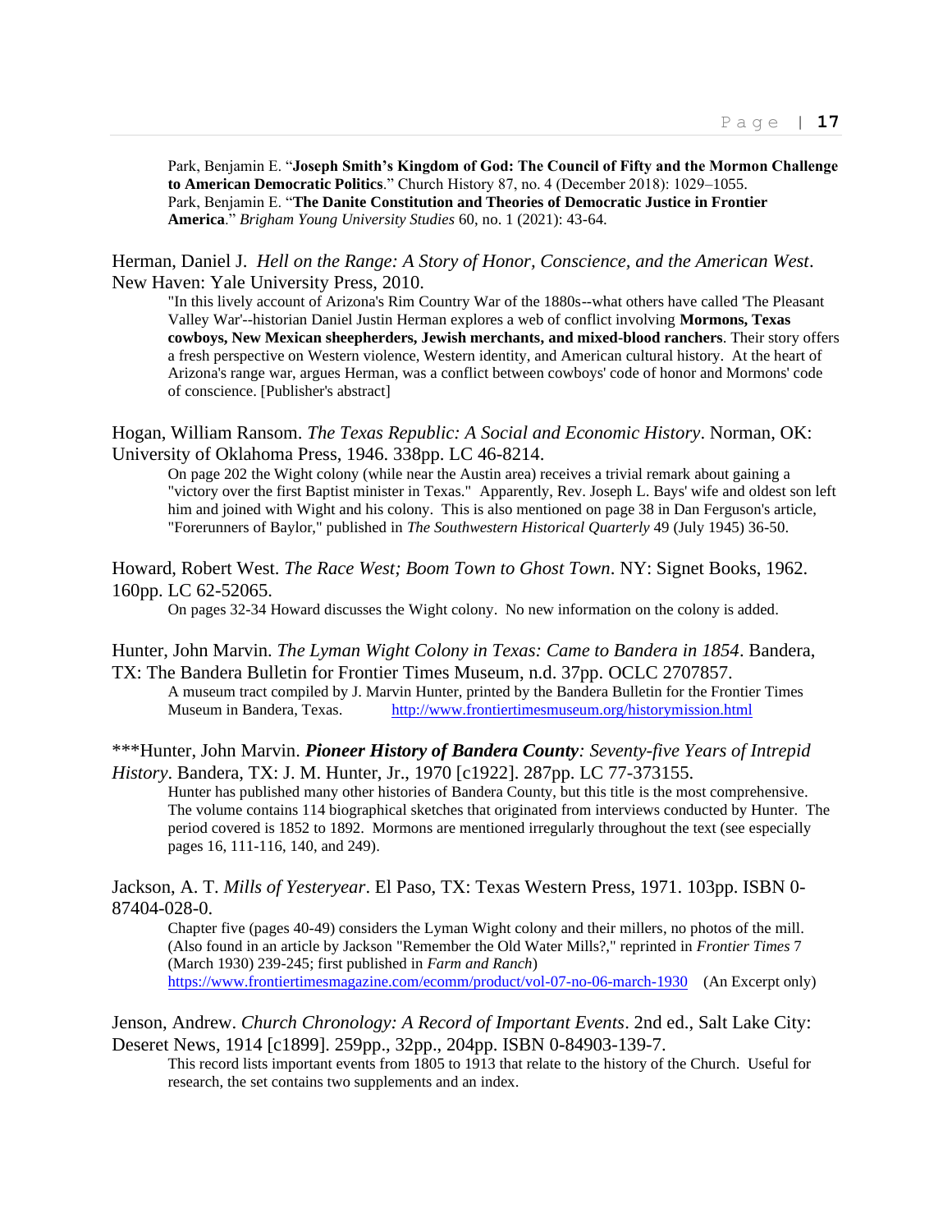Park, Benjamin E. "**Joseph Smith's Kingdom of God: The Council of Fifty and the Mormon Challenge to American Democratic Politics**." Church History 87, no. 4 (December 2018): 1029–1055.
Park, Benjamin E. "**The Danite Constitution and Theories of Democratic Justice in Frontier America**." *Brigham Young University Studies* 60, no. 1 (2021): 43-64.

Herman, Daniel J. *Hell on the Range: A Story of Honor, Conscience, and the American West*. New Haven: Yale University Press, 2010.

"In this lively account of Arizona's Rim Country War of the 1880s--what others have called 'The Pleasant Valley War'--historian Daniel Justin Herman explores a web of conflict involving **Mormons, Texas cowboys, New Mexican sheepherders, Jewish merchants, and mixed-blood ranchers**. Their story offers a fresh perspective on Western violence, Western identity, and American cultural history. At the heart of Arizona's range war, argues Herman, was a conflict between cowboys' code of honor and Mormons' code of conscience. [Publisher's abstract]

Hogan, William Ransom. *The Texas Republic: A Social and Economic History*. Norman, OK: University of Oklahoma Press, 1946. 338pp. LC 46-8214.

On page 202 the Wight colony (while near the Austin area) receives a trivial remark about gaining a "victory over the first Baptist minister in Texas." Apparently, Rev. Joseph L. Bays' wife and oldest son left him and joined with Wight and his colony. This is also mentioned on page 38 in Dan Ferguson's article, "Forerunners of Baylor," published in *The Southwestern Historical Quarterly* 49 (July 1945) 36-50.

Howard, Robert West. *The Race West; Boom Town to Ghost Town*. NY: Signet Books, 1962. 160pp. LC 62-52065.

On pages 32-34 Howard discusses the Wight colony. No new information on the colony is added.

Hunter, John Marvin. *The Lyman Wight Colony in Texas: Came to Bandera in 1854*. Bandera, TX: The Bandera Bulletin for Frontier Times Museum, n.d. 37pp. OCLC 2707857.

A museum tract compiled by J. Marvin Hunter, printed by the Bandera Bulletin for the Frontier Times Museum in Bandera, Texas. http://www.frontiertimesmuseum.org/historymission.html

***Hunter, John Marvin. ***Pioneer History of Bandera County**: Seventy-five Years of Intrepid History*. Bandera, TX: J. M. Hunter, Jr., 1970 [c1922]. 287pp. LC 77-373155.

Hunter has published many other histories of Bandera County, but this title is the most comprehensive. The volume contains 114 biographical sketches that originated from interviews conducted by Hunter. The period covered is 1852 to 1892. Mormons are mentioned irregularly throughout the text (see especially pages 16, 111-116, 140, and 249).

Jackson, A. T. *Mills of Yesteryear*. El Paso, TX: Texas Western Press, 1971. 103pp. ISBN 0-87404-028-0.

Chapter five (pages 40-49) considers the Lyman Wight colony and their millers, no photos of the mill. (Also found in an article by Jackson "Remember the Old Water Mills?," reprinted in *Frontier Times* 7 (March 1930) 239-245; first published in *Farm and Ranch*)
https://www.frontiertimesmagazine.com/ecomm/product/vol-07-no-06-march-1930 (An Excerpt only)

Jenson, Andrew. *Church Chronology: A Record of Important Events*. 2nd ed., Salt Lake City: Deseret News, 1914 [c1899]. 259pp., 32pp., 204pp. ISBN 0-84903-139-7.

This record lists important events from 1805 to 1913 that relate to the history of the Church. Useful for research, the set contains two supplements and an index.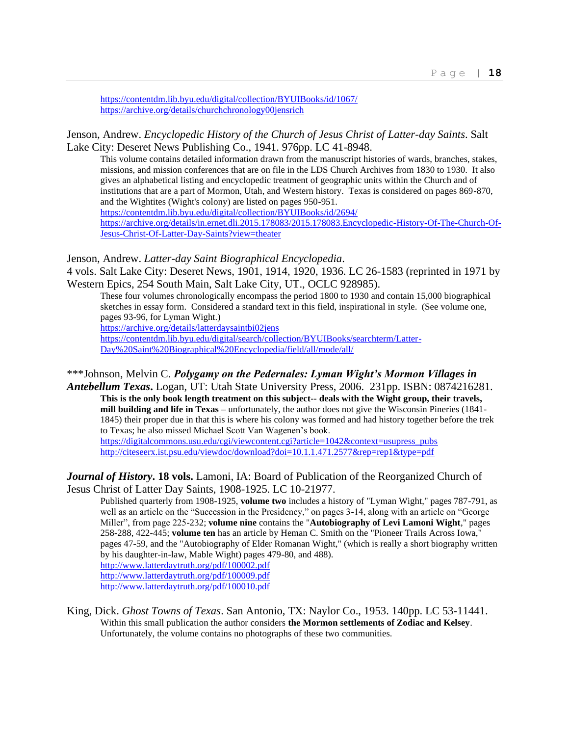https://contentdm.lib.byu.edu/digital/collection/BYUIBooks/id/1067/
https://archive.org/details/churchchronology00jensrich

Jenson, Andrew. *Encyclopedic History of the Church of Jesus Christ of Latter-day Saints*. Salt Lake City: Deseret News Publishing Co., 1941. 976pp. LC 41-8948.

> This volume contains detailed information drawn from the manuscript histories of wards, branches, stakes, missions, and mission conferences that are on file in the LDS Church Archives from 1830 to 1930. It also gives an alphabetical listing and encyclopedic treatment of geographic units within the Church and of institutions that are a part of Mormon, Utah, and Western history. Texas is considered on pages 869-870, and the Wightites (Wight's colony) are listed on pages 950-951.
> https://contentdm.lib.byu.edu/digital/collection/BYUIBooks/id/2694/
> https://archive.org/details/in.ernet.dli.2015.178083/2015.178083.Encyclopedic-History-Of-The-Church-Of-Jesus-Christ-Of-Latter-Day-Saints?view=theater

Jenson, Andrew. *Latter-day Saint Biographical Encyclopedia*.
4 vols. Salt Lake City: Deseret News, 1901, 1914, 1920, 1936. LC 26-1583 (reprinted in 1971 by Western Epics, 254 South Main, Salt Lake City, UT., OCLC 928985).

> These four volumes chronologically encompass the period 1800 to 1930 and contain 15,000 biographical sketches in essay form. Considered a standard text in this field, inspirational in style. (See volume one, pages 93-96, for Lyman Wight.)
> https://archive.org/details/latterdaysaintbi02jens
> https://contentdm.lib.byu.edu/digital/search/collection/BYUIBooks/searchterm/Latter-Day%20Saint%20Biographical%20Encyclopedia/field/all/mode/all/

***Johnson, Melvin C. ***Polygamy on the Pedernales: Lyman Wight's Mormon Villages in Antebellum Texas***. Logan, UT: Utah State University Press, 2006. 231pp. ISBN: 0874216281.

> **This is the only book length treatment on this subject-- deals with the Wight group, their travels, mill building and life in Texas –** unfortunately, the author does not give the Wisconsin Pineries (1841-1845) their proper due in that this is where his colony was formed and had history together before the trek to Texas; he also missed Michael Scott Van Wagenen's book.
> https://digitalcommons.usu.edu/cgi/viewcontent.cgi?article=1042&context=usupress_pubs
> http://citeseerx.ist.psu.edu/viewdoc/download?doi=10.1.1.471.2577&rep=rep1&type=pdf

***Journal of History*. 18 vols.** Lamoni, IA: Board of Publication of the Reorganized Church of Jesus Christ of Latter Day Saints, 1908-1925. LC 10-21977.

> Published quarterly from 1908-1925, **volume two** includes a history of "Lyman Wight," pages 787-791, as well as an article on the "Succession in the Presidency," on pages 3-14, along with an article on "George Miller", from page 225-232; **volume nine** contains the "**Autobiography of Levi Lamoni Wight**," pages 258-288, 422-445; **volume ten** has an article by Heman C. Smith on the "Pioneer Trails Across Iowa," pages 47-59, and the "Autobiography of Elder Romanan Wight," (which is really a short biography written by his daughter-in-law, Mable Wight) pages 479-80, and 488).
> http://www.latterdaytruth.org/pdf/100002.pdf
> http://www.latterdaytruth.org/pdf/100009.pdf
> http://www.latterdaytruth.org/pdf/100010.pdf

King, Dick. *Ghost Towns of Texas*. San Antonio, TX: Naylor Co., 1953. 140pp. LC 53-11441.

> Within this small publication the author considers **the Mormon settlements of Zodiac and Kelsey**. Unfortunately, the volume contains no photographs of these two communities.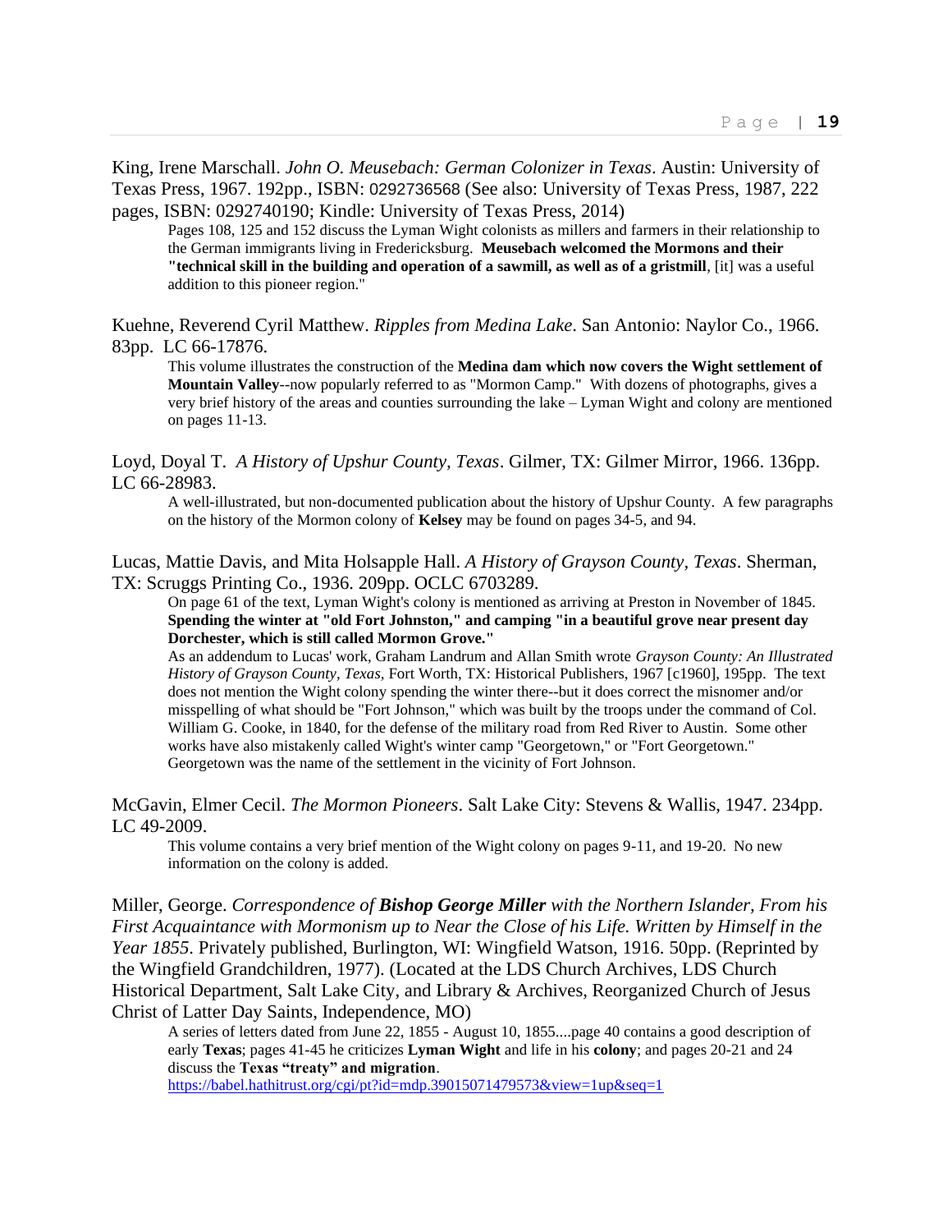King, Irene Marschall. *John O. Meusebach: German Colonizer in Texas*. Austin: University of Texas Press, 1967. 192pp., ISBN: 0292736568 (See also: University of Texas Press, 1987, 222 pages, ISBN: 0292740190; Kindle: University of Texas Press, 2014)

> Pages 108, 125 and 152 discuss the Lyman Wight colonists as millers and farmers in their relationship to the German immigrants living in Fredericksburg. **Meusebach welcomed the Mormons and their "technical skill in the building and operation of a sawmill, as well as of a gristmill**, [it] was a useful addition to this pioneer region."

Kuehne, Reverend Cyril Matthew. *Ripples from Medina Lake*. San Antonio: Naylor Co., 1966. 83pp. LC 66-17876.

> This volume illustrates the construction of the **Medina dam which now covers the Wight settlement of Mountain Valley**--now popularly referred to as "Mormon Camp." With dozens of photographs, gives a very brief history of the areas and counties surrounding the lake – Lyman Wight and colony are mentioned on pages 11-13.

Loyd, Doyal T. *A History of Upshur County, Texas*. Gilmer, TX: Gilmer Mirror, 1966. 136pp. LC 66-28983.

> A well-illustrated, but non-documented publication about the history of Upshur County. A few paragraphs on the history of the Mormon colony of **Kelsey** may be found on pages 34-5, and 94.

Lucas, Mattie Davis, and Mita Holsapple Hall. *A History of Grayson County, Texas*. Sherman, TX: Scruggs Printing Co., 1936. 209pp. OCLC 6703289.

> On page 61 of the text, Lyman Wight's colony is mentioned as arriving at Preston in November of 1845. **Spending the winter at "old Fort Johnston," and camping "in a beautiful grove near present day Dorchester, which is still called Mormon Grove."**
>
> As an addendum to Lucas' work, Graham Landrum and Allan Smith wrote *Grayson County: An Illustrated History of Grayson County, Texas*, Fort Worth, TX: Historical Publishers, 1967 [c1960], 195pp. The text does not mention the Wight colony spending the winter there--but it does correct the misnomer and/or misspelling of what should be "Fort Johnson," which was built by the troops under the command of Col. William G. Cooke, in 1840, for the defense of the military road from Red River to Austin. Some other works have also mistakenly called Wight's winter camp "Georgetown," or "Fort Georgetown." Georgetown was the name of the settlement in the vicinity of Fort Johnson.

McGavin, Elmer Cecil. *The Mormon Pioneers*. Salt Lake City: Stevens & Wallis, 1947. 234pp. LC 49-2009.

> This volume contains a very brief mention of the Wight colony on pages 9-11, and 19-20. No new information on the colony is added.

Miller, George. *Correspondence of **Bishop George Miller** with the Northern Islander, From his First Acquaintance with Mormonism up to Near the Close of his Life. Written by Himself in the Year 1855*. Privately published, Burlington, WI: Wingfield Watson, 1916. 50pp. (Reprinted by the Wingfield Grandchildren, 1977). (Located at the LDS Church Archives, LDS Church Historical Department, Salt Lake City, and Library & Archives, Reorganized Church of Jesus Christ of Latter Day Saints, Independence, MO)

> A series of letters dated from June 22, 1855 - August 10, 1855....page 40 contains a good description of early **Texas**; pages 41-45 he criticizes **Lyman Wight** and life in his **colony**; and pages 20-21 and 24 discuss the **Texas "treaty" and migration**.
> https://babel.hathitrust.org/cgi/pt?id=mdp.39015071479573&view=1up&seq=1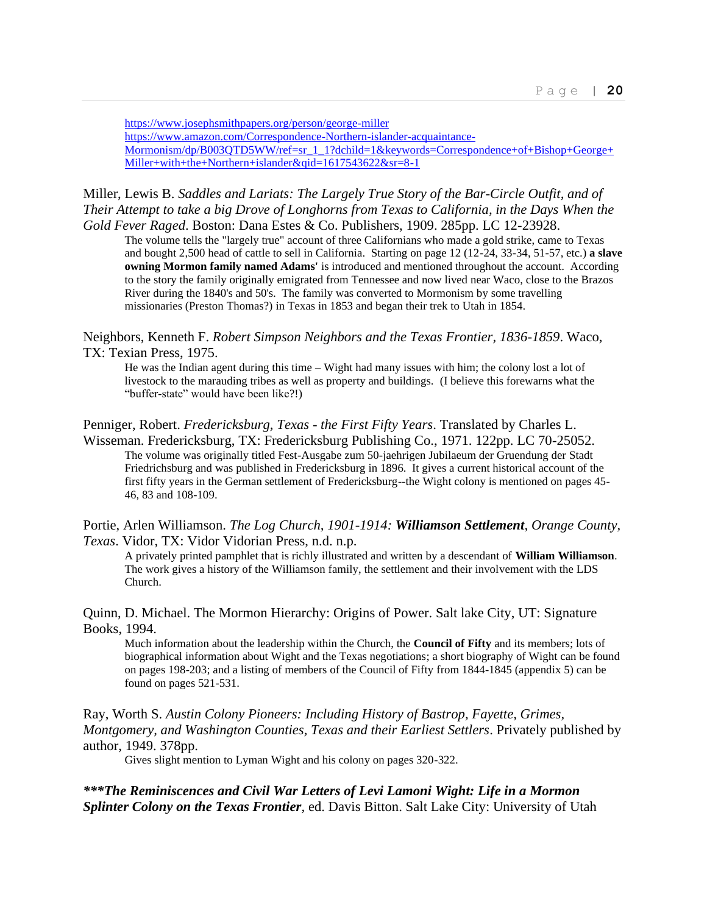https://www.josephsmithpapers.org/person/george-miller
https://www.amazon.com/Correspondence-Northern-islander-acquaintance-Mormonism/dp/B003QTD5WW/ref=sr_1_1?dchild=1&keywords=Correspondence+of+Bishop+George+Miller+with+the+Northern+islander&qid=1617543622&sr=8-1

Miller, Lewis B. *Saddles and Lariats: The Largely True Story of the Bar-Circle Outfit, and of Their Attempt to take a big Drove of Longhorns from Texas to California, in the Days When the Gold Fever Raged*. Boston: Dana Estes & Co. Publishers, 1909. 285pp. LC 12-23928.

> The volume tells the "largely true" account of three Californians who made a gold strike, came to Texas and bought 2,500 head of cattle to sell in California. Starting on page 12 (12-24, 33-34, 51-57, etc.) **a slave owning Mormon family named Adams'** is introduced and mentioned throughout the account. According to the story the family originally emigrated from Tennessee and now lived near Waco, close to the Brazos River during the 1840's and 50's. The family was converted to Mormonism by some travelling missionaries (Preston Thomas?) in Texas in 1853 and began their trek to Utah in 1854.

Neighbors, Kenneth F. *Robert Simpson Neighbors and the Texas Frontier, 1836-1859*. Waco, TX: Texian Press, 1975.

> He was the Indian agent during this time – Wight had many issues with him; the colony lost a lot of livestock to the marauding tribes as well as property and buildings. (I believe this forewarns what the "buffer-state" would have been like?!)

Penniger, Robert. *Fredericksburg, Texas - the First Fifty Years*. Translated by Charles L. Wisseman. Fredericksburg, TX: Fredericksburg Publishing Co., 1971. 122pp. LC 70-25052.

> The volume was originally titled Fest-Ausgabe zum 50-jaehrigen Jubilaeum der Gruendung der Stadt Friedrichsburg and was published in Fredericksburg in 1896. It gives a current historical account of the first fifty years in the German settlement of Fredericksburg--the Wight colony is mentioned on pages 45-46, 83 and 108-109.

Portie, Arlen Williamson. *The Log Church, 1901-1914: **Williamson Settlement**, Orange County, Texas*. Vidor, TX: Vidor Vidorian Press, n.d. n.p.

> A privately printed pamphlet that is richly illustrated and written by a descendant of **William Williamson**. The work gives a history of the Williamson family, the settlement and their involvement with the LDS Church.

Quinn, D. Michael. The Mormon Hierarchy: Origins of Power. Salt lake City, UT: Signature Books, 1994.

> Much information about the leadership within the Church, the **Council of Fifty** and its members; lots of biographical information about Wight and the Texas negotiations; a short biography of Wight can be found on pages 198-203; and a listing of members of the Council of Fifty from 1844-1845 (appendix 5) can be found on pages 521-531.

Ray, Worth S. *Austin Colony Pioneers: Including History of Bastrop, Fayette, Grimes, Montgomery, and Washington Counties, Texas and their Earliest Settlers*. Privately published by author, 1949. 378pp.

> Gives slight mention to Lyman Wight and his colony on pages 320-322.

***\*\*\*The Reminiscences and Civil War Letters of Levi Lamoni Wight: Life in a Mormon Splinter Colony on the Texas Frontier***, ed. Davis Bitton. Salt Lake City: University of Utah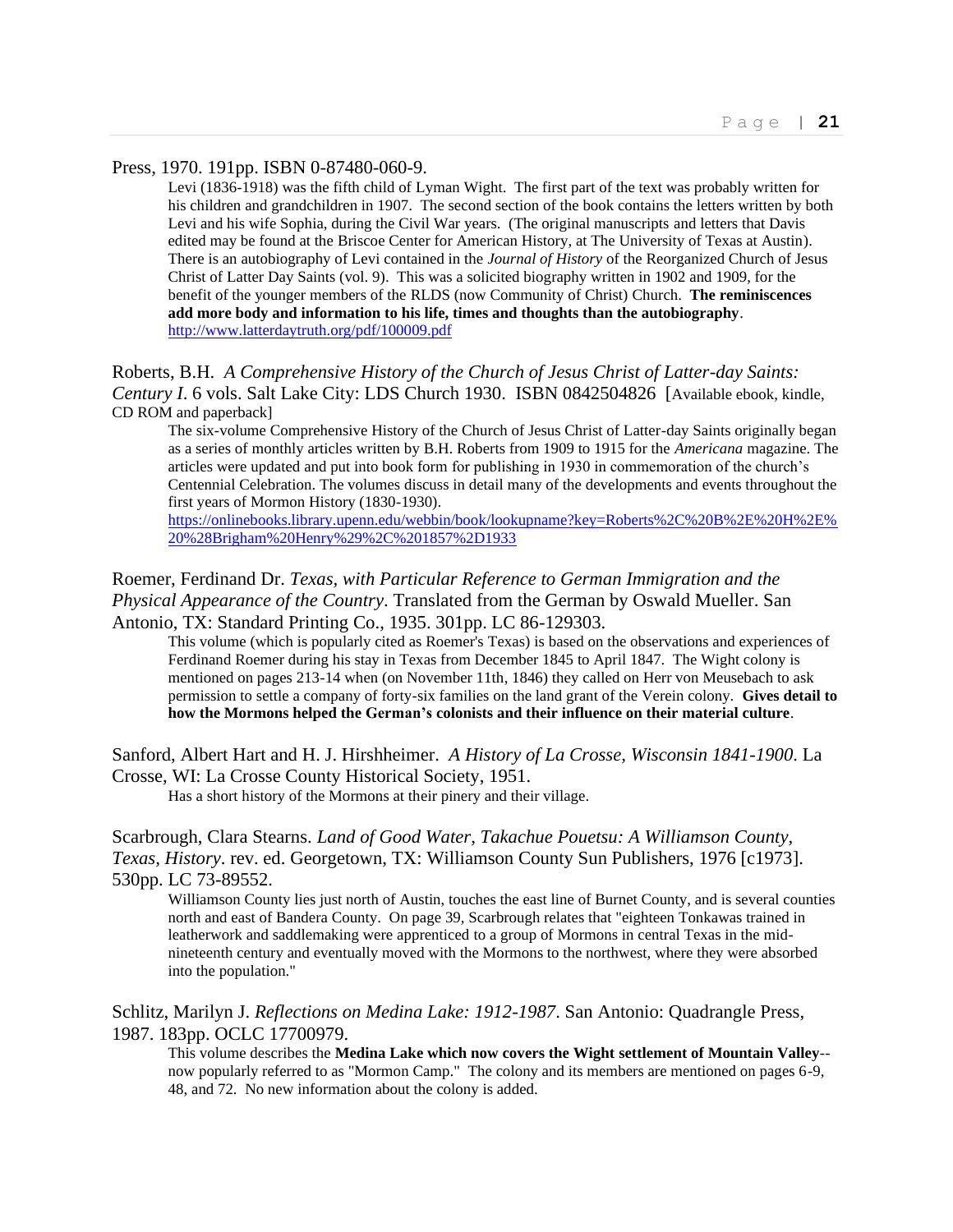Press, 1970. 191pp. ISBN 0-87480-060-9.

> Levi (1836-1918) was the fifth child of Lyman Wight. The first part of the text was probably written for his children and grandchildren in 1907. The second section of the book contains the letters written by both Levi and his wife Sophia, during the Civil War years. (The original manuscripts and letters that Davis edited may be found at the Briscoe Center for American History, at The University of Texas at Austin). There is an autobiography of Levi contained in the *Journal of History* of the Reorganized Church of Jesus Christ of Latter Day Saints (vol. 9). This was a solicited biography written in 1902 and 1909, for the benefit of the younger members of the RLDS (now Community of Christ) Church. **The reminiscences add more body and information to his life, times and thoughts than the autobiography**. http://www.latterdaytruth.org/pdf/100009.pdf

Roberts, B.H. *A Comprehensive History of the Church of Jesus Christ of Latter-day Saints: Century I*. 6 vols. Salt Lake City: LDS Church 1930. ISBN 0842504826 [Available ebook, kindle, CD ROM and paperback]

> The six-volume Comprehensive History of the Church of Jesus Christ of Latter-day Saints originally began as a series of monthly articles written by B.H. Roberts from 1909 to 1915 for the *Americana* magazine. The articles were updated and put into book form for publishing in 1930 in commemoration of the church's Centennial Celebration. The volumes discuss in detail many of the developments and events throughout the first years of Mormon History (1830-1930). https://onlinebooks.library.upenn.edu/webbin/book/lookupname?key=Roberts%2C%20B%2E%20H%2E%20%28Brigham%20Henry%29%2C%201857%2D1933

Roemer, Ferdinand Dr. *Texas, with Particular Reference to German Immigration and the Physical Appearance of the Country*. Translated from the German by Oswald Mueller. San Antonio, TX: Standard Printing Co., 1935. 301pp. LC 86-129303.

> This volume (which is popularly cited as Roemer's Texas) is based on the observations and experiences of Ferdinand Roemer during his stay in Texas from December 1845 to April 1847. The Wight colony is mentioned on pages 213-14 when (on November 11th, 1846) they called on Herr von Meusebach to ask permission to settle a company of forty-six families on the land grant of the Verein colony. **Gives detail to how the Mormons helped the German's colonists and their influence on their material culture**.

Sanford, Albert Hart and H. J. Hirshheimer. *A History of La Crosse, Wisconsin 1841-1900*. La Crosse, WI: La Crosse County Historical Society, 1951.

> Has a short history of the Mormons at their pinery and their village.

Scarbrough, Clara Stearns. *Land of Good Water, Takachue Pouetsu: A Williamson County, Texas, History*. rev. ed. Georgetown, TX: Williamson County Sun Publishers, 1976 [c1973]. 530pp. LC 73-89552.

> Williamson County lies just north of Austin, touches the east line of Burnet County, and is several counties north and east of Bandera County. On page 39, Scarbrough relates that "eighteen Tonkawas trained in leatherwork and saddlemaking were apprenticed to a group of Mormons in central Texas in the mid-nineteenth century and eventually moved with the Mormons to the northwest, where they were absorbed into the population."

Schlitz, Marilyn J. *Reflections on Medina Lake: 1912-1987*. San Antonio: Quadrangle Press, 1987. 183pp. OCLC 17700979.

> This volume describes the **Medina Lake which now covers the Wight settlement of Mountain Valley**--now popularly referred to as "Mormon Camp." The colony and its members are mentioned on pages 6-9, 48, and 72. No new information about the colony is added.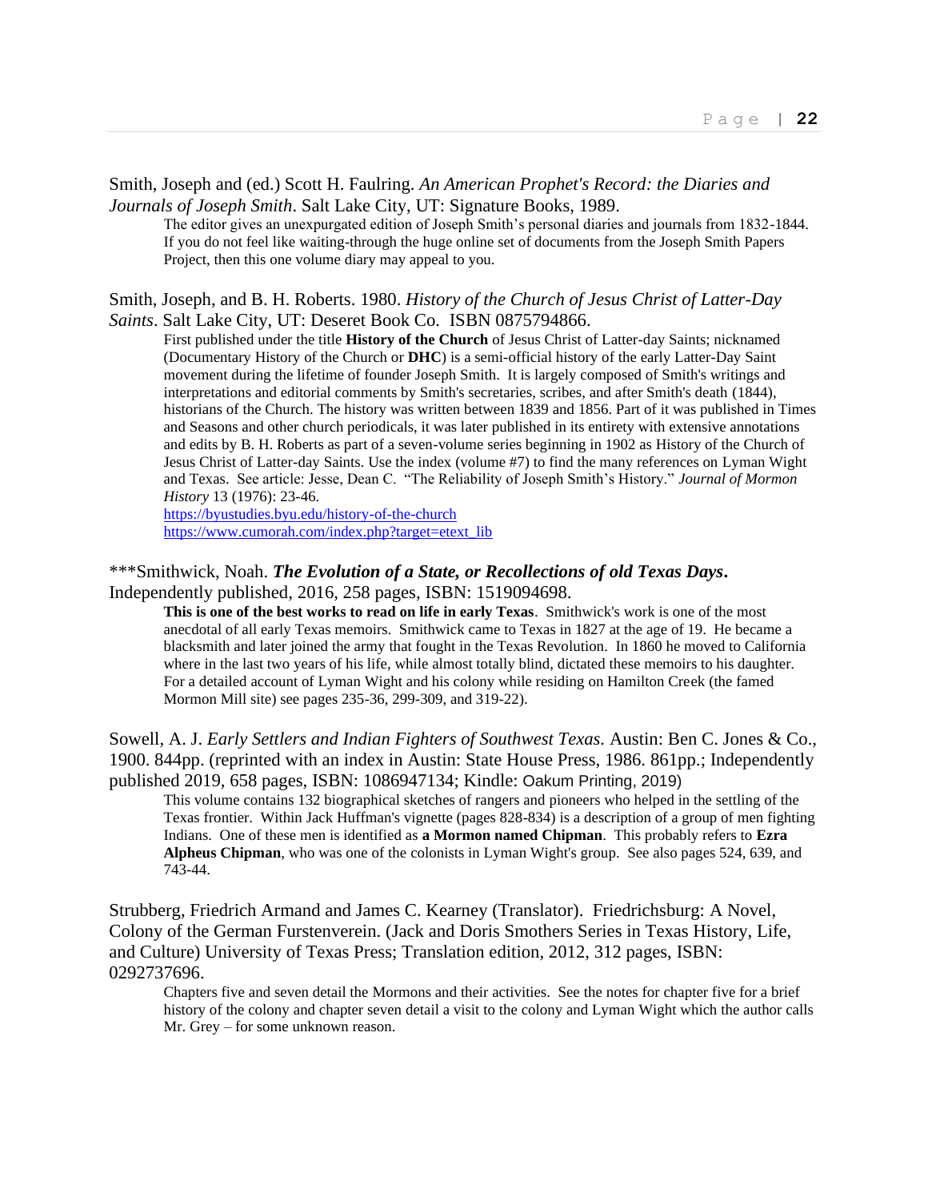Smith, Joseph and (ed.) Scott H. Faulring. *An American Prophet's Record: the Diaries and Journals of Joseph Smith*. Salt Lake City, UT: Signature Books, 1989.

The editor gives an unexpurgated edition of Joseph Smith's personal diaries and journals from 1832-1844. If you do not feel like waiting-through the huge online set of documents from the Joseph Smith Papers Project, then this one volume diary may appeal to you.

Smith, Joseph, and B. H. Roberts. 1980. *History of the Church of Jesus Christ of Latter-Day Saints*. Salt Lake City, UT: Deseret Book Co. ISBN 0875794866.

First published under the title **History of the Church** of Jesus Christ of Latter-day Saints; nicknamed (Documentary History of the Church or **DHC**) is a semi-official history of the early Latter-Day Saint movement during the lifetime of founder Joseph Smith. It is largely composed of Smith's writings and interpretations and editorial comments by Smith's secretaries, scribes, and after Smith's death (1844), historians of the Church. The history was written between 1839 and 1856. Part of it was published in Times and Seasons and other church periodicals, it was later published in its entirety with extensive annotations and edits by B. H. Roberts as part of a seven-volume series beginning in 1902 as History of the Church of Jesus Christ of Latter-day Saints. Use the index (volume #7) to find the many references on Lyman Wight and Texas. See article: Jesse, Dean C. "The Reliability of Joseph Smith's History." *Journal of Mormon History* 13 (1976): 23-46.
https://byustudies.byu.edu/history-of-the-church
https://www.cumorah.com/index.php?target=etext_lib

***Smithwick, Noah. ***The Evolution of a State, or Recollections of old Texas Days***. Independently published, 2016, 258 pages, ISBN: 1519094698.

**This is one of the best works to read on life in early Texas**. Smithwick's work is one of the most anecdotal of all early Texas memoirs. Smithwick came to Texas in 1827 at the age of 19. He became a blacksmith and later joined the army that fought in the Texas Revolution. In 1860 he moved to California where in the last two years of his life, while almost totally blind, dictated these memoirs to his daughter. For a detailed account of Lyman Wight and his colony while residing on Hamilton Creek (the famed Mormon Mill site) see pages 235-36, 299-309, and 319-22).

Sowell, A. J. *Early Settlers and Indian Fighters of Southwest Texas*. Austin: Ben C. Jones & Co., 1900. 844pp. (reprinted with an index in Austin: State House Press, 1986. 861pp.; Independently published 2019, 658 pages, ISBN: 1086947134; Kindle: Oakum Printing, 2019)

This volume contains 132 biographical sketches of rangers and pioneers who helped in the settling of the Texas frontier. Within Jack Huffman's vignette (pages 828-834) is a description of a group of men fighting Indians. One of these men is identified as **a Mormon named Chipman**. This probably refers to **Ezra Alpheus Chipman**, who was one of the colonists in Lyman Wight's group. See also pages 524, 639, and 743-44.

Strubberg, Friedrich Armand and James C. Kearney (Translator). Friedrichsburg: A Novel, Colony of the German Furstenverein. (Jack and Doris Smothers Series in Texas History, Life, and Culture) University of Texas Press; Translation edition, 2012, 312 pages, ISBN: 0292737696.

Chapters five and seven detail the Mormons and their activities. See the notes for chapter five for a brief history of the colony and chapter seven detail a visit to the colony and Lyman Wight which the author calls Mr. Grey – for some unknown reason.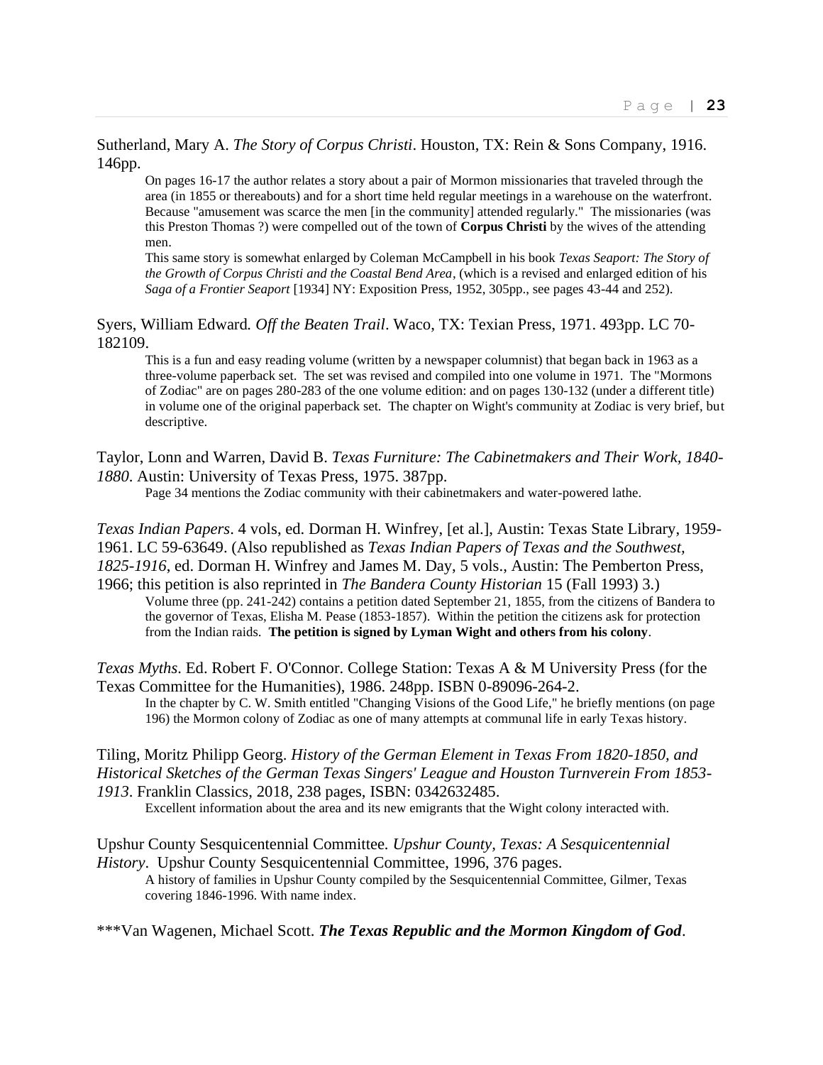Sutherland, Mary A. *The Story of Corpus Christi*. Houston, TX: Rein & Sons Company, 1916. 146pp.

> On pages 16-17 the author relates a story about a pair of Mormon missionaries that traveled through the area (in 1855 or thereabouts) and for a short time held regular meetings in a warehouse on the waterfront. Because "amusement was scarce the men [in the community] attended regularly." The missionaries (was this Preston Thomas ?) were compelled out of the town of **Corpus Christi** by the wives of the attending men.
>
> This same story is somewhat enlarged by Coleman McCampbell in his book *Texas Seaport: The Story of the Growth of Corpus Christi and the Coastal Bend Area*, (which is a revised and enlarged edition of his *Saga of a Frontier Seaport* [1934] NY: Exposition Press, 1952, 305pp., see pages 43-44 and 252).

Syers, William Edward. *Off the Beaten Trail*. Waco, TX: Texian Press, 1971. 493pp. LC 70-182109.

> This is a fun and easy reading volume (written by a newspaper columnist) that began back in 1963 as a three-volume paperback set. The set was revised and compiled into one volume in 1971. The "Mormons of Zodiac" are on pages 280-283 of the one volume edition: and on pages 130-132 (under a different title) in volume one of the original paperback set. The chapter on Wight's community at Zodiac is very brief, but descriptive.

Taylor, Lonn and Warren, David B. *Texas Furniture: The Cabinetmakers and Their Work, 1840-1880*. Austin: University of Texas Press, 1975. 387pp.

> Page 34 mentions the Zodiac community with their cabinetmakers and water-powered lathe.

*Texas Indian Papers*. 4 vols, ed. Dorman H. Winfrey, [et al.], Austin: Texas State Library, 1959-1961. LC 59-63649. (Also republished as *Texas Indian Papers of Texas and the Southwest, 1825-1916*, ed. Dorman H. Winfrey and James M. Day, 5 vols., Austin: The Pemberton Press, 1966; this petition is also reprinted in *The Bandera County Historian* 15 (Fall 1993) 3.)

> Volume three (pp. 241-242) contains a petition dated September 21, 1855, from the citizens of Bandera to the governor of Texas, Elisha M. Pease (1853-1857). Within the petition the citizens ask for protection from the Indian raids. **The petition is signed by Lyman Wight and others from his colony**.

*Texas Myths*. Ed. Robert F. O'Connor. College Station: Texas A & M University Press (for the Texas Committee for the Humanities), 1986. 248pp. ISBN 0-89096-264-2.

> In the chapter by C. W. Smith entitled "Changing Visions of the Good Life," he briefly mentions (on page 196) the Mormon colony of Zodiac as one of many attempts at communal life in early Texas history.

Tiling, Moritz Philipp Georg. *History of the German Element in Texas From 1820-1850, and Historical Sketches of the German Texas Singers' League and Houston Turnverein From 1853-1913*. Franklin Classics, 2018, 238 pages, ISBN: 0342632485.

> Excellent information about the area and its new emigrants that the Wight colony interacted with.

Upshur County Sesquicentennial Committee. *Upshur County, Texas: A Sesquicentennial History*. Upshur County Sesquicentennial Committee, 1996, 376 pages.

> A history of families in Upshur County compiled by the Sesquicentennial Committee, Gilmer, Texas covering 1846-1996. With name index.

***Van Wagenen, Michael Scott. ***The Texas Republic and the Mormon Kingdom of God***.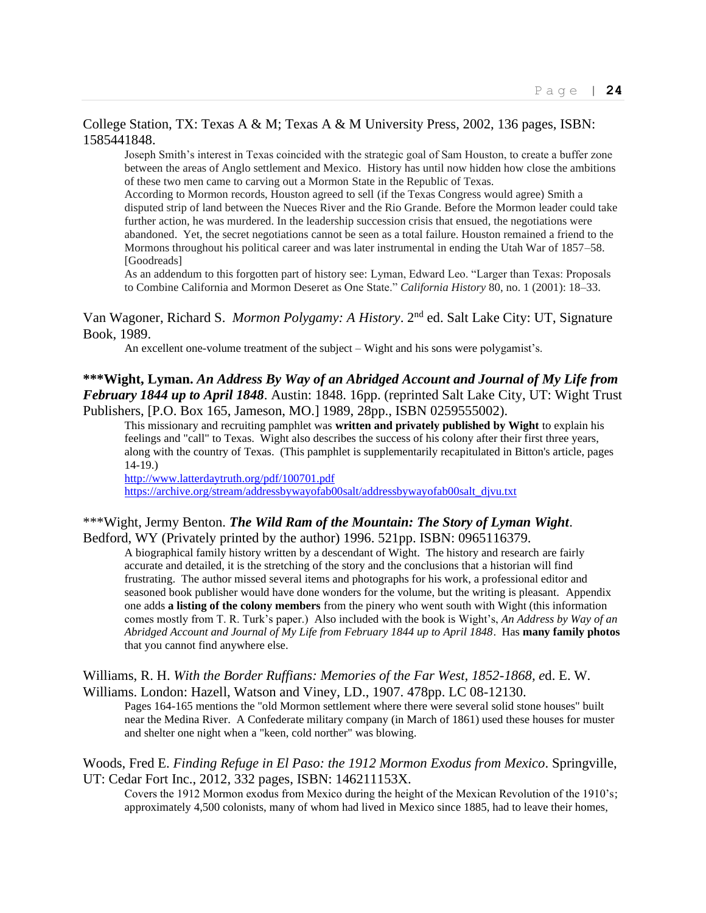College Station, TX: Texas A & M; Texas A & M University Press, 2002, 136 pages, ISBN: 1585441848.

> Joseph Smith's interest in Texas coincided with the strategic goal of Sam Houston, to create a buffer zone between the areas of Anglo settlement and Mexico. History has until now hidden how close the ambitions of these two men came to carving out a Mormon State in the Republic of Texas.
> According to Mormon records, Houston agreed to sell (if the Texas Congress would agree) Smith a disputed strip of land between the Nueces River and the Rio Grande. Before the Mormon leader could take further action, he was murdered. In the leadership succession crisis that ensued, the negotiations were abandoned. Yet, the secret negotiations cannot be seen as a total failure. Houston remained a friend to the Mormons throughout his political career and was later instrumental in ending the Utah War of 1857–58. [Goodreads]
> As an addendum to this forgotten part of history see: Lyman, Edward Leo. "Larger than Texas: Proposals to Combine California and Mormon Deseret as One State." *California History* 80, no. 1 (2001): 18–33.

Van Wagoner, Richard S. *Mormon Polygamy: A History*. 2nd ed. Salt Lake City: UT, Signature Book, 1989.

> An excellent one-volume treatment of the subject – Wight and his sons were polygamist's.

**\*\*\*Wight, Lyman. *An Address By Way of an Abridged Account and Journal of My Life from February 1844 up to April 1848*.** Austin: 1848. 16pp. (reprinted Salt Lake City, UT: Wight Trust Publishers, [P.O. Box 165, Jameson, MO.] 1989, 28pp., ISBN 0259555002).

> This missionary and recruiting pamphlet was **written and privately published by Wight** to explain his feelings and "call" to Texas. Wight also describes the success of his colony after their first three years, along with the country of Texas. (This pamphlet is supplementarily recapitulated in Bitton's article, pages 14-19.)
> http://www.latterdaytruth.org/pdf/100701.pdf
> https://archive.org/stream/addressbywayofab00salt/addressbywayofab00salt_djvu.txt

\*\*\*Wight, Jermy Benton. ***The Wild Ram of the Mountain: The Story of Lyman Wight***. Bedford, WY (Privately printed by the author) 1996. 521pp. ISBN: 0965116379.

> A biographical family history written by a descendant of Wight. The history and research are fairly accurate and detailed, it is the stretching of the story and the conclusions that a historian will find frustrating. The author missed several items and photographs for his work, a professional editor and seasoned book publisher would have done wonders for the volume, but the writing is pleasant. Appendix one adds **a listing of the colony members** from the pinery who went south with Wight (this information comes mostly from T. R. Turk's paper.) Also included with the book is Wight's, *An Address by Way of an Abridged Account and Journal of My Life from February 1844 up to April 1848*. Has **many family photos** that you cannot find anywhere else.

Williams, R. H. *With the Border Ruffians: Memories of the Far West, 1852-1868, e*d. E. W. Williams. London: Hazell, Watson and Viney, LD., 1907. 478pp. LC 08-12130.

> Pages 164-165 mentions the "old Mormon settlement where there were several solid stone houses" built near the Medina River. A Confederate military company (in March of 1861) used these houses for muster and shelter one night when a "keen, cold norther" was blowing.

Woods, Fred E. *Finding Refuge in El Paso: the 1912 Mormon Exodus from Mexico*. Springville, UT: Cedar Fort Inc., 2012, 332 pages, ISBN: 146211153X.

> Covers the 1912 Mormon exodus from Mexico during the height of the Mexican Revolution of the 1910's; approximately 4,500 colonists, many of whom had lived in Mexico since 1885, had to leave their homes,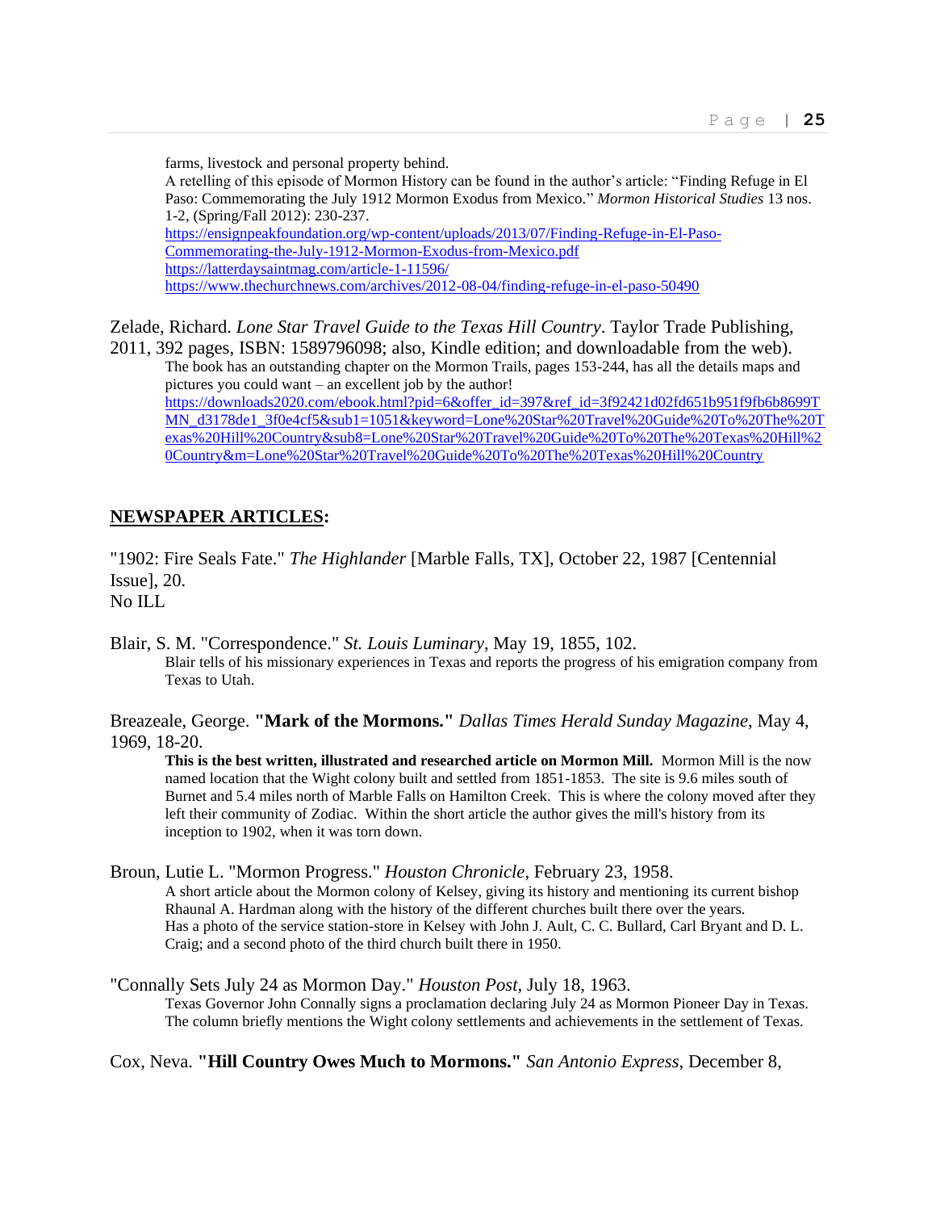farms, livestock and personal property behind.
A retelling of this episode of Mormon History can be found in the author's article: "Finding Refuge in El Paso: Commemorating the July 1912 Mormon Exodus from Mexico." *Mormon Historical Studies* 13 nos. 1-2, (Spring/Fall 2012): 230-237.
https://ensignpeakfoundation.org/wp-content/uploads/2013/07/Finding-Refuge-in-El-Paso-Commemorating-the-July-1912-Mormon-Exodus-from-Mexico.pdf
https://latterdaysaintmag.com/article-1-11596/
https://www.thechurchnews.com/archives/2012-08-04/finding-refuge-in-el-paso-50490

Zelade, Richard. *Lone Star Travel Guide to the Texas Hill Country*. Taylor Trade Publishing, 2011, 392 pages, ISBN: 1589796098; also, Kindle edition; and downloadable from the web).
The book has an outstanding chapter on the Mormon Trails, pages 153-244, has all the details maps and pictures you could want – an excellent job by the author!
https://downloads2020.com/ebook.html?pid=6&offer_id=397&ref_id=3f92421d02fd651b951f9fb6b8699TMN_d3178de1_3f0e4cf5&sub1=1051&keyword=Lone%20Star%20Travel%20Guide%20To%20The%20Texas%20Hill%20Country&sub8=Lone%20Star%20Travel%20Guide%20To%20The%20Texas%20Hill%20Country&m=Lone%20Star%20Travel%20Guide%20To%20The%20Texas%20Hill%20Country

## NEWSPAPER ARTICLES:

"1902: Fire Seals Fate." *The Highlander* [Marble Falls, TX], October 22, 1987 [Centennial Issue], 20.
No ILL

Blair, S. M. "Correspondence." *St. Louis Luminary*, May 19, 1855, 102.
Blair tells of his missionary experiences in Texas and reports the progress of his emigration company from Texas to Utah.

Breazeale, George. **"Mark of the Mormons."** *Dallas Times Herald Sunday Magazine*, May 4, 1969, 18-20.
**This is the best written, illustrated and researched article on Mormon Mill.** Mormon Mill is the now named location that the Wight colony built and settled from 1851-1853. The site is 9.6 miles south of Burnet and 5.4 miles north of Marble Falls on Hamilton Creek. This is where the colony moved after they left their community of Zodiac. Within the short article the author gives the mill's history from its inception to 1902, when it was torn down.

Broun, Lutie L. "Mormon Progress." *Houston Chronicle*, February 23, 1958.
A short article about the Mormon colony of Kelsey, giving its history and mentioning its current bishop Rhaunal A. Hardman along with the history of the different churches built there over the years.
Has a photo of the service station-store in Kelsey with John J. Ault, C. C. Bullard, Carl Bryant and D. L. Craig; and a second photo of the third church built there in 1950.

"Connally Sets July 24 as Mormon Day." *Houston Post*, July 18, 1963.
Texas Governor John Connally signs a proclamation declaring July 24 as Mormon Pioneer Day in Texas. The column briefly mentions the Wight colony settlements and achievements in the settlement of Texas.

Cox, Neva. **"Hill Country Owes Much to Mormons."** *San Antonio Express*, December 8,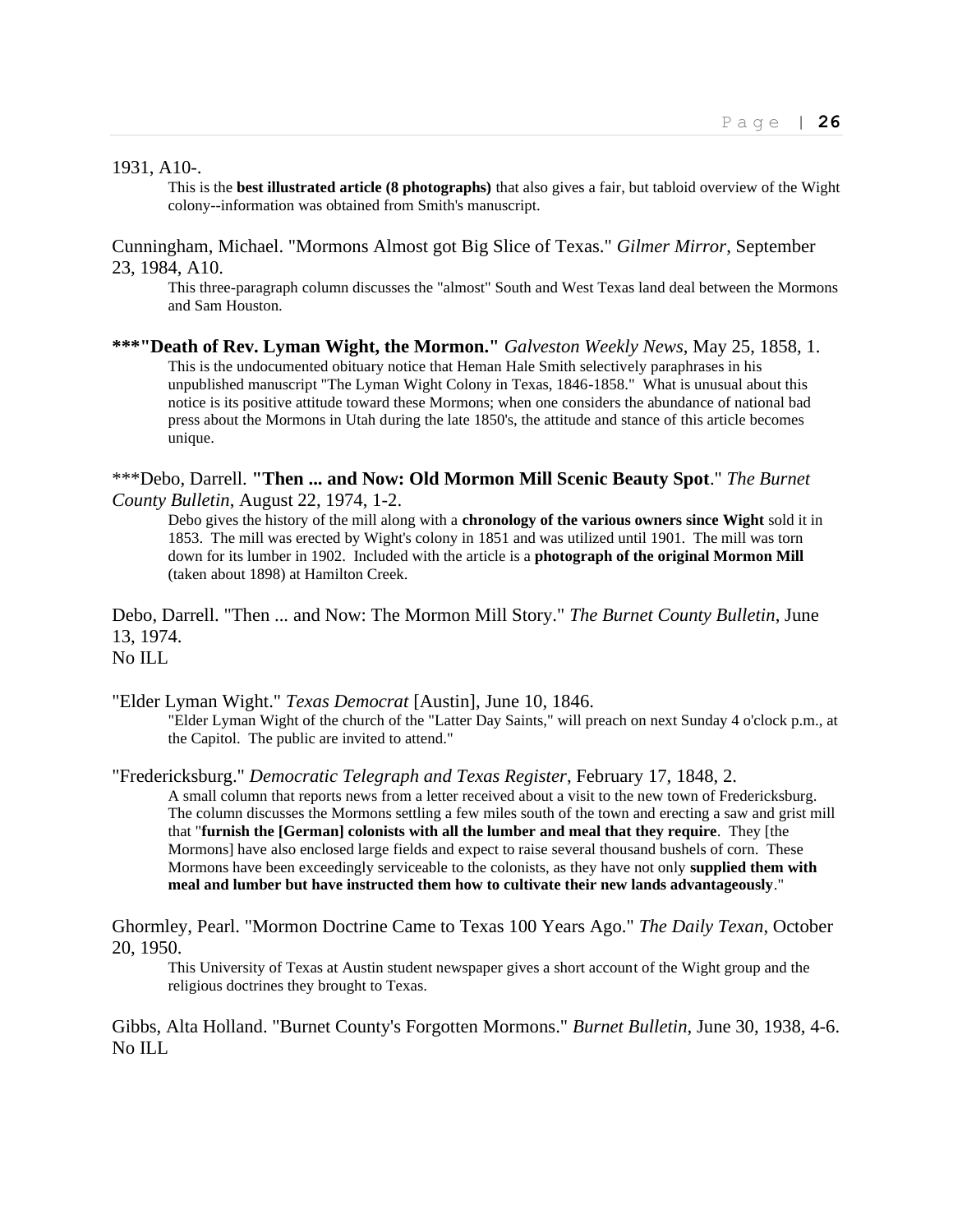1931, A10-.

> This is the **best illustrated article (8 photographs)** that also gives a fair, but tabloid overview of the Wight colony--information was obtained from Smith's manuscript.

Cunningham, Michael. "Mormons Almost got Big Slice of Texas." *Gilmer Mirror*, September 23, 1984, A10.

> This three-paragraph column discusses the "almost" South and West Texas land deal between the Mormons and Sam Houston.

**\*\*\*"Death of Rev. Lyman Wight, the Mormon."** *Galveston Weekly News*, May 25, 1858, 1.

> This is the undocumented obituary notice that Heman Hale Smith selectively paraphrases in his unpublished manuscript "The Lyman Wight Colony in Texas, 1846-1858." What is unusual about this notice is its positive attitude toward these Mormons; when one considers the abundance of national bad press about the Mormons in Utah during the late 1850's, the attitude and stance of this article becomes unique.

\*\*\*Debo, Darrell. **"Then ... and Now: Old Mormon Mill Scenic Beauty Spot**." *The Burnet County Bulletin*, August 22, 1974, 1-2.

> Debo gives the history of the mill along with a **chronology of the various owners since Wight** sold it in 1853. The mill was erected by Wight's colony in 1851 and was utilized until 1901. The mill was torn down for its lumber in 1902. Included with the article is a **photograph of the original Mormon Mill** (taken about 1898) at Hamilton Creek.

Debo, Darrell. "Then ... and Now: The Mormon Mill Story." *The Burnet County Bulletin*, June 13, 1974.
No ILL

"Elder Lyman Wight." *Texas Democrat* [Austin], June 10, 1846.

> "Elder Lyman Wight of the church of the "Latter Day Saints," will preach on next Sunday 4 o'clock p.m., at the Capitol. The public are invited to attend."

"Fredericksburg." *Democratic Telegraph and Texas Register*, February 17, 1848, 2.

> A small column that reports news from a letter received about a visit to the new town of Fredericksburg. The column discusses the Mormons settling a few miles south of the town and erecting a saw and grist mill that "**furnish the [German] colonists with all the lumber and meal that they require**. They [the Mormons] have also enclosed large fields and expect to raise several thousand bushels of corn. These Mormons have been exceedingly serviceable to the colonists, as they have not only **supplied them with meal and lumber but have instructed them how to cultivate their new lands advantageously**."

Ghormley, Pearl. "Mormon Doctrine Came to Texas 100 Years Ago." *The Daily Texan*, October 20, 1950.

> This University of Texas at Austin student newspaper gives a short account of the Wight group and the religious doctrines they brought to Texas.

Gibbs, Alta Holland. "Burnet County's Forgotten Mormons." *Burnet Bulletin*, June 30, 1938, 4-6.
No ILL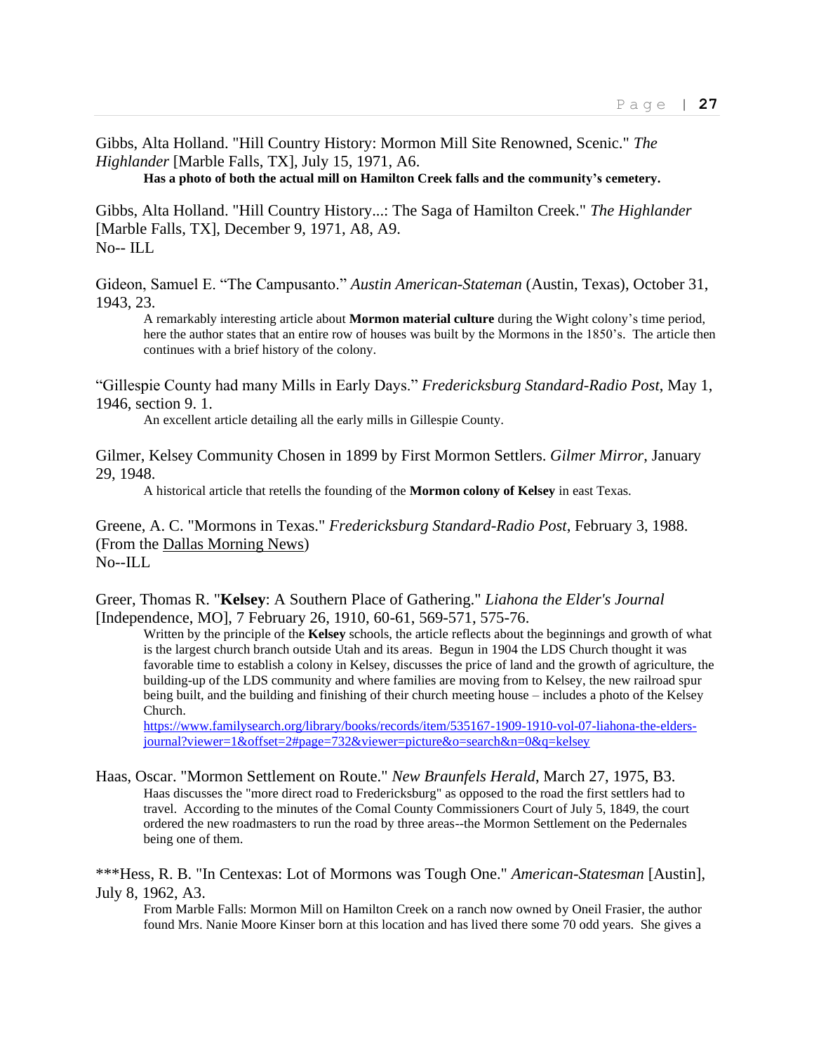Gibbs, Alta Holland. "Hill Country History: Mormon Mill Site Renowned, Scenic." *The Highlander* [Marble Falls, TX], July 15, 1971, A6.

> **Has a photo of both the actual mill on Hamilton Creek falls and the community's cemetery.**

Gibbs, Alta Holland. "Hill Country History...: The Saga of Hamilton Creek." *The Highlander* [Marble Falls, TX], December 9, 1971, A8, A9.
No-- ILL

Gideon, Samuel E. "The Campusanto." *Austin American-Stateman* (Austin, Texas), October 31, 1943, 23.

> A remarkably interesting article about **Mormon material culture** during the Wight colony's time period, here the author states that an entire row of houses was built by the Mormons in the 1850's. The article then continues with a brief history of the colony.

"Gillespie County had many Mills in Early Days." *Fredericksburg Standard-Radio Post*, May 1, 1946, section 9. 1.

> An excellent article detailing all the early mills in Gillespie County.

Gilmer, Kelsey Community Chosen in 1899 by First Mormon Settlers. *Gilmer Mirror*, January 29, 1948.

> A historical article that retells the founding of the **Mormon colony of Kelsey** in east Texas.

Greene, A. C. "Mormons in Texas." *Fredericksburg Standard-Radio Post*, February 3, 1988. (From the <u>Dallas Morning News</u>)
No--ILL

Greer, Thomas R. "**Kelsey**: A Southern Place of Gathering." *Liahona the Elder's Journal* [Independence, MO], 7 February 26, 1910, 60-61, 569-571, 575-76.

> Written by the principle of the **Kelsey** schools, the article reflects about the beginnings and growth of what is the largest church branch outside Utah and its areas. Begun in 1904 the LDS Church thought it was favorable time to establish a colony in Kelsey, discusses the price of land and the growth of agriculture, the building-up of the LDS community and where families are moving from to Kelsey, the new railroad spur being built, and the building and finishing of their church meeting house – includes a photo of the Kelsey Church.
> https://www.familysearch.org/library/books/records/item/535167-1909-1910-vol-07-liahona-the-elders-journal?viewer=1&offset=2#page=732&viewer=picture&o=search&n=0&q=kelsey

Haas, Oscar. "Mormon Settlement on Route." *New Braunfels Herald*, March 27, 1975, B3.

> Haas discusses the "more direct road to Fredericksburg" as opposed to the road the first settlers had to travel. According to the minutes of the Comal County Commissioners Court of July 5, 1849, the court ordered the new roadmasters to run the road by three areas--the Mormon Settlement on the Pedernales being one of them.

***Hess, R. B. "In Centexas: Lot of Mormons was Tough One." *American-Statesman* [Austin], July 8, 1962, A3.

> From Marble Falls: Mormon Mill on Hamilton Creek on a ranch now owned by Oneil Frasier, the author found Mrs. Nanie Moore Kinser born at this location and has lived there some 70 odd years. She gives a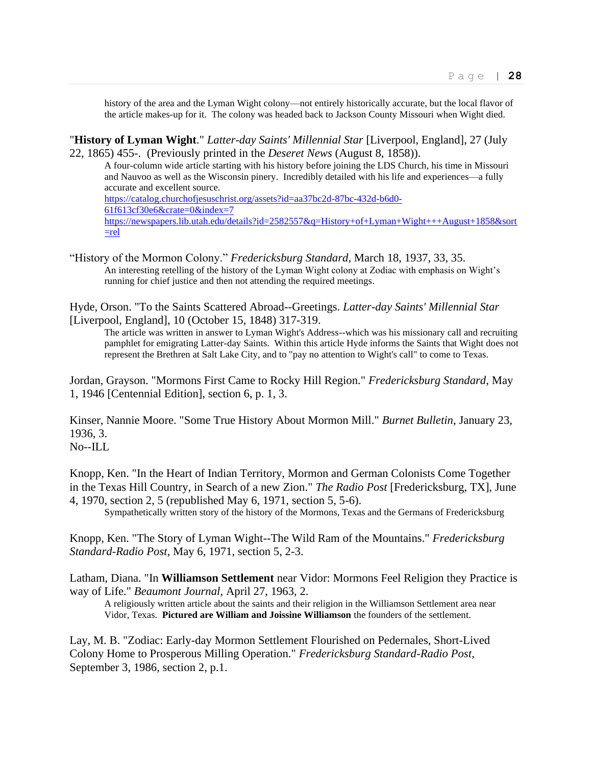history of the area and the Lyman Wight colony—not entirely historically accurate, but the local flavor of the article makes-up for it. The colony was headed back to Jackson County Missouri when Wight died.

"**History of Lyman Wight**." *Latter-day Saints' Millennial Star* [Liverpool, England], 27 (July 22, 1865) 455-. (Previously printed in the *Deseret News* (August 8, 1858)).

A four-column wide article starting with his history before joining the LDS Church, his time in Missouri and Nauvoo as well as the Wisconsin pinery. Incredibly detailed with his life and experiences—a fully accurate and excellent source.
https://catalog.churchofjesuschrist.org/assets?id=aa37bc2d-87bc-432d-b6d0-61f613cf30e6&crate=0&index=7
https://newspapers.lib.utah.edu/details?id=2582557&q=History+of+Lyman+Wight+++August+1858&sort=rel

"History of the Mormon Colony." *Fredericksburg Standard*, March 18, 1937, 33, 35.

An interesting retelling of the history of the Lyman Wight colony at Zodiac with emphasis on Wight's running for chief justice and then not attending the required meetings.

Hyde, Orson. "To the Saints Scattered Abroad--Greetings. *Latter-day Saints' Millennial Star* [Liverpool, England], 10 (October 15, 1848) 317-319.

The article was written in answer to Lyman Wight's Address--which was his missionary call and recruiting pamphlet for emigrating Latter-day Saints. Within this article Hyde informs the Saints that Wight does not represent the Brethren at Salt Lake City, and to "pay no attention to Wight's call" to come to Texas.

Jordan, Grayson. "Mormons First Came to Rocky Hill Region." *Fredericksburg Standard*, May 1, 1946 [Centennial Edition], section 6, p. 1, 3.

Kinser, Nannie Moore. "Some True History About Mormon Mill." *Burnet Bulletin*, January 23, 1936, 3.
No--ILL

Knopp, Ken. "In the Heart of Indian Territory, Mormon and German Colonists Come Together in the Texas Hill Country, in Search of a new Zion." *The Radio Post* [Fredericksburg, TX], June 4, 1970, section 2, 5 (republished May 6, 1971, section 5, 5-6).

Sympathetically written story of the history of the Mormons, Texas and the Germans of Fredericksburg

Knopp, Ken. "The Story of Lyman Wight--The Wild Ram of the Mountains." *Fredericksburg Standard-Radio Post*, May 6, 1971, section 5, 2-3.

Latham, Diana. "In **Williamson Settlement** near Vidor: Mormons Feel Religion they Practice is way of Life." *Beaumont Journal*, April 27, 1963, 2.

A religiously written article about the saints and their religion in the Williamson Settlement area near Vidor, Texas. **Pictured are William and Joissine Williamson** the founders of the settlement.

Lay, M. B. "Zodiac: Early-day Mormon Settlement Flourished on Pedernales, Short-Lived Colony Home to Prosperous Milling Operation." *Fredericksburg Standard-Radio Post*, September 3, 1986, section 2, p.1.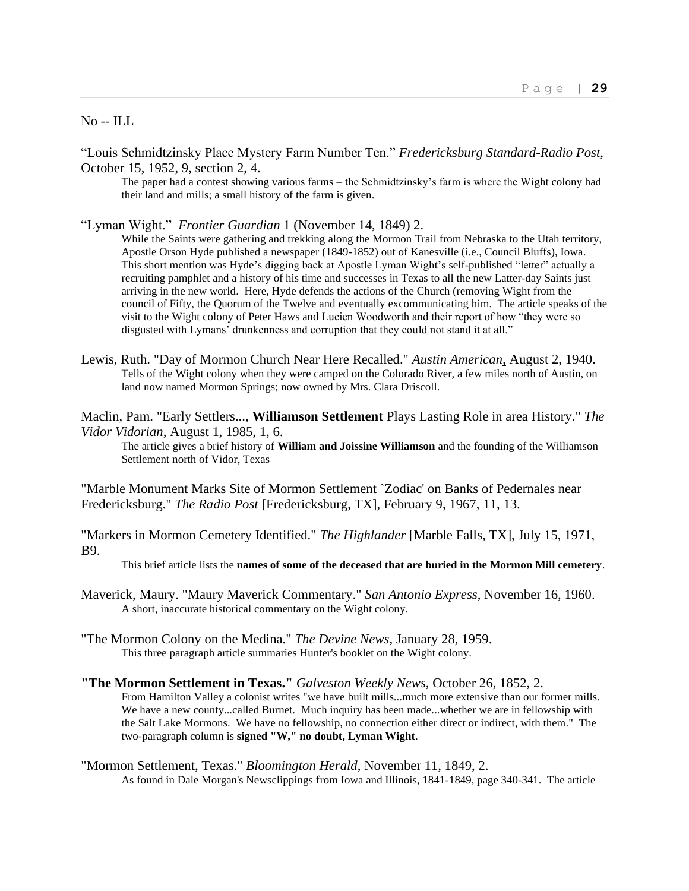No -- ILL

"Louis Schmidtzinsky Place Mystery Farm Number Ten." *Fredericksburg Standard-Radio Post*, October 15, 1952, 9, section 2, 4.

> The paper had a contest showing various farms – the Schmidtzinsky's farm is where the Wight colony had their land and mills; a small history of the farm is given.

"Lyman Wight." *Frontier Guardian* 1 (November 14, 1849) 2.

> While the Saints were gathering and trekking along the Mormon Trail from Nebraska to the Utah territory, Apostle Orson Hyde published a newspaper (1849-1852) out of Kanesville (i.e., Council Bluffs), Iowa. This short mention was Hyde's digging back at Apostle Lyman Wight's self-published "letter" actually a recruiting pamphlet and a history of his time and successes in Texas to all the new Latter-day Saints just arriving in the new world. Here, Hyde defends the actions of the Church (removing Wight from the council of Fifty, the Quorum of the Twelve and eventually excommunicating him. The article speaks of the visit to the Wight colony of Peter Haws and Lucien Woodworth and their report of how "they were so disgusted with Lymans' drunkenness and corruption that they could not stand it at all."

Lewis, Ruth. "Day of Mormon Church Near Here Recalled." *Austin American*, August 2, 1940.

> Tells of the Wight colony when they were camped on the Colorado River, a few miles north of Austin, on land now named Mormon Springs; now owned by Mrs. Clara Driscoll.

Maclin, Pam. "Early Settlers..., **Williamson Settlement** Plays Lasting Role in area History." *The Vidor Vidorian*, August 1, 1985, 1, 6.

> The article gives a brief history of **William and Joissine Williamson** and the founding of the Williamson Settlement north of Vidor, Texas

"Marble Monument Marks Site of Mormon Settlement `Zodiac' on Banks of Pedernales near Fredericksburg." *The Radio Post* [Fredericksburg, TX], February 9, 1967, 11, 13.

"Markers in Mormon Cemetery Identified." *The Highlander* [Marble Falls, TX], July 15, 1971, B9.

> This brief article lists the **names of some of the deceased that are buried in the Mormon Mill cemetery**.

Maverick, Maury. "Maury Maverick Commentary." *San Antonio Express*, November 16, 1960.

> A short, inaccurate historical commentary on the Wight colony.

"The Mormon Colony on the Medina." *The Devine News*, January 28, 1959.

> This three paragraph article summaries Hunter's booklet on the Wight colony.

**"The Mormon Settlement in Texas."** *Galveston Weekly News*, October 26, 1852, 2.

> From Hamilton Valley a colonist writes "we have built mills...much more extensive than our former mills. We have a new county...called Burnet. Much inquiry has been made...whether we are in fellowship with the Salt Lake Mormons. We have no fellowship, no connection either direct or indirect, with them." The two-paragraph column is **signed "W," no doubt, Lyman Wight**.

"Mormon Settlement, Texas." *Bloomington Herald*, November 11, 1849, 2.

> As found in Dale Morgan's Newsclippings from Iowa and Illinois, 1841-1849, page 340-341. The article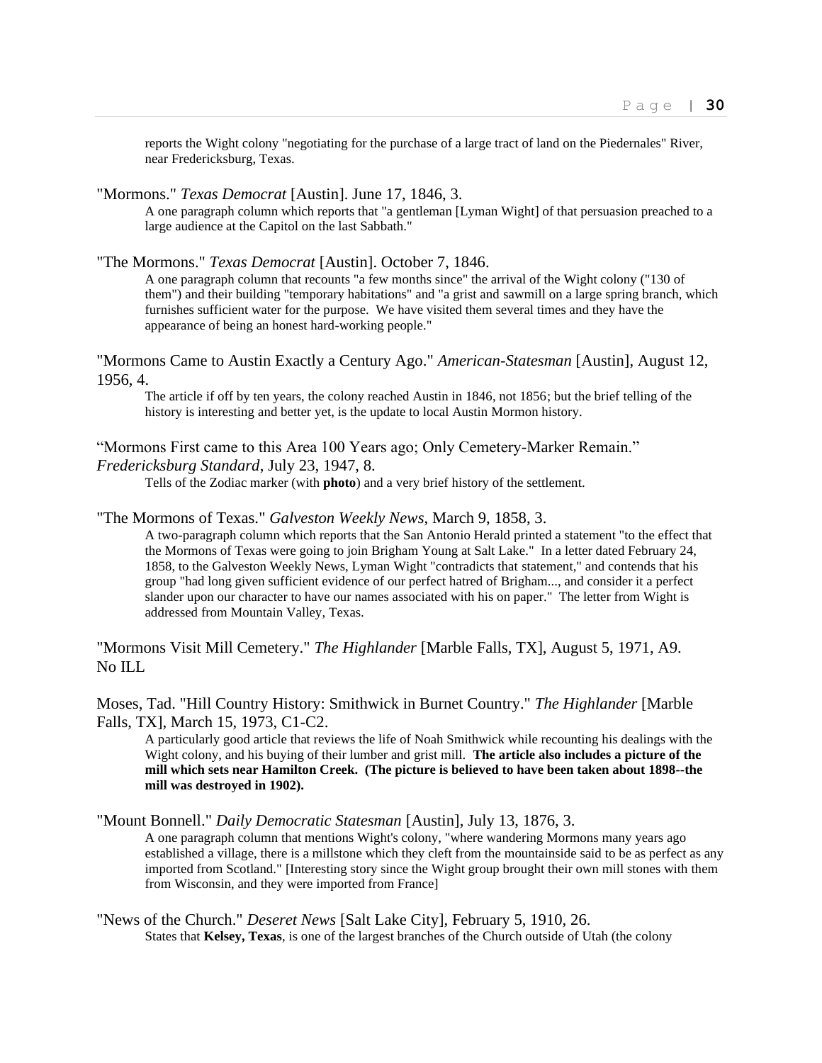reports the Wight colony "negotiating for the purchase of a large tract of land on the Piedernales" River, near Fredericksburg, Texas.

"Mormons." *Texas Democrat* [Austin]. June 17, 1846, 3.

A one paragraph column which reports that "a gentleman [Lyman Wight] of that persuasion preached to a large audience at the Capitol on the last Sabbath."

"The Mormons." *Texas Democrat* [Austin]. October 7, 1846.

A one paragraph column that recounts "a few months since" the arrival of the Wight colony ("130 of them") and their building "temporary habitations" and "a grist and sawmill on a large spring branch, which furnishes sufficient water for the purpose. We have visited them several times and they have the appearance of being an honest hard-working people."

"Mormons Came to Austin Exactly a Century Ago." *American-Statesman* [Austin], August 12, 1956, 4.

The article if off by ten years, the colony reached Austin in 1846, not 1856; but the brief telling of the history is interesting and better yet, is the update to local Austin Mormon history.

"Mormons First came to this Area 100 Years ago; Only Cemetery-Marker Remain." *Fredericksburg Standard*, July 23, 1947, 8.

Tells of the Zodiac marker (with **photo**) and a very brief history of the settlement.

"The Mormons of Texas." *Galveston Weekly News*, March 9, 1858, 3.

A two-paragraph column which reports that the San Antonio Herald printed a statement "to the effect that the Mormons of Texas were going to join Brigham Young at Salt Lake." In a letter dated February 24, 1858, to the Galveston Weekly News, Lyman Wight "contradicts that statement," and contends that his group "had long given sufficient evidence of our perfect hatred of Brigham..., and consider it a perfect slander upon our character to have our names associated with his on paper." The letter from Wight is addressed from Mountain Valley, Texas.

"Mormons Visit Mill Cemetery." *The Highlander* [Marble Falls, TX], August 5, 1971, A9.
No ILL

Moses, Tad. "Hill Country History: Smithwick in Burnet Country." *The Highlander* [Marble Falls, TX], March 15, 1973, C1-C2.

A particularly good article that reviews the life of Noah Smithwick while recounting his dealings with the Wight colony, and his buying of their lumber and grist mill. **The article also includes a picture of the mill which sets near Hamilton Creek. (The picture is believed to have been taken about 1898--the mill was destroyed in 1902).**

"Mount Bonnell." *Daily Democratic Statesman* [Austin], July 13, 1876, 3.

A one paragraph column that mentions Wight's colony, "where wandering Mormons many years ago established a village, there is a millstone which they cleft from the mountainside said to be as perfect as any imported from Scotland." [Interesting story since the Wight group brought their own mill stones with them from Wisconsin, and they were imported from France]

"News of the Church." *Deseret News* [Salt Lake City], February 5, 1910, 26.

States that **Kelsey, Texas**, is one of the largest branches of the Church outside of Utah (the colony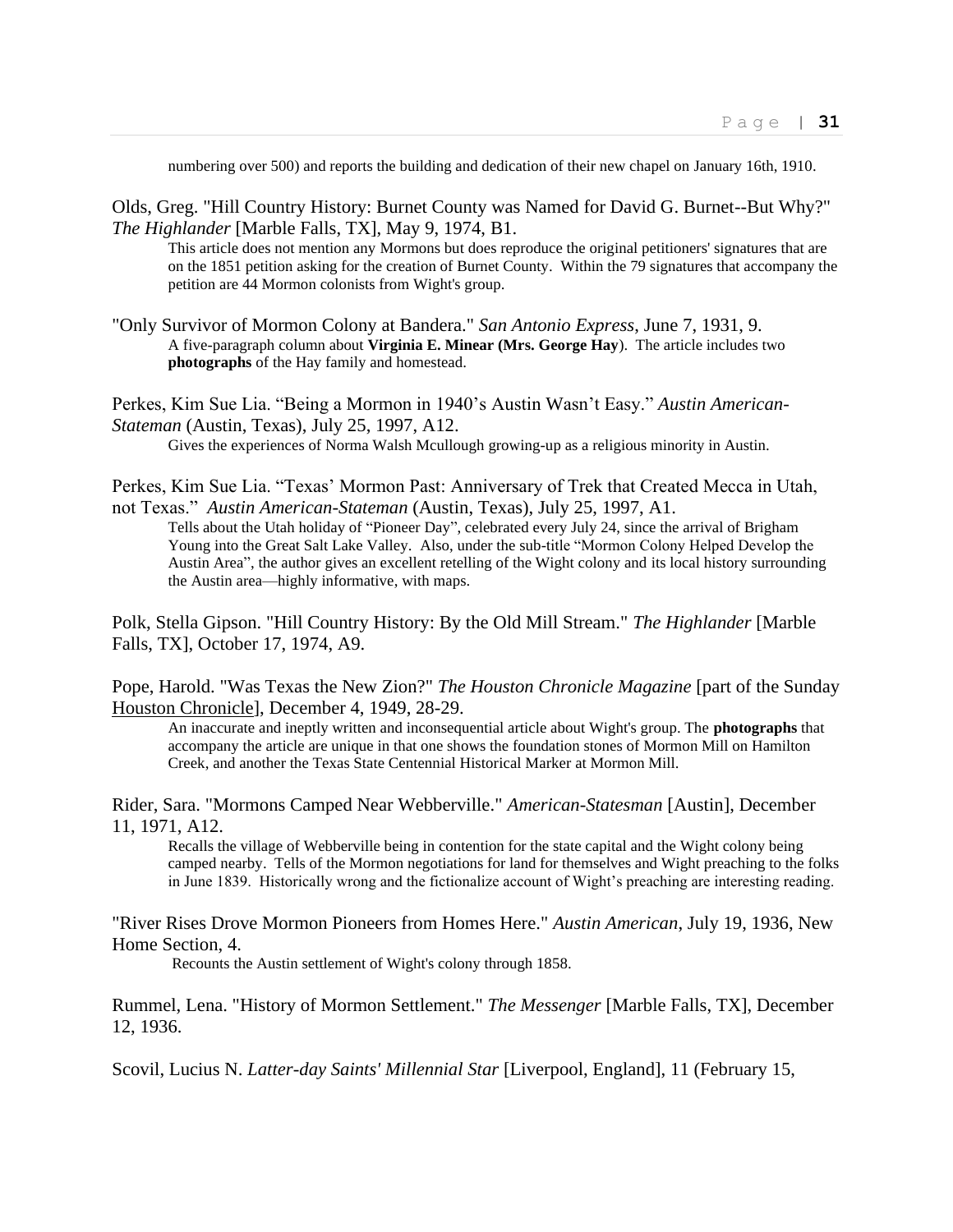numbering over 500) and reports the building and dedication of their new chapel on January 16th, 1910.

Olds, Greg. "Hill Country History: Burnet County was Named for David G. Burnet--But Why?" *The Highlander* [Marble Falls, TX], May 9, 1974, B1.

> This article does not mention any Mormons but does reproduce the original petitioners' signatures that are on the 1851 petition asking for the creation of Burnet County. Within the 79 signatures that accompany the petition are 44 Mormon colonists from Wight's group.

"Only Survivor of Mormon Colony at Bandera." *San Antonio Express*, June 7, 1931, 9.

> A five-paragraph column about **Virginia E. Minear (Mrs. George Hay**). The article includes two **photographs** of the Hay family and homestead.

Perkes, Kim Sue Lia. "Being a Mormon in 1940's Austin Wasn't Easy." *Austin American-Stateman* (Austin, Texas), July 25, 1997, A12.

> Gives the experiences of Norma Walsh Mcullough growing-up as a religious minority in Austin.

Perkes, Kim Sue Lia. "Texas' Mormon Past: Anniversary of Trek that Created Mecca in Utah, not Texas." *Austin American-Stateman* (Austin, Texas), July 25, 1997, A1.

> Tells about the Utah holiday of "Pioneer Day", celebrated every July 24, since the arrival of Brigham Young into the Great Salt Lake Valley. Also, under the sub-title "Mormon Colony Helped Develop the Austin Area", the author gives an excellent retelling of the Wight colony and its local history surrounding the Austin area—highly informative, with maps.

Polk, Stella Gipson. "Hill Country History: By the Old Mill Stream." *The Highlander* [Marble Falls, TX], October 17, 1974, A9.

Pope, Harold. "Was Texas the New Zion?" *The Houston Chronicle Magazine* [part of the Sunday Houston Chronicle], December 4, 1949, 28-29.

> An inaccurate and ineptly written and inconsequential article about Wight's group. The **photographs** that accompany the article are unique in that one shows the foundation stones of Mormon Mill on Hamilton Creek, and another the Texas State Centennial Historical Marker at Mormon Mill.

Rider, Sara. "Mormons Camped Near Webberville." *American-Statesman* [Austin], December 11, 1971, A12.

> Recalls the village of Webberville being in contention for the state capital and the Wight colony being camped nearby. Tells of the Mormon negotiations for land for themselves and Wight preaching to the folks in June 1839. Historically wrong and the fictionalize account of Wight's preaching are interesting reading.

"River Rises Drove Mormon Pioneers from Homes Here." *Austin American*, July 19, 1936, New Home Section, 4.

> Recounts the Austin settlement of Wight's colony through 1858.

Rummel, Lena. "History of Mormon Settlement." *The Messenger* [Marble Falls, TX], December 12, 1936.

Scovil, Lucius N. *Latter-day Saints' Millennial Star* [Liverpool, England], 11 (February 15,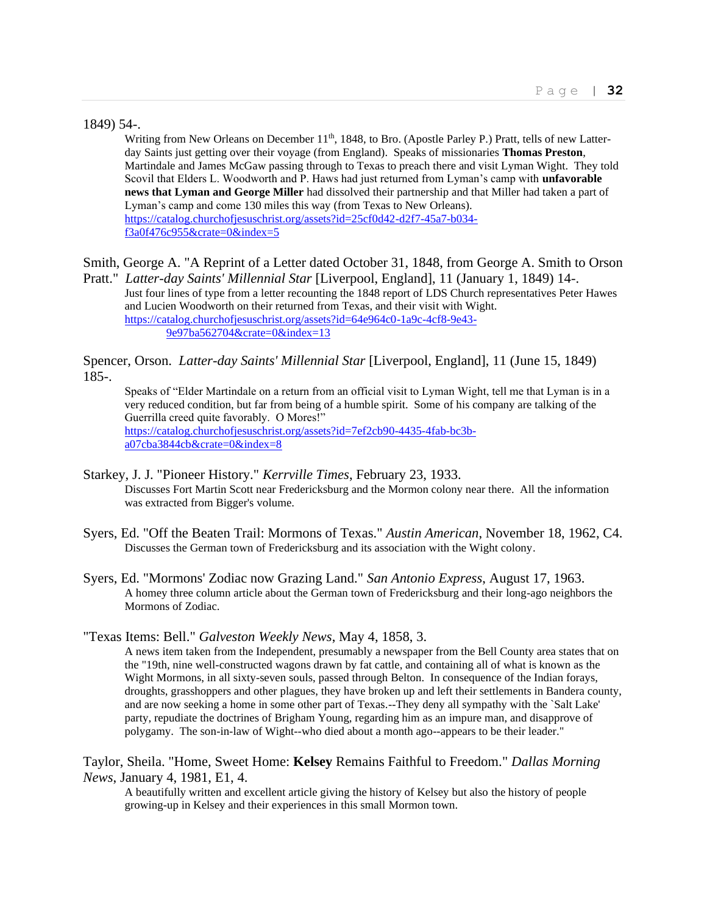1849) 54-.

Writing from New Orleans on December 11th, 1848, to Bro. (Apostle Parley P.) Pratt, tells of new Latter-day Saints just getting over their voyage (from England). Speaks of missionaries **Thomas Preston**, Martindale and James McGaw passing through to Texas to preach there and visit Lyman Wight. They told Scovil that Elders L. Woodworth and P. Haws had just returned from Lyman's camp with **unfavorable news that Lyman and George Miller** had dissolved their partnership and that Miller had taken a part of Lyman's camp and come 130 miles this way (from Texas to New Orleans).
https://catalog.churchofjesuschrist.org/assets?id=25cf0d42-d2f7-45a7-b034-f3a0f476c955&crate=0&index=5

Smith, George A. "A Reprint of a Letter dated October 31, 1848, from George A. Smith to Orson Pratt." *Latter-day Saints' Millennial Star* [Liverpool, England], 11 (January 1, 1849) 14-.

Just four lines of type from a letter recounting the 1848 report of LDS Church representatives Peter Hawes and Lucien Woodworth on their returned from Texas, and their visit with Wight.
https://catalog.churchofjesuschrist.org/assets?id=64e964c0-1a9c-4cf8-9e43-9e97ba562704&crate=0&index=13

Spencer, Orson. *Latter-day Saints' Millennial Star* [Liverpool, England], 11 (June 15, 1849) 185-.

Speaks of "Elder Martindale on a return from an official visit to Lyman Wight, tell me that Lyman is in a very reduced condition, but far from being of a humble spirit. Some of his company are talking of the Guerrilla creed quite favorably. O Mores!"
https://catalog.churchofjesuschrist.org/assets?id=7ef2cb90-4435-4fab-bc3b-a07cba3844cb&crate=0&index=8

Starkey, J. J. "Pioneer History." *Kerrville Times*, February 23, 1933.

Discusses Fort Martin Scott near Fredericksburg and the Mormon colony near there. All the information was extracted from Bigger's volume.

Syers, Ed. "Off the Beaten Trail: Mormons of Texas." *Austin American*, November 18, 1962, C4.

Discusses the German town of Fredericksburg and its association with the Wight colony.

Syers, Ed. "Mormons' Zodiac now Grazing Land." *San Antonio Express*, August 17, 1963.

A homey three column article about the German town of Fredericksburg and their long-ago neighbors the Mormons of Zodiac.

"Texas Items: Bell." *Galveston Weekly News*, May 4, 1858, 3.

A news item taken from the Independent, presumably a newspaper from the Bell County area states that on the "19th, nine well-constructed wagons drawn by fat cattle, and containing all of what is known as the Wight Mormons, in all sixty-seven souls, passed through Belton. In consequence of the Indian forays, droughts, grasshoppers and other plagues, they have broken up and left their settlements in Bandera county, and are now seeking a home in some other part of Texas.--They deny all sympathy with the `Salt Lake' party, repudiate the doctrines of Brigham Young, regarding him as an impure man, and disapprove of polygamy. The son-in-law of Wight--who died about a month ago--appears to be their leader."

Taylor, Sheila. "Home, Sweet Home: **Kelsey** Remains Faithful to Freedom." *Dallas Morning News*, January 4, 1981, E1, 4.

A beautifully written and excellent article giving the history of Kelsey but also the history of people growing-up in Kelsey and their experiences in this small Mormon town.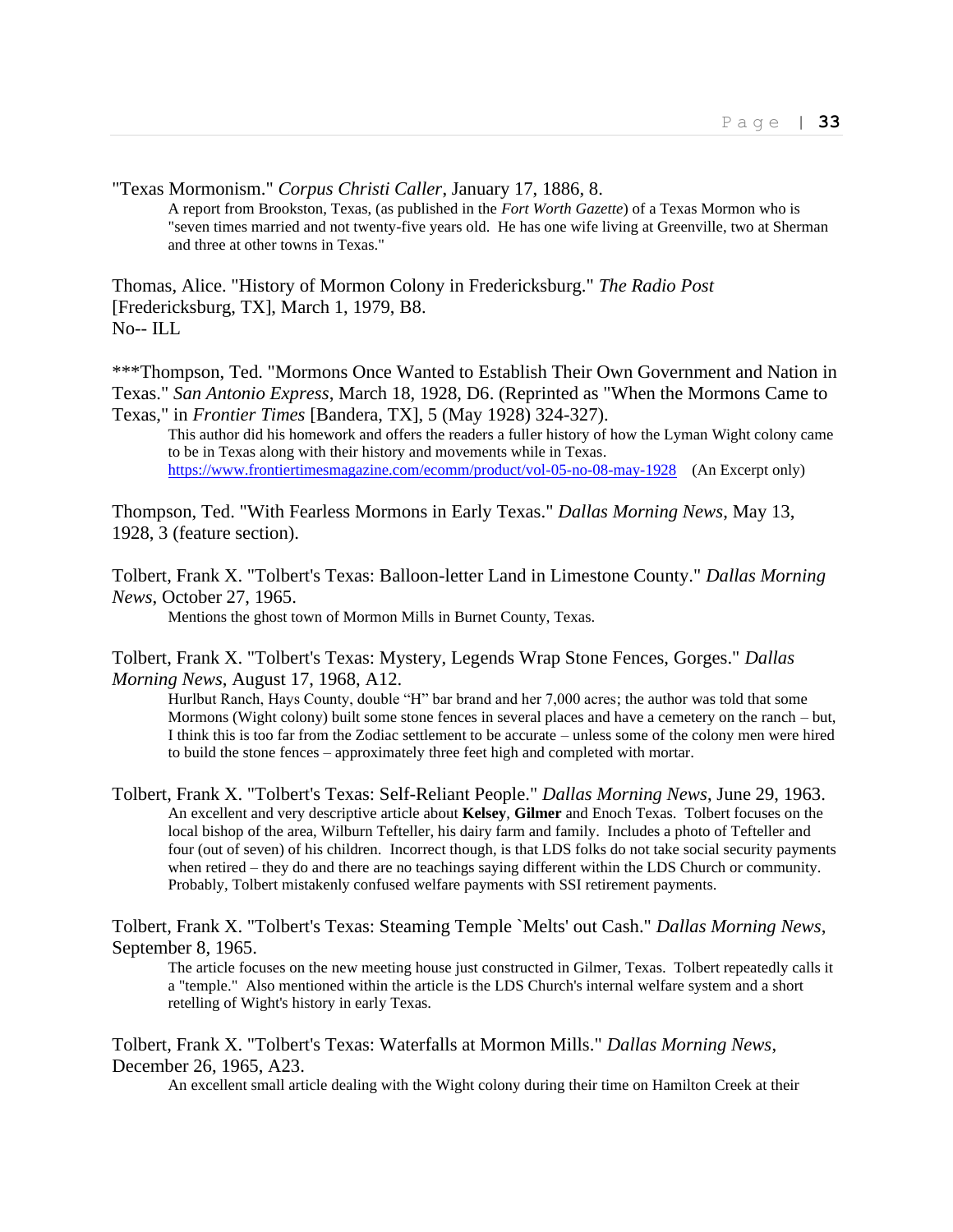"Texas Mormonism." *Corpus Christi Caller*, January 17, 1886, 8.

> A report from Brookston, Texas, (as published in the *Fort Worth Gazette*) of a Texas Mormon who is "seven times married and not twenty-five years old. He has one wife living at Greenville, two at Sherman and three at other towns in Texas."

Thomas, Alice. "History of Mormon Colony in Fredericksburg." *The Radio Post* [Fredericksburg, TX], March 1, 1979, B8.
No-- ILL

***Thompson, Ted. "Mormons Once Wanted to Establish Their Own Government and Nation in Texas." *San Antonio Express*, March 18, 1928, D6. (Reprinted as "When the Mormons Came to Texas," in *Frontier Times* [Bandera, TX], 5 (May 1928) 324-327).

> This author did his homework and offers the readers a fuller history of how the Lyman Wight colony came to be in Texas along with their history and movements while in Texas.
> https://www.frontiertimesmagazine.com/ecomm/product/vol-05-no-08-may-1928 (An Excerpt only)

Thompson, Ted. "With Fearless Mormons in Early Texas." *Dallas Morning News*, May 13, 1928, 3 (feature section).

Tolbert, Frank X. "Tolbert's Texas: Balloon-letter Land in Limestone County." *Dallas Morning News*, October 27, 1965.

> Mentions the ghost town of Mormon Mills in Burnet County, Texas.

Tolbert, Frank X. "Tolbert's Texas: Mystery, Legends Wrap Stone Fences, Gorges." *Dallas Morning News*, August 17, 1968, A12.

> Hurlbut Ranch, Hays County, double "H" bar brand and her 7,000 acres; the author was told that some Mormons (Wight colony) built some stone fences in several places and have a cemetery on the ranch – but, I think this is too far from the Zodiac settlement to be accurate – unless some of the colony men were hired to build the stone fences – approximately three feet high and completed with mortar.

Tolbert, Frank X. "Tolbert's Texas: Self-Reliant People." *Dallas Morning News*, June 29, 1963.

> An excellent and very descriptive article about **Kelsey**, **Gilmer** and Enoch Texas. Tolbert focuses on the local bishop of the area, Wilburn Tefteller, his dairy farm and family. Includes a photo of Tefteller and four (out of seven) of his children. Incorrect though, is that LDS folks do not take social security payments when retired – they do and there are no teachings saying different within the LDS Church or community. Probably, Tolbert mistakenly confused welfare payments with SSI retirement payments.

Tolbert, Frank X. "Tolbert's Texas: Steaming Temple `Melts' out Cash." *Dallas Morning News*, September 8, 1965.

> The article focuses on the new meeting house just constructed in Gilmer, Texas. Tolbert repeatedly calls it a "temple." Also mentioned within the article is the LDS Church's internal welfare system and a short retelling of Wight's history in early Texas.

Tolbert, Frank X. "Tolbert's Texas: Waterfalls at Mormon Mills." *Dallas Morning News*, December 26, 1965, A23.

> An excellent small article dealing with the Wight colony during their time on Hamilton Creek at their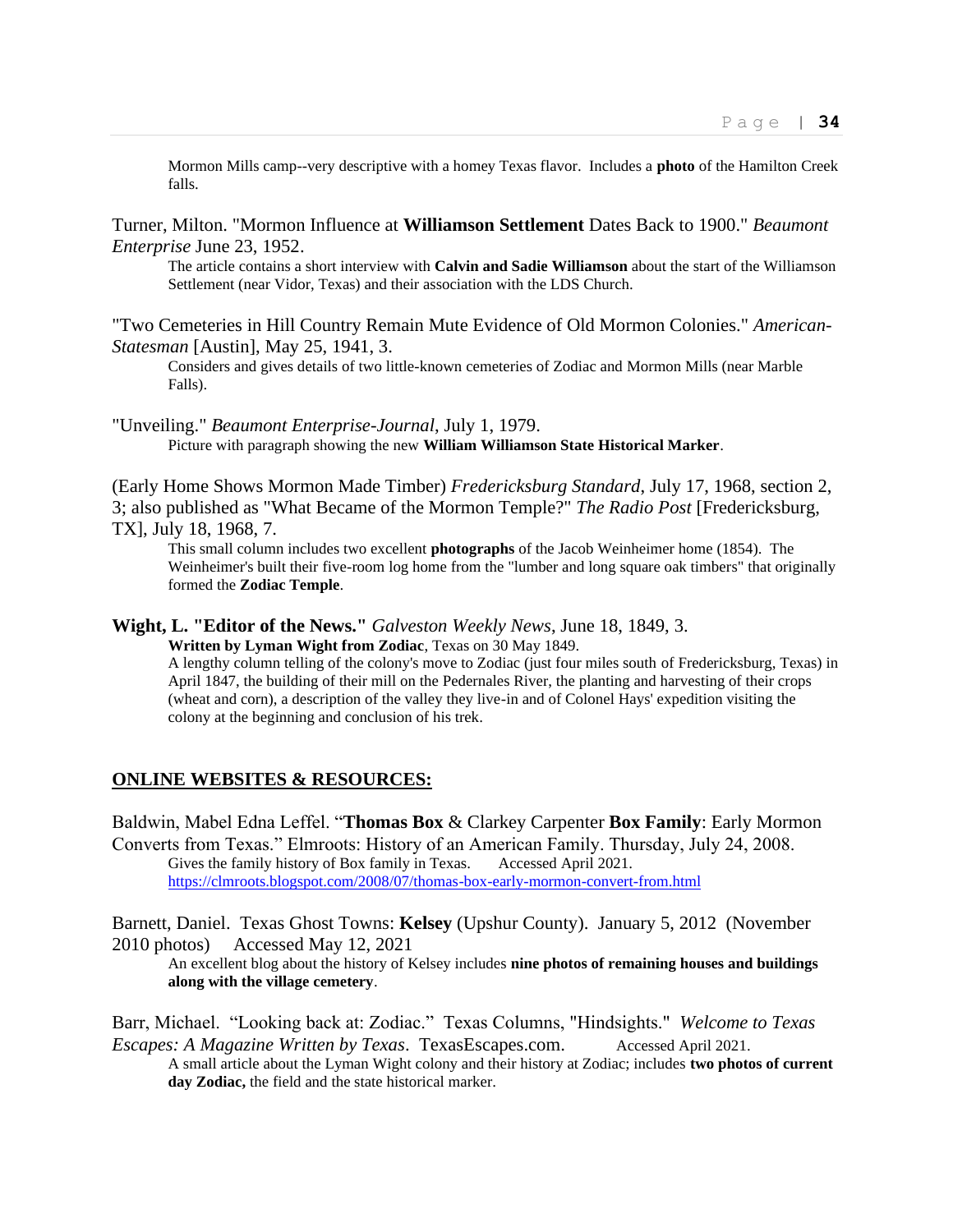Mormon Mills camp--very descriptive with a homey Texas flavor. Includes a **photo** of the Hamilton Creek falls.

Turner, Milton. "Mormon Influence at **Williamson Settlement** Dates Back to 1900." *Beaumont Enterprise* June 23, 1952.

The article contains a short interview with **Calvin and Sadie Williamson** about the start of the Williamson Settlement (near Vidor, Texas) and their association with the LDS Church.

"Two Cemeteries in Hill Country Remain Mute Evidence of Old Mormon Colonies." *American-Statesman* [Austin], May 25, 1941, 3.

Considers and gives details of two little-known cemeteries of Zodiac and Mormon Mills (near Marble Falls).

"Unveiling." *Beaumont Enterprise-Journal*, July 1, 1979.

Picture with paragraph showing the new **William Williamson State Historical Marker**.

(Early Home Shows Mormon Made Timber) *Fredericksburg Standard*, July 17, 1968, section 2, 3; also published as "What Became of the Mormon Temple?" *The Radio Post* [Fredericksburg, TX], July 18, 1968, 7.

This small column includes two excellent **photographs** of the Jacob Weinheimer home (1854). The Weinheimer's built their five-room log home from the "lumber and long square oak timbers" that originally formed the **Zodiac Temple**.

**Wight, L. "Editor of the News."** *Galveston Weekly News*, June 18, 1849, 3.

**Written by Lyman Wight from Zodiac**, Texas on 30 May 1849.
A lengthy column telling of the colony's move to Zodiac (just four miles south of Fredericksburg, Texas) in April 1847, the building of their mill on the Pedernales River, the planting and harvesting of their crops (wheat and corn), a description of the valley they live-in and of Colonel Hays' expedition visiting the colony at the beginning and conclusion of his trek.

## ONLINE WEBSITES & RESOURCES:

Baldwin, Mabel Edna Leffel. "**Thomas Box** & Clarkey Carpenter **Box Family**: Early Mormon Converts from Texas." Elmroots: History of an American Family. Thursday, July 24, 2008.

Gives the family history of Box family in Texas. Accessed April 2021.
https://clmroots.blogspot.com/2008/07/thomas-box-early-mormon-convert-from.html

Barnett, Daniel. Texas Ghost Towns: **Kelsey** (Upshur County). January 5, 2012 (November 2010 photos) Accessed May 12, 2021

An excellent blog about the history of Kelsey includes **nine photos of remaining houses and buildings along with the village cemetery**.

Barr, Michael. "Looking back at: Zodiac." Texas Columns, "Hindsights." *Welcome to Texas Escapes: A Magazine Written by Texas*. TexasEscapes.com. Accessed April 2021.

A small article about the Lyman Wight colony and their history at Zodiac; includes **two photos of current day Zodiac,** the field and the state historical marker.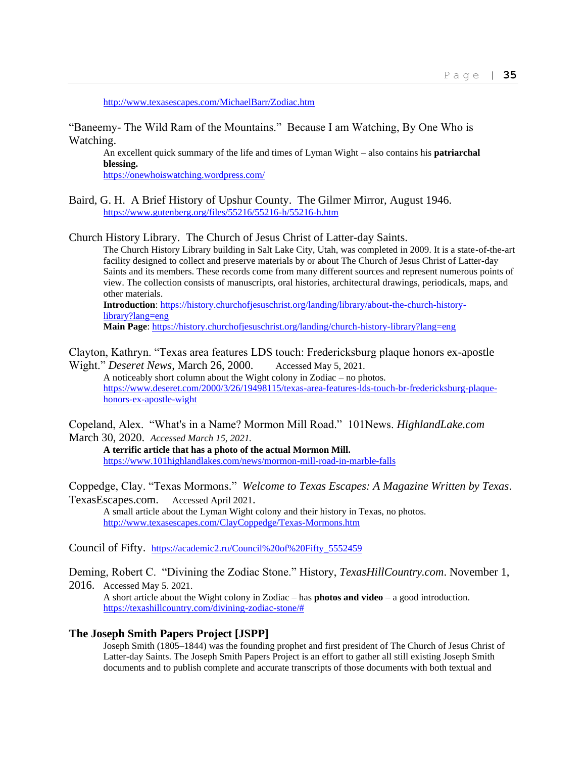http://www.texasescapes.com/MichaelBarr/Zodiac.htm

"Baneemy- The Wild Ram of the Mountains." Because I am Watching, By One Who is Watching.

> An excellent quick summary of the life and times of Lyman Wight – also contains his **patriarchal blessing.**
> https://onewhoiswatching.wordpress.com/

Baird, G. H. A Brief History of Upshur County. The Gilmer Mirror, August 1946.

> https://www.gutenberg.org/files/55216/55216-h/55216-h.htm

Church History Library. The Church of Jesus Christ of Latter-day Saints.

> The Church History Library building in Salt Lake City, Utah, was completed in 2009. It is a state-of-the-art facility designed to collect and preserve materials by or about The Church of Jesus Christ of Latter-day Saints and its members. These records come from many different sources and represent numerous points of view. The collection consists of manuscripts, oral histories, architectural drawings, periodicals, maps, and other materials.
> **Introduction**: https://history.churchofjesuschrist.org/landing/library/about-the-church-history-library?lang=eng
> **Main Page**: https://history.churchofjesuschrist.org/landing/church-history-library?lang=eng

Clayton, Kathryn. "Texas area features LDS touch: Fredericksburg plaque honors ex-apostle Wight." *Deseret News*, March 26, 2000. Accessed May 5, 2021.

> A noticeably short column about the Wight colony in Zodiac – no photos.
> https://www.deseret.com/2000/3/26/19498115/texas-area-features-lds-touch-br-fredericksburg-plaque-honors-ex-apostle-wight

Copeland, Alex. "What's in a Name? Mormon Mill Road." 101News. *HighlandLake.com* March 30, 2020. *Accessed March 15, 2021.*

> **A terrific article that has a photo of the actual Mormon Mill.**
> https://www.101highlandlakes.com/news/mormon-mill-road-in-marble-falls

Coppedge, Clay. "Texas Mormons." *Welcome to Texas Escapes: A Magazine Written by Texas*. TexasEscapes.com. Accessed April 2021.

> A small article about the Lyman Wight colony and their history in Texas, no photos.
> http://www.texasescapes.com/ClayCoppedge/Texas-Mormons.htm

Council of Fifty. https://academic2.ru/Council%20of%20Fifty_5552459

Deming, Robert C. "Divining the Zodiac Stone." History, *TexasHillCountry.com*. November 1, 2016. Accessed May 5. 2021.

> A short article about the Wight colony in Zodiac – has **photos and video** – a good introduction.
> https://texashillcountry.com/divining-zodiac-stone/#

**The Joseph Smith Papers Project [JSPP]**

> Joseph Smith (1805–1844) was the founding prophet and first president of The Church of Jesus Christ of Latter-day Saints. The Joseph Smith Papers Project is an effort to gather all still existing Joseph Smith documents and to publish complete and accurate transcripts of those documents with both textual and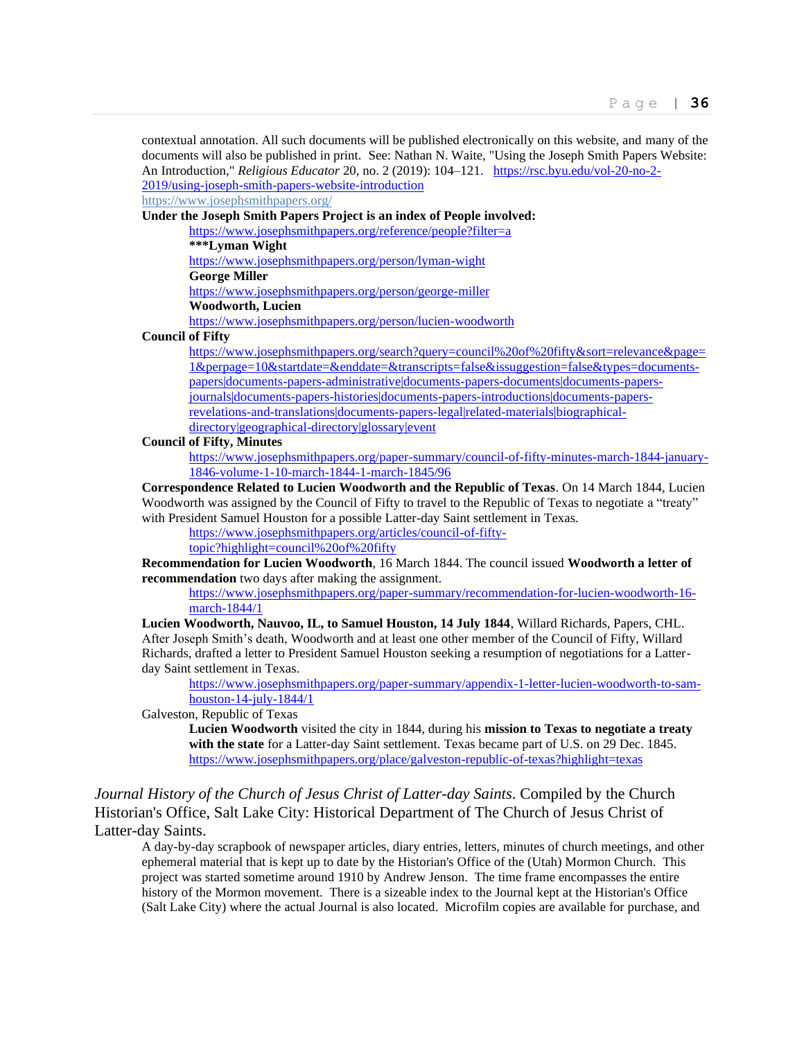contextual annotation. All such documents will be published electronically on this website, and many of the documents will also be published in print. See: Nathan N. Waite, "Using the Joseph Smith Papers Website: An Introduction," *Religious Educator* 20, no. 2 (2019): 104–121. https://rsc.byu.edu/vol-20-no-2-2019/using-joseph-smith-papers-website-introduction
https://www.josephsmithpapers.org/

**Under the Joseph Smith Papers Project is an index of People involved:**

> https://www.josephsmithpapers.org/reference/people?filter=a
> **\*\*\*Lyman Wight**
> https://www.josephsmithpapers.org/person/lyman-wight
> **George Miller**
> https://www.josephsmithpapers.org/person/george-miller
> **Woodworth, Lucien**
> https://www.josephsmithpapers.org/person/lucien-woodworth

**Council of Fifty**

> https://www.josephsmithpapers.org/search?query=council%20of%20fifty&sort=relevance&page=1&perpage=10&startdate=&enddate=&transcripts=false&issuggestion=false&types=documents-papers|documents-papers-administrative|documents-papers-documents|documents-papers-journals|documents-papers-histories|documents-papers-introductions|documents-papers-revelations-and-translations|documents-papers-legal|related-materials|biographical-directory|geographical-directory|glossary|event

**Council of Fifty, Minutes**

> https://www.josephsmithpapers.org/paper-summary/council-of-fifty-minutes-march-1844-january-1846-volume-1-10-march-1844-1-march-1845/96

**Correspondence Related to Lucien Woodworth and the Republic of Texas**. On 14 March 1844, Lucien Woodworth was assigned by the Council of Fifty to travel to the Republic of Texas to negotiate a "treaty" with President Samuel Houston for a possible Latter-day Saint settlement in Texas.

> https://www.josephsmithpapers.org/articles/council-of-fifty-topic?highlight=council%20of%20fifty

**Recommendation for Lucien Woodworth**, 16 March 1844. The council issued **Woodworth a letter of recommendation** two days after making the assignment.

> https://www.josephsmithpapers.org/paper-summary/recommendation-for-lucien-woodworth-16-march-1844/1

**Lucien Woodworth, Nauvoo, IL, to Samuel Houston, 14 July 1844**, Willard Richards, Papers, CHL. After Joseph Smith's death, Woodworth and at least one other member of the Council of Fifty, Willard Richards, drafted a letter to President Samuel Houston seeking a resumption of negotiations for a Latter-day Saint settlement in Texas.

> https://www.josephsmithpapers.org/paper-summary/appendix-1-letter-lucien-woodworth-to-sam-houston-14-july-1844/1

Galveston, Republic of Texas

> **Lucien Woodworth** visited the city in 1844, during his **mission to Texas to negotiate a treaty with the state** for a Latter-day Saint settlement. Texas became part of U.S. on 29 Dec. 1845.
> https://www.josephsmithpapers.org/place/galveston-republic-of-texas?highlight=texas

*Journal History of the Church of Jesus Christ of Latter-day Saints*. Compiled by the Church Historian's Office, Salt Lake City: Historical Department of The Church of Jesus Christ of Latter-day Saints.

> A day-by-day scrapbook of newspaper articles, diary entries, letters, minutes of church meetings, and other ephemeral material that is kept up to date by the Historian's Office of the (Utah) Mormon Church. This project was started sometime around 1910 by Andrew Jenson. The time frame encompasses the entire history of the Mormon movement. There is a sizeable index to the Journal kept at the Historian's Office (Salt Lake City) where the actual Journal is also located. Microfilm copies are available for purchase, and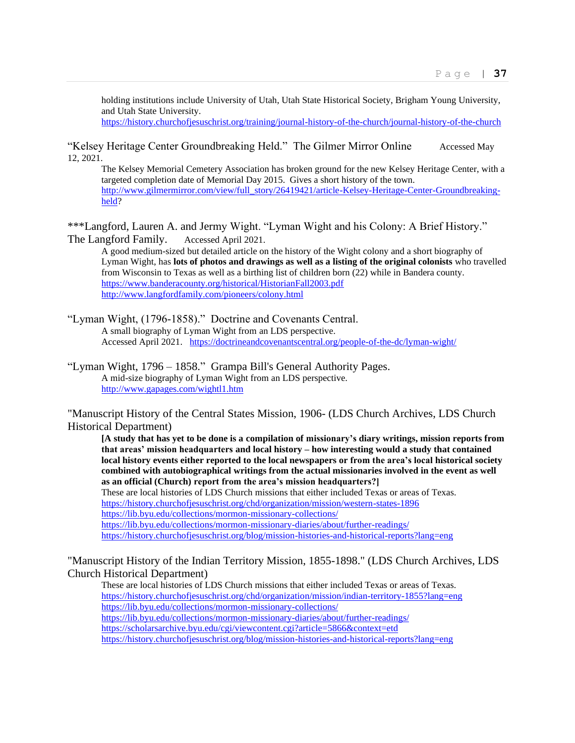holding institutions include University of Utah, Utah State Historical Society, Brigham Young University, and Utah State University.
https://history.churchofjesuschrist.org/training/journal-history-of-the-church/journal-history-of-the-church

"Kelsey Heritage Center Groundbreaking Held." The Gilmer Mirror Online Accessed May 12, 2021.

The Kelsey Memorial Cemetery Association has broken ground for the new Kelsey Heritage Center, with a targeted completion date of Memorial Day 2015. Gives a short history of the town.
http://www.gilmermirror.com/view/full_story/26419421/article-Kelsey-Heritage-Center-Groundbreaking-held?

***Langford, Lauren A. and Jermy Wight. "Lyman Wight and his Colony: A Brief History." The Langford Family. Accessed April 2021.

A good medium-sized but detailed article on the history of the Wight colony and a short biography of Lyman Wight, has **lots of photos and drawings as well as a listing of the original colonists** who travelled from Wisconsin to Texas as well as a birthing list of children born (22) while in Bandera county.
https://www.banderacounty.org/historical/HistorianFall2003.pdf
http://www.langfordfamily.com/pioneers/colony.html

"Lyman Wight, (1796-1858)." Doctrine and Covenants Central.

A small biography of Lyman Wight from an LDS perspective.
Accessed April 2021. https://doctrineandcovenantscentral.org/people-of-the-dc/lyman-wight/

"Lyman Wight, 1796 – 1858." Grampa Bill's General Authority Pages.

A mid-size biography of Lyman Wight from an LDS perspective.
http://www.gapages.com/wightl1.htm

"Manuscript History of the Central States Mission, 1906- (LDS Church Archives, LDS Church Historical Department)

**[A study that has yet to be done is a compilation of missionary's diary writings, mission reports from that areas' mission headquarters and local history – how interesting would a study that contained local history events either reported to the local newspapers or from the area's local historical society combined with autobiographical writings from the actual missionaries involved in the event as well as an official (Church) report from the area's mission headquarters?]**
These are local histories of LDS Church missions that either included Texas or areas of Texas.
https://history.churchofjesuschrist.org/chd/organization/mission/western-states-1896
https://lib.byu.edu/collections/mormon-missionary-collections/
https://lib.byu.edu/collections/mormon-missionary-diaries/about/further-readings/
https://history.churchofjesuschrist.org/blog/mission-histories-and-historical-reports?lang=eng

"Manuscript History of the Indian Territory Mission, 1855-1898." (LDS Church Archives, LDS Church Historical Department)

These are local histories of LDS Church missions that either included Texas or areas of Texas.
https://history.churchofjesuschrist.org/chd/organization/mission/indian-territory-1855?lang=eng
https://lib.byu.edu/collections/mormon-missionary-collections/
https://lib.byu.edu/collections/mormon-missionary-diaries/about/further-readings/
https://scholarsarchive.byu.edu/cgi/viewcontent.cgi?article=5866&context=etd
https://history.churchofjesuschrist.org/blog/mission-histories-and-historical-reports?lang=eng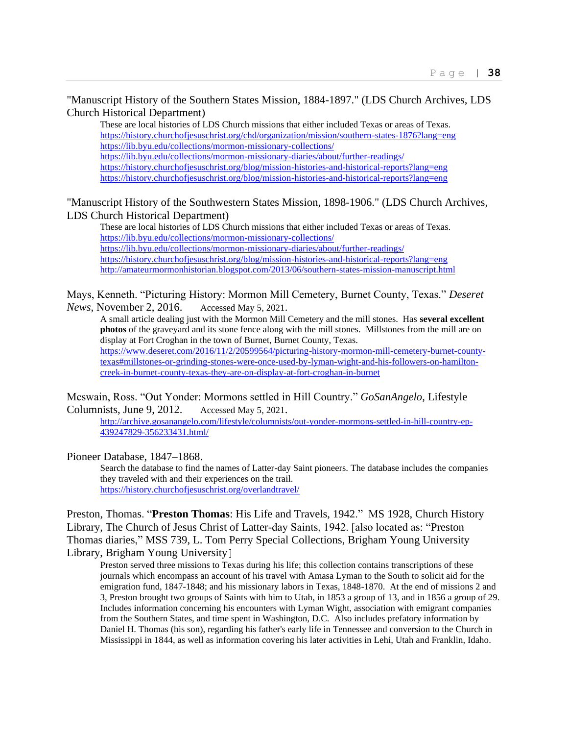"Manuscript History of the Southern States Mission, 1884-1897." (LDS Church Archives, LDS Church Historical Department)

> These are local histories of LDS Church missions that either included Texas or areas of Texas.
> https://history.churchofjesuschrist.org/chd/organization/mission/southern-states-1876?lang=eng
> https://lib.byu.edu/collections/mormon-missionary-collections/
> https://lib.byu.edu/collections/mormon-missionary-diaries/about/further-readings/
> https://history.churchofjesuschrist.org/blog/mission-histories-and-historical-reports?lang=eng
> https://history.churchofjesuschrist.org/blog/mission-histories-and-historical-reports?lang=eng

"Manuscript History of the Southwestern States Mission, 1898-1906." (LDS Church Archives, LDS Church Historical Department)

> These are local histories of LDS Church missions that either included Texas or areas of Texas.
> https://lib.byu.edu/collections/mormon-missionary-collections/
> https://lib.byu.edu/collections/mormon-missionary-diaries/about/further-readings/
> https://history.churchofjesuschrist.org/blog/mission-histories-and-historical-reports?lang=eng
> http://amateurmormonhistorian.blogspot.com/2013/06/southern-states-mission-manuscript.html

Mays, Kenneth. "Picturing History: Mormon Mill Cemetery, Burnet County, Texas." *Deseret News*, November 2, 2016. Accessed May 5, 2021.

> A small article dealing just with the Mormon Mill Cemetery and the mill stones. Has **several excellent photos** of the graveyard and its stone fence along with the mill stones. Millstones from the mill are on display at Fort Croghan in the town of Burnet, Burnet County, Texas.
> https://www.deseret.com/2016/11/2/20599564/picturing-history-mormon-mill-cemetery-burnet-county-texas#millstones-or-grinding-stones-were-once-used-by-lyman-wight-and-his-followers-on-hamilton-creek-in-burnet-county-texas-they-are-on-display-at-fort-croghan-in-burnet

Mcswain, Ross. "Out Yonder: Mormons settled in Hill Country." *GoSanAngelo*, Lifestyle Columnists, June 9, 2012. Accessed May 5, 2021.

> http://archive.gosanangelo.com/lifestyle/columnists/out-yonder-mormons-settled-in-hill-country-ep-439247829-356233431.html/

Pioneer Database, 1847–1868.

> Search the database to find the names of Latter-day Saint pioneers. The database includes the companies they traveled with and their experiences on the trail.
> https://history.churchofjesuschrist.org/overlandtravel/

Preston, Thomas. "**Preston Thomas**: His Life and Travels, 1942." MS 1928, Church History Library, The Church of Jesus Christ of Latter-day Saints, 1942. [also located as: "Preston Thomas diaries," MSS 739, L. Tom Perry Special Collections, Brigham Young University Library, Brigham Young University]

> Preston served three missions to Texas during his life; this collection contains transcriptions of these journals which encompass an account of his travel with Amasa Lyman to the South to solicit aid for the emigration fund, 1847-1848; and his missionary labors in Texas, 1848-1870. At the end of missions 2 and 3, Preston brought two groups of Saints with him to Utah, in 1853 a group of 13, and in 1856 a group of 29. Includes information concerning his encounters with Lyman Wight, association with emigrant companies from the Southern States, and time spent in Washington, D.C. Also includes prefatory information by Daniel H. Thomas (his son), regarding his father's early life in Tennessee and conversion to the Church in Mississippi in 1844, as well as information covering his later activities in Lehi, Utah and Franklin, Idaho.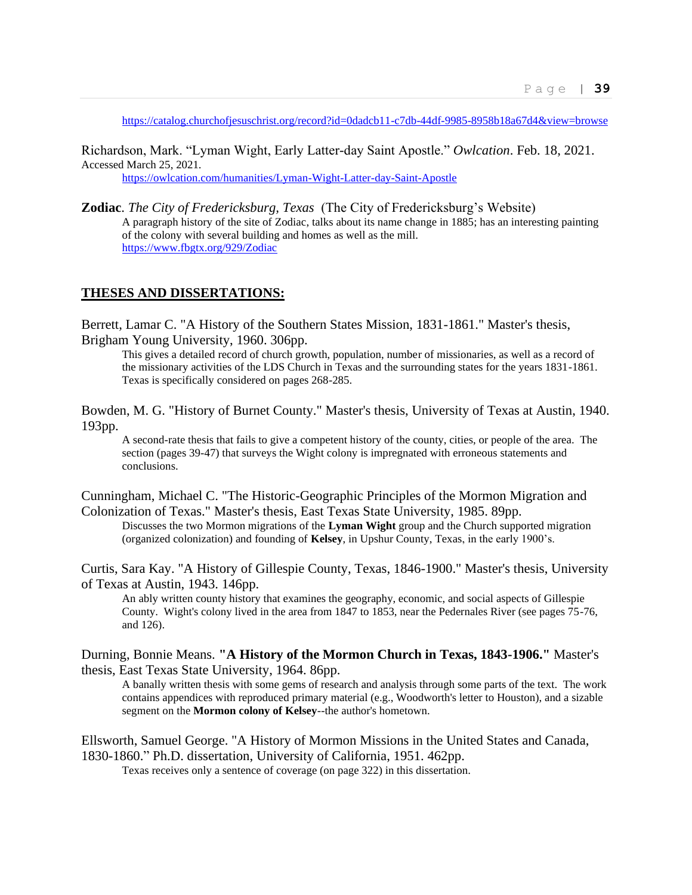https://catalog.churchofjesuschrist.org/record?id=0dadcb11-c7db-44df-9985-8958b18a67d4&view=browse

Richardson, Mark. "Lyman Wight, Early Latter-day Saint Apostle." *Owlcation*. Feb. 18, 2021. Accessed March 25, 2021.

https://owlcation.com/humanities/Lyman-Wight-Latter-day-Saint-Apostle

**Zodiac**. *The City of Fredericksburg, Texas* (The City of Fredericksburg's Website)

A paragraph history of the site of Zodiac, talks about its name change in 1885; has an interesting painting of the colony with several building and homes as well as the mill.
https://www.fbgtx.org/929/Zodiac

## THESES AND DISSERTATIONS:

Berrett, Lamar C. "A History of the Southern States Mission, 1831-1861." Master's thesis, Brigham Young University, 1960. 306pp.

This gives a detailed record of church growth, population, number of missionaries, as well as a record of the missionary activities of the LDS Church in Texas and the surrounding states for the years 1831-1861. Texas is specifically considered on pages 268-285.

Bowden, M. G. "History of Burnet County." Master's thesis, University of Texas at Austin, 1940. 193pp.

A second-rate thesis that fails to give a competent history of the county, cities, or people of the area. The section (pages 39-47) that surveys the Wight colony is impregnated with erroneous statements and conclusions.

Cunningham, Michael C. "The Historic-Geographic Principles of the Mormon Migration and Colonization of Texas." Master's thesis, East Texas State University, 1985. 89pp.

Discusses the two Mormon migrations of the **Lyman Wight** group and the Church supported migration (organized colonization) and founding of **Kelsey**, in Upshur County, Texas, in the early 1900's.

Curtis, Sara Kay. "A History of Gillespie County, Texas, 1846-1900." Master's thesis, University of Texas at Austin, 1943. 146pp.

An ably written county history that examines the geography, economic, and social aspects of Gillespie County. Wight's colony lived in the area from 1847 to 1853, near the Pedernales River (see pages 75-76, and 126).

Durning, Bonnie Means. **"A History of the Mormon Church in Texas, 1843-1906."** Master's thesis, East Texas State University, 1964. 86pp.

A banally written thesis with some gems of research and analysis through some parts of the text. The work contains appendices with reproduced primary material (e.g., Woodworth's letter to Houston), and a sizable segment on the **Mormon colony of Kelsey**--the author's hometown.

Ellsworth, Samuel George. "A History of Mormon Missions in the United States and Canada, 1830-1860." Ph.D. dissertation, University of California, 1951. 462pp.

Texas receives only a sentence of coverage (on page 322) in this dissertation.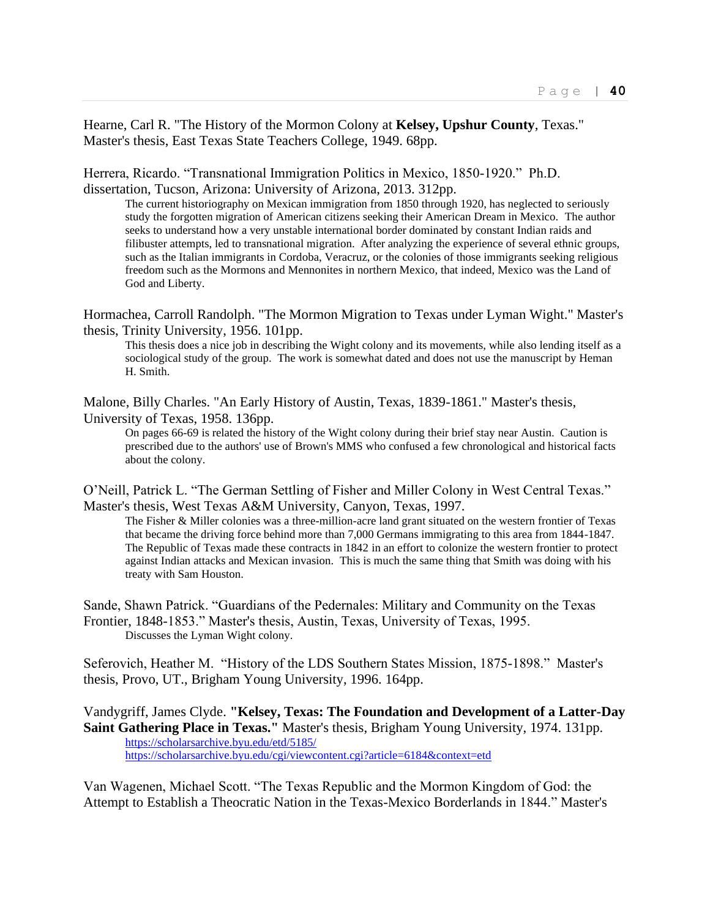Hearne, Carl R. "The History of the Mormon Colony at **Kelsey, Upshur County**, Texas." Master's thesis, East Texas State Teachers College, 1949. 68pp.

Herrera, Ricardo. "Transnational Immigration Politics in Mexico, 1850-1920." Ph.D. dissertation, Tucson, Arizona: University of Arizona, 2013. 312pp.

> The current historiography on Mexican immigration from 1850 through 1920, has neglected to seriously study the forgotten migration of American citizens seeking their American Dream in Mexico. The author seeks to understand how a very unstable international border dominated by constant Indian raids and filibuster attempts, led to transnational migration. After analyzing the experience of several ethnic groups, such as the Italian immigrants in Cordoba, Veracruz, or the colonies of those immigrants seeking religious freedom such as the Mormons and Mennonites in northern Mexico, that indeed, Mexico was the Land of God and Liberty.

Hormachea, Carroll Randolph. "The Mormon Migration to Texas under Lyman Wight." Master's thesis, Trinity University, 1956. 101pp.

> This thesis does a nice job in describing the Wight colony and its movements, while also lending itself as a sociological study of the group. The work is somewhat dated and does not use the manuscript by Heman H. Smith.

Malone, Billy Charles. "An Early History of Austin, Texas, 1839-1861." Master's thesis, University of Texas, 1958. 136pp.

> On pages 66-69 is related the history of the Wight colony during their brief stay near Austin. Caution is prescribed due to the authors' use of Brown's MMS who confused a few chronological and historical facts about the colony.

O'Neill, Patrick L. "The German Settling of Fisher and Miller Colony in West Central Texas." Master's thesis, West Texas A&M University, Canyon, Texas, 1997.

> The Fisher & Miller colonies was a three-million-acre land grant situated on the western frontier of Texas that became the driving force behind more than 7,000 Germans immigrating to this area from 1844-1847. The Republic of Texas made these contracts in 1842 in an effort to colonize the western frontier to protect against Indian attacks and Mexican invasion. This is much the same thing that Smith was doing with his treaty with Sam Houston.

Sande, Shawn Patrick. "Guardians of the Pedernales: Military and Community on the Texas Frontier, 1848-1853." Master's thesis, Austin, Texas, University of Texas, 1995.

> Discusses the Lyman Wight colony.

Seferovich, Heather M. "History of the LDS Southern States Mission, 1875-1898." Master's thesis, Provo, UT., Brigham Young University, 1996. 164pp.

Vandygriff, James Clyde. **"Kelsey, Texas: The Foundation and Development of a Latter-Day Saint Gathering Place in Texas."** Master's thesis, Brigham Young University, 1974. 131pp.

> https://scholarsarchive.byu.edu/etd/5185/
> https://scholarsarchive.byu.edu/cgi/viewcontent.cgi?article=6184&context=etd

Van Wagenen, Michael Scott. "The Texas Republic and the Mormon Kingdom of God: the Attempt to Establish a Theocratic Nation in the Texas-Mexico Borderlands in 1844." Master's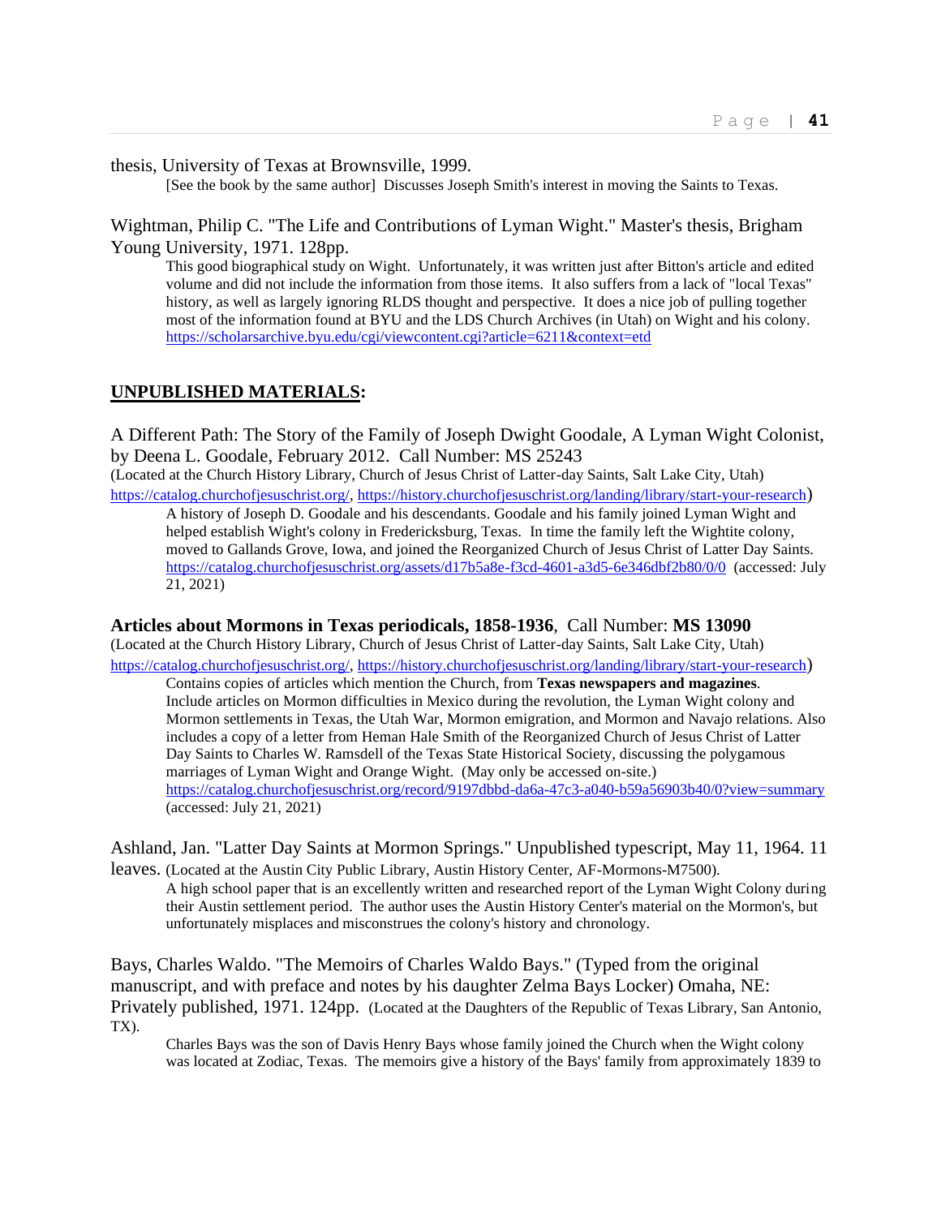thesis, University of Texas at Brownsville, 1999.

[See the book by the same author] Discusses Joseph Smith's interest in moving the Saints to Texas.

Wightman, Philip C. "The Life and Contributions of Lyman Wight." Master's thesis, Brigham Young University, 1971. 128pp.

This good biographical study on Wight. Unfortunately, it was written just after Bitton's article and edited volume and did not include the information from those items. It also suffers from a lack of "local Texas" history, as well as largely ignoring RLDS thought and perspective. It does a nice job of pulling together most of the information found at BYU and the LDS Church Archives (in Utah) on Wight and his colony. https://scholarsarchive.byu.edu/cgi/viewcontent.cgi?article=6211&context=etd

## UNPUBLISHED MATERIALS:

A Different Path: The Story of the Family of Joseph Dwight Goodale, A Lyman Wight Colonist, by Deena L. Goodale, February 2012. Call Number: MS 25243
(Located at the Church History Library, Church of Jesus Christ of Latter-day Saints, Salt Lake City, Utah)
https://catalog.churchofjesuschrist.org/, https://history.churchofjesuschrist.org/landing/library/start-your-research)

A history of Joseph D. Goodale and his descendants. Goodale and his family joined Lyman Wight and helped establish Wight's colony in Fredericksburg, Texas. In time the family left the Wightite colony, moved to Gallands Grove, Iowa, and joined the Reorganized Church of Jesus Christ of Latter Day Saints. https://catalog.churchofjesuschrist.org/assets/d17b5a8e-f3cd-4601-a3d5-6e346dbf2b80/0/0 (accessed: July 21, 2021)

**Articles about Mormons in Texas periodicals, 1858-1936**, Call Number: **MS 13090**
(Located at the Church History Library, Church of Jesus Christ of Latter-day Saints, Salt Lake City, Utah)
https://catalog.churchofjesuschrist.org/, https://history.churchofjesuschrist.org/landing/library/start-your-research)

Contains copies of articles which mention the Church, from **Texas newspapers and magazines**. Include articles on Mormon difficulties in Mexico during the revolution, the Lyman Wight colony and Mormon settlements in Texas, the Utah War, Mormon emigration, and Mormon and Navajo relations. Also includes a copy of a letter from Heman Hale Smith of the Reorganized Church of Jesus Christ of Latter Day Saints to Charles W. Ramsdell of the Texas State Historical Society, discussing the polygamous marriages of Lyman Wight and Orange Wight. (May only be accessed on-site.)
https://catalog.churchofjesuschrist.org/record/9197dbbd-da6a-47c3-a040-b59a56903b40/0?view=summary (accessed: July 21, 2021)

Ashland, Jan. "Latter Day Saints at Mormon Springs." Unpublished typescript, May 11, 1964. 11 leaves. (Located at the Austin City Public Library, Austin History Center, AF-Mormons-M7500).

A high school paper that is an excellently written and researched report of the Lyman Wight Colony during their Austin settlement period. The author uses the Austin History Center's material on the Mormon's, but unfortunately misplaces and misconstrues the colony's history and chronology.

Bays, Charles Waldo. "The Memoirs of Charles Waldo Bays." (Typed from the original manuscript, and with preface and notes by his daughter Zelma Bays Locker) Omaha, NE: Privately published, 1971. 124pp. (Located at the Daughters of the Republic of Texas Library, San Antonio, TX).

Charles Bays was the son of Davis Henry Bays whose family joined the Church when the Wight colony was located at Zodiac, Texas. The memoirs give a history of the Bays' family from approximately 1839 to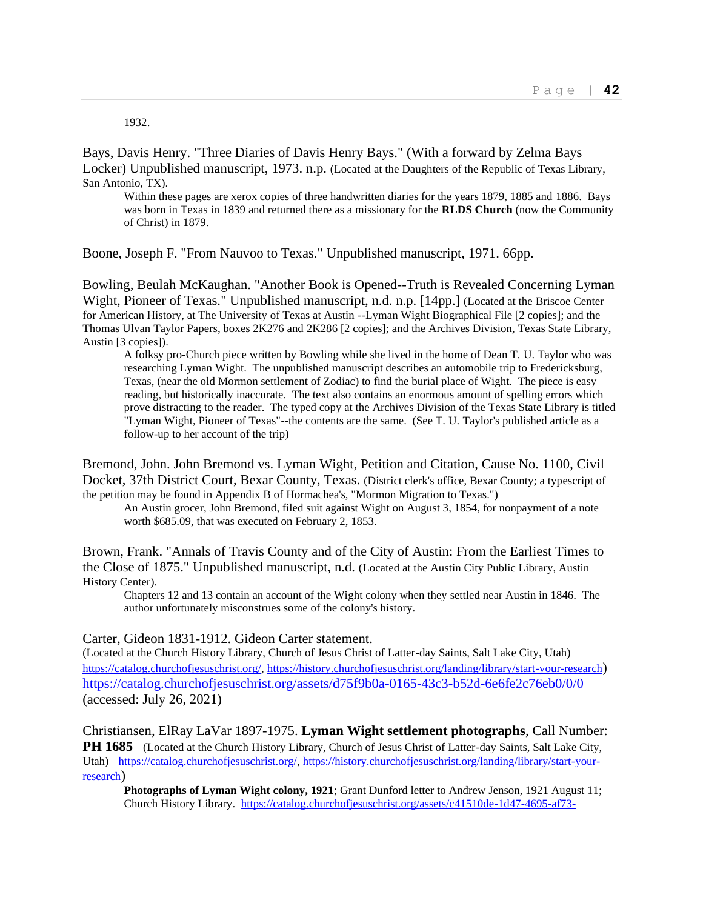1932.

Bays, Davis Henry. "Three Diaries of Davis Henry Bays." (With a forward by Zelma Bays Locker) Unpublished manuscript, 1973. n.p. (Located at the Daughters of the Republic of Texas Library, San Antonio, TX).

> Within these pages are xerox copies of three handwritten diaries for the years 1879, 1885 and 1886. Bays was born in Texas in 1839 and returned there as a missionary for the **RLDS Church** (now the Community of Christ) in 1879.

Boone, Joseph F. "From Nauvoo to Texas." Unpublished manuscript, 1971. 66pp.

Bowling, Beulah McKaughan. "Another Book is Opened--Truth is Revealed Concerning Lyman Wight, Pioneer of Texas." Unpublished manuscript, n.d. n.p. [14pp.] (Located at the Briscoe Center for American History, at The University of Texas at Austin --Lyman Wight Biographical File [2 copies]; and the Thomas Ulvan Taylor Papers, boxes 2K276 and 2K286 [2 copies]; and the Archives Division, Texas State Library, Austin [3 copies]).

> A folksy pro-Church piece written by Bowling while she lived in the home of Dean T. U. Taylor who was researching Lyman Wight. The unpublished manuscript describes an automobile trip to Fredericksburg, Texas, (near the old Mormon settlement of Zodiac) to find the burial place of Wight. The piece is easy reading, but historically inaccurate. The text also contains an enormous amount of spelling errors which prove distracting to the reader. The typed copy at the Archives Division of the Texas State Library is titled "Lyman Wight, Pioneer of Texas"--the contents are the same. (See T. U. Taylor's published article as a follow-up to her account of the trip)

Bremond, John. John Bremond vs. Lyman Wight, Petition and Citation, Cause No. 1100, Civil Docket, 37th District Court, Bexar County, Texas. (District clerk's office, Bexar County; a typescript of the petition may be found in Appendix B of Hormachea's, "Mormon Migration to Texas.")

> An Austin grocer, John Bremond, filed suit against Wight on August 3, 1854, for nonpayment of a note worth $685.09, that was executed on February 2, 1853.

Brown, Frank. "Annals of Travis County and of the City of Austin: From the Earliest Times to the Close of 1875." Unpublished manuscript, n.d. (Located at the Austin City Public Library, Austin History Center).

> Chapters 12 and 13 contain an account of the Wight colony when they settled near Austin in 1846. The author unfortunately misconstrues some of the colony's history.

Carter, Gideon 1831-1912. Gideon Carter statement.
(Located at the Church History Library, Church of Jesus Christ of Latter-day Saints, Salt Lake City, Utah) https://catalog.churchofjesuschrist.org/, https://history.churchofjesuschrist.org/landing/library/start-your-research)
https://catalog.churchofjesuschrist.org/assets/d75f9b0a-0165-43c3-b52d-6e6fe2c76eb0/0/0
(accessed: July 26, 2021)

Christiansen, ElRay LaVar 1897-1975. **Lyman Wight settlement photographs**, Call Number: **PH 1685** (Located at the Church History Library, Church of Jesus Christ of Latter-day Saints, Salt Lake City, Utah) https://catalog.churchofjesuschrist.org/, https://history.churchofjesuschrist.org/landing/library/start-your-research)

> **Photographs of Lyman Wight colony, 1921**; Grant Dunford letter to Andrew Jenson, 1921 August 11; Church History Library. https://catalog.churchofjesuschrist.org/assets/c41510de-1d47-4695-af73-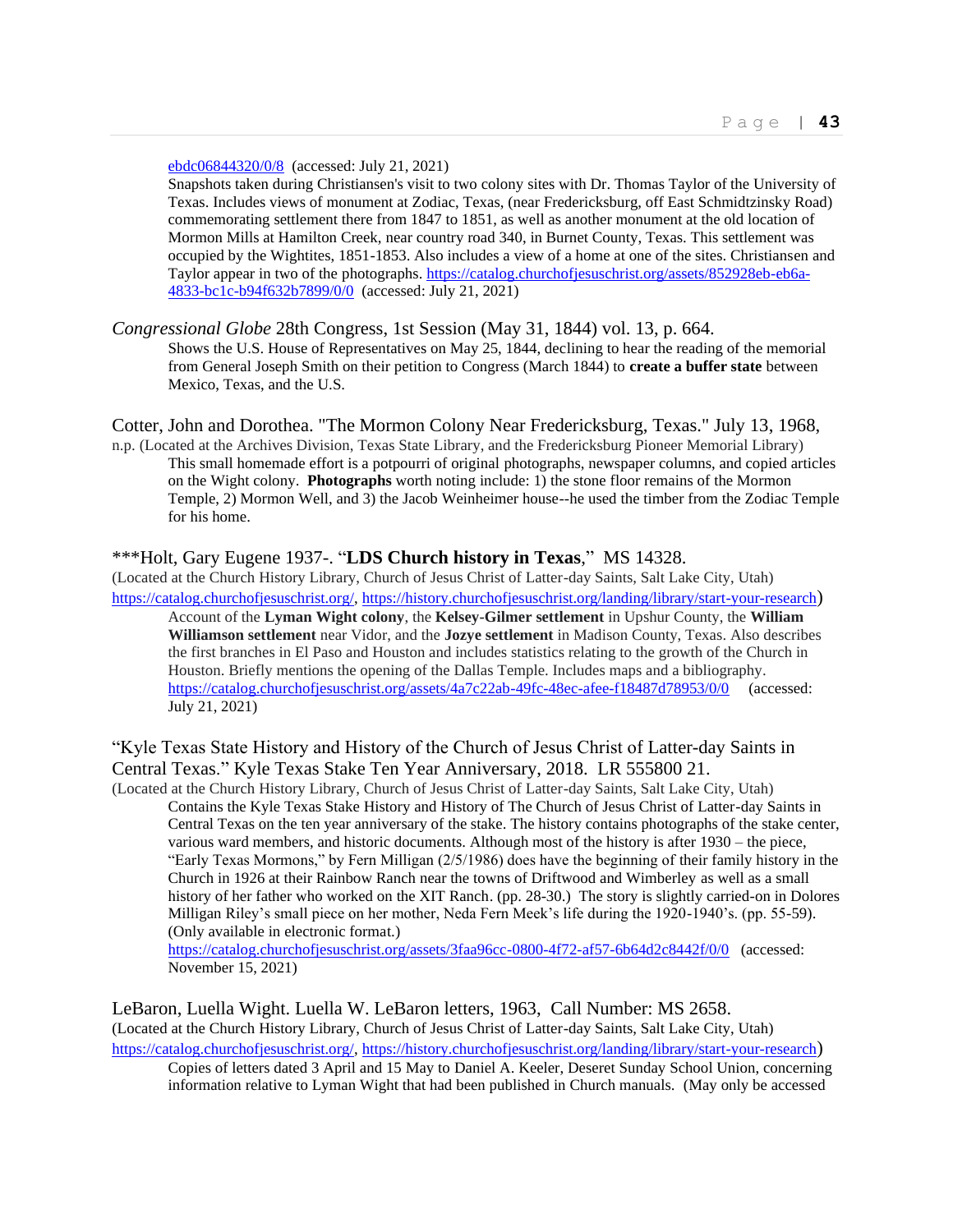[ebdc06844320/0/8](ebdc06844320/0/8) (accessed: July 21, 2021)

Snapshots taken during Christiansen's visit to two colony sites with Dr. Thomas Taylor of the University of Texas. Includes views of monument at Zodiac, Texas, (near Fredericksburg, off East Schmidtzinsky Road) commemorating settlement there from 1847 to 1851, as well as another monument at the old location of Mormon Mills at Hamilton Creek, near country road 340, in Burnet County, Texas. This settlement was occupied by the Wightites, 1851-1853. Also includes a view of a home at one of the sites. Christiansen and Taylor appear in two of the photographs. https://catalog.churchofjesuschrist.org/assets/852928eb-eb6a-4833-bc1c-b94f632b7899/0/0 (accessed: July 21, 2021)

*Congressional Globe* 28th Congress, 1st Session (May 31, 1844) vol. 13, p. 664.

Shows the U.S. House of Representatives on May 25, 1844, declining to hear the reading of the memorial from General Joseph Smith on their petition to Congress (March 1844) to **create a buffer state** between Mexico, Texas, and the U.S.

Cotter, John and Dorothea. "The Mormon Colony Near Fredericksburg, Texas." July 13, 1968, n.p. (Located at the Archives Division, Texas State Library, and the Fredericksburg Pioneer Memorial Library)

This small homemade effort is a potpourri of original photographs, newspaper columns, and copied articles on the Wight colony. **Photographs** worth noting include: 1) the stone floor remains of the Mormon Temple, 2) Mormon Well, and 3) the Jacob Weinheimer house--he used the timber from the Zodiac Temple for his home.

***Holt, Gary Eugene 1937-. "**LDS Church history in Texas**," MS 14328.
(Located at the Church History Library, Church of Jesus Christ of Latter-day Saints, Salt Lake City, Utah)
https://catalog.churchofjesuschrist.org/, https://history.churchofjesuschrist.org/landing/library/start-your-research)

Account of the **Lyman Wight colony**, the **Kelsey-Gilmer settlement** in Upshur County, the **William Williamson settlement** near Vidor, and the **Jozye settlement** in Madison County, Texas. Also describes the first branches in El Paso and Houston and includes statistics relating to the growth of the Church in Houston. Briefly mentions the opening of the Dallas Temple. Includes maps and a bibliography. https://catalog.churchofjesuschrist.org/assets/4a7c22ab-49fc-48ec-afee-f18487d78953/0/0 (accessed: July 21, 2021)

"Kyle Texas State History and History of the Church of Jesus Christ of Latter-day Saints in Central Texas." Kyle Texas Stake Ten Year Anniversary, 2018. LR 555800 21.
(Located at the Church History Library, Church of Jesus Christ of Latter-day Saints, Salt Lake City, Utah)

Contains the Kyle Texas Stake History and History of The Church of Jesus Christ of Latter-day Saints in Central Texas on the ten year anniversary of the stake. The history contains photographs of the stake center, various ward members, and historic documents. Although most of the history is after 1930 – the piece, "Early Texas Mormons," by Fern Milligan (2/5/1986) does have the beginning of their family history in the Church in 1926 at their Rainbow Ranch near the towns of Driftwood and Wimberley as well as a small history of her father who worked on the XIT Ranch. (pp. 28-30.) The story is slightly carried-on in Dolores Milligan Riley's small piece on her mother, Neda Fern Meek's life during the 1920-1940's. (pp. 55-59). (Only available in electronic format.)
https://catalog.churchofjesuschrist.org/assets/3faa96cc-0800-4f72-af57-6b64d2c8442f/0/0 (accessed: November 15, 2021)

LeBaron, Luella Wight. Luella W. LeBaron letters, 1963, Call Number: MS 2658.
(Located at the Church History Library, Church of Jesus Christ of Latter-day Saints, Salt Lake City, Utah)
https://catalog.churchofjesuschrist.org/, https://history.churchofjesuschrist.org/landing/library/start-your-research)

Copies of letters dated 3 April and 15 May to Daniel A. Keeler, Deseret Sunday School Union, concerning information relative to Lyman Wight that had been published in Church manuals. (May only be accessed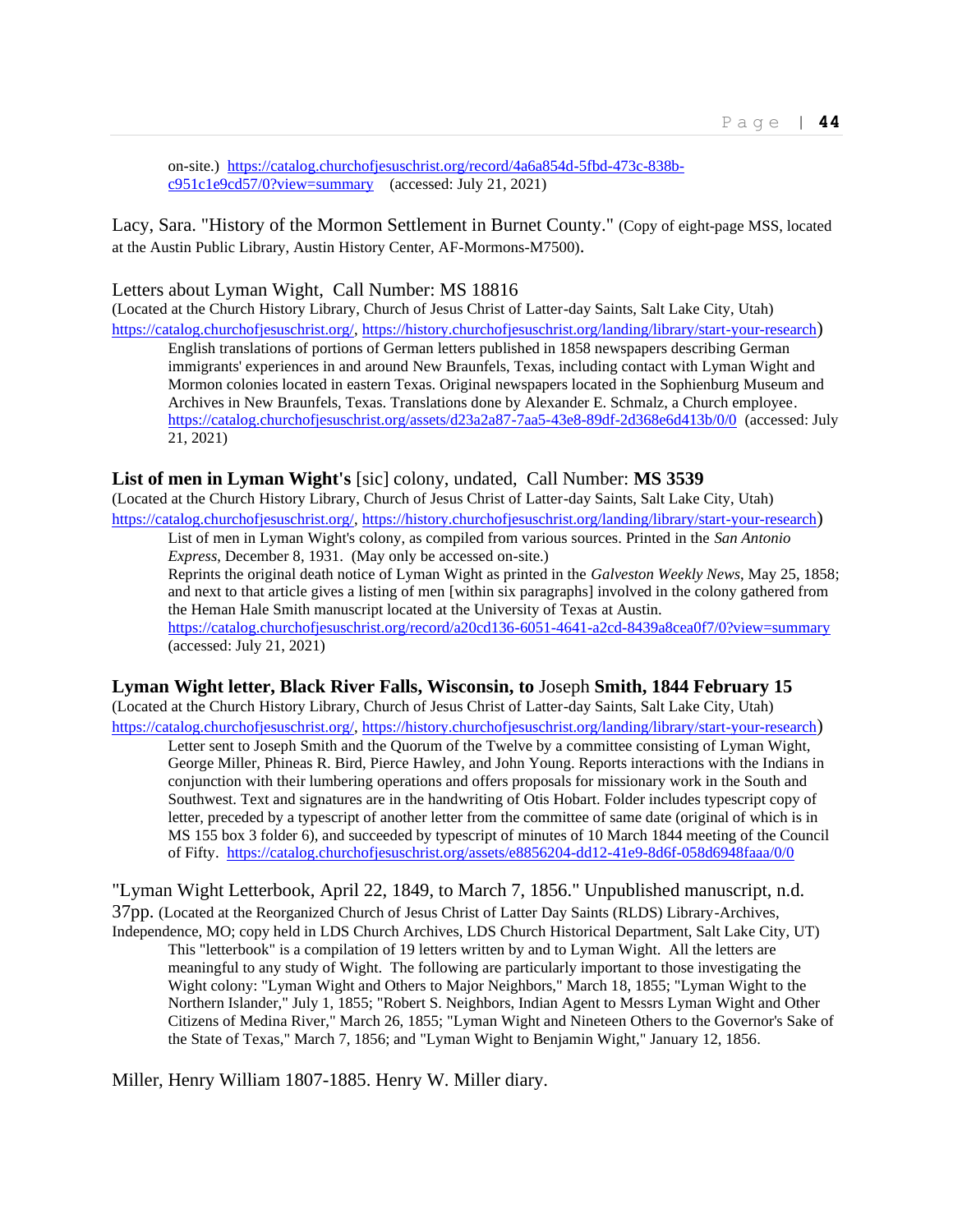on-site.) [https://catalog.churchofjesuschrist.org/record/4a6a854d-5fbd-473c-838b-c951c1e9cd57/0?view=summary](https://catalog.churchofjesuschrist.org/record/4a6a854d-5fbd-473c-838b-c951c1e9cd57/0?view=summary) (accessed: July 21, 2021)

Lacy, Sara. "History of the Mormon Settlement in Burnet County." (Copy of eight-page MSS, located at the Austin Public Library, Austin History Center, AF-Mormons-M7500).

Letters about Lyman Wight, Call Number: MS 18816
(Located at the Church History Library, Church of Jesus Christ of Latter-day Saints, Salt Lake City, Utah)
[https://catalog.churchofjesuschrist.org/](https://catalog.churchofjesuschrist.org/), [https://history.churchofjesuschrist.org/landing/library/start-your-research](https://history.churchofjesuschrist.org/landing/library/start-your-research))

English translations of portions of German letters published in 1858 newspapers describing German immigrants' experiences in and around New Braunfels, Texas, including contact with Lyman Wight and Mormon colonies located in eastern Texas. Original newspapers located in the Sophienburg Museum and Archives in New Braunfels, Texas. Translations done by Alexander E. Schmalz, a Church employee. [https://catalog.churchofjesuschrist.org/assets/d23a2a87-7aa5-43e8-89df-2d368e6d413b/0/0](https://catalog.churchofjesuschrist.org/assets/d23a2a87-7aa5-43e8-89df-2d368e6d413b/0/0) (accessed: July 21, 2021)

**List of men in Lyman Wight's** [sic] colony, undated, Call Number: **MS 3539**
(Located at the Church History Library, Church of Jesus Christ of Latter-day Saints, Salt Lake City, Utah)
[https://catalog.churchofjesuschrist.org/](https://catalog.churchofjesuschrist.org/), [https://history.churchofjesuschrist.org/landing/library/start-your-research](https://history.churchofjesuschrist.org/landing/library/start-your-research))

List of men in Lyman Wight's colony, as compiled from various sources. Printed in the *San Antonio Express*, December 8, 1931. (May only be accessed on-site.)
Reprints the original death notice of Lyman Wight as printed in the *Galveston Weekly News*, May 25, 1858; and next to that article gives a listing of men [within six paragraphs] involved in the colony gathered from the Heman Hale Smith manuscript located at the University of Texas at Austin.
[https://catalog.churchofjesuschrist.org/record/a20cd136-6051-4641-a2cd-8439a8cea0f7/0?view=summary](https://catalog.churchofjesuschrist.org/record/a20cd136-6051-4641-a2cd-8439a8cea0f7/0?view=summary) (accessed: July 21, 2021)

**Lyman Wight letter, Black River Falls, Wisconsin, to** Joseph **Smith, 1844 February 15**
(Located at the Church History Library, Church of Jesus Christ of Latter-day Saints, Salt Lake City, Utah)
[https://catalog.churchofjesuschrist.org/](https://catalog.churchofjesuschrist.org/), [https://history.churchofjesuschrist.org/landing/library/start-your-research](https://history.churchofjesuschrist.org/landing/library/start-your-research))

Letter sent to Joseph Smith and the Quorum of the Twelve by a committee consisting of Lyman Wight, George Miller, Phineas R. Bird, Pierce Hawley, and John Young. Reports interactions with the Indians in conjunction with their lumbering operations and offers proposals for missionary work in the South and Southwest. Text and signatures are in the handwriting of Otis Hobart. Folder includes typescript copy of letter, preceded by a typescript of another letter from the committee of same date (original of which is in MS 155 box 3 folder 6), and succeeded by typescript of minutes of 10 March 1844 meeting of the Council of Fifty. [https://catalog.churchofjesuschrist.org/assets/e8856204-dd12-41e9-8d6f-058d6948faaa/0/0](https://catalog.churchofjesuschrist.org/assets/e8856204-dd12-41e9-8d6f-058d6948faaa/0/0)

"Lyman Wight Letterbook, April 22, 1849, to March 7, 1856." Unpublished manuscript, n.d. 37pp. (Located at the Reorganized Church of Jesus Christ of Latter Day Saints (RLDS) Library-Archives, Independence, MO; copy held in LDS Church Archives, LDS Church Historical Department, Salt Lake City, UT)

This "letterbook" is a compilation of 19 letters written by and to Lyman Wight. All the letters are meaningful to any study of Wight. The following are particularly important to those investigating the Wight colony: "Lyman Wight and Others to Major Neighbors," March 18, 1855; "Lyman Wight to the Northern Islander," July 1, 1855; "Robert S. Neighbors, Indian Agent to Messrs Lyman Wight and Other Citizens of Medina River," March 26, 1855; "Lyman Wight and Nineteen Others to the Governor's Sake of the State of Texas," March 7, 1856; and "Lyman Wight to Benjamin Wight," January 12, 1856.

Miller, Henry William 1807-1885. Henry W. Miller diary.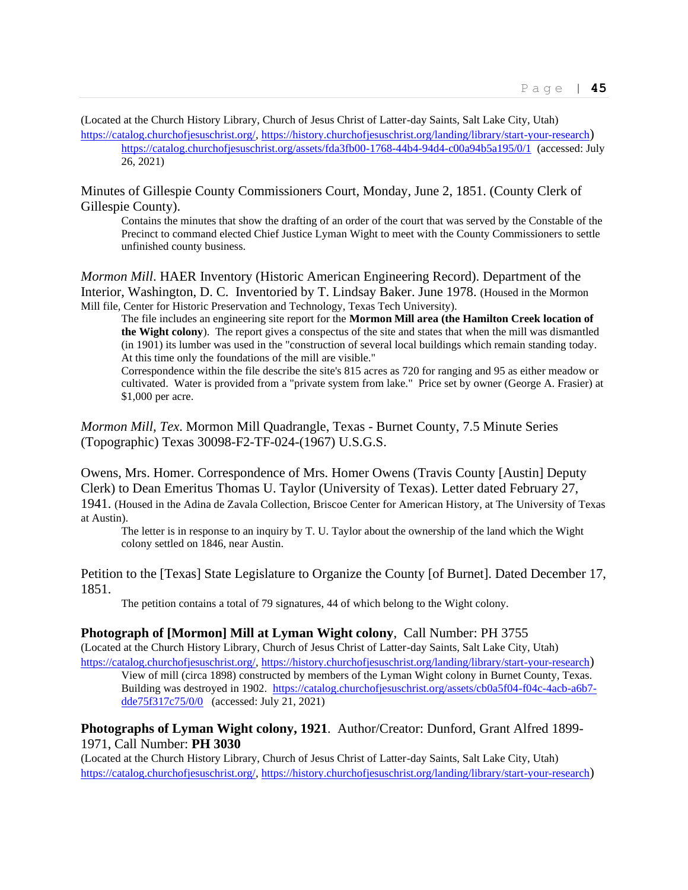(Located at the Church History Library, Church of Jesus Christ of Latter-day Saints, Salt Lake City, Utah)
https://catalog.churchofjesuschrist.org/, https://history.churchofjesuschrist.org/landing/library/start-your-research)
https://catalog.churchofjesuschrist.org/assets/fda3fb00-1768-44b4-94d4-c00a94b5a195/0/1 (accessed: July 26, 2021)

Minutes of Gillespie County Commissioners Court, Monday, June 2, 1851. (County Clerk of Gillespie County).

Contains the minutes that show the drafting of an order of the court that was served by the Constable of the Precinct to command elected Chief Justice Lyman Wight to meet with the County Commissioners to settle unfinished county business.

*Mormon Mill*. HAER Inventory (Historic American Engineering Record). Department of the Interior, Washington, D. C. Inventoried by T. Lindsay Baker. June 1978. (Housed in the Mormon Mill file, Center for Historic Preservation and Technology, Texas Tech University).

The file includes an engineering site report for the **Mormon Mill area (the Hamilton Creek location of the Wight colony**). The report gives a conspectus of the site and states that when the mill was dismantled (in 1901) its lumber was used in the "construction of several local buildings which remain standing today. At this time only the foundations of the mill are visible."
Correspondence within the file describe the site's 815 acres as 720 for ranging and 95 as either meadow or cultivated. Water is provided from a "private system from lake." Price set by owner (George A. Frasier) at $1,000 per acre.

*Mormon Mill, Tex*. Mormon Mill Quadrangle, Texas - Burnet County, 7.5 Minute Series (Topographic) Texas 30098-F2-TF-024-(1967) U.S.G.S.

Owens, Mrs. Homer. Correspondence of Mrs. Homer Owens (Travis County [Austin] Deputy Clerk) to Dean Emeritus Thomas U. Taylor (University of Texas). Letter dated February 27, 1941. (Housed in the Adina de Zavala Collection, Briscoe Center for American History, at The University of Texas at Austin).

The letter is in response to an inquiry by T. U. Taylor about the ownership of the land which the Wight colony settled on 1846, near Austin.

Petition to the [Texas] State Legislature to Organize the County [of Burnet]. Dated December 17, 1851.

The petition contains a total of 79 signatures, 44 of which belong to the Wight colony.

**Photograph of [Mormon] Mill at Lyman Wight colony**, Call Number: PH 3755
(Located at the Church History Library, Church of Jesus Christ of Latter-day Saints, Salt Lake City, Utah)
https://catalog.churchofjesuschrist.org/, https://history.churchofjesuschrist.org/landing/library/start-your-research)

View of mill (circa 1898) constructed by members of the Lyman Wight colony in Burnet County, Texas. Building was destroyed in 1902. https://catalog.churchofjesuschrist.org/assets/cb0a5f04-f04c-4acb-a6b7-dde75f317c75/0/0 (accessed: July 21, 2021)

**Photographs of Lyman Wight colony, 1921**. Author/Creator: Dunford, Grant Alfred 1899-1971, Call Number: **PH 3030**
(Located at the Church History Library, Church of Jesus Christ of Latter-day Saints, Salt Lake City, Utah)
https://catalog.churchofjesuschrist.org/, https://history.churchofjesuschrist.org/landing/library/start-your-research)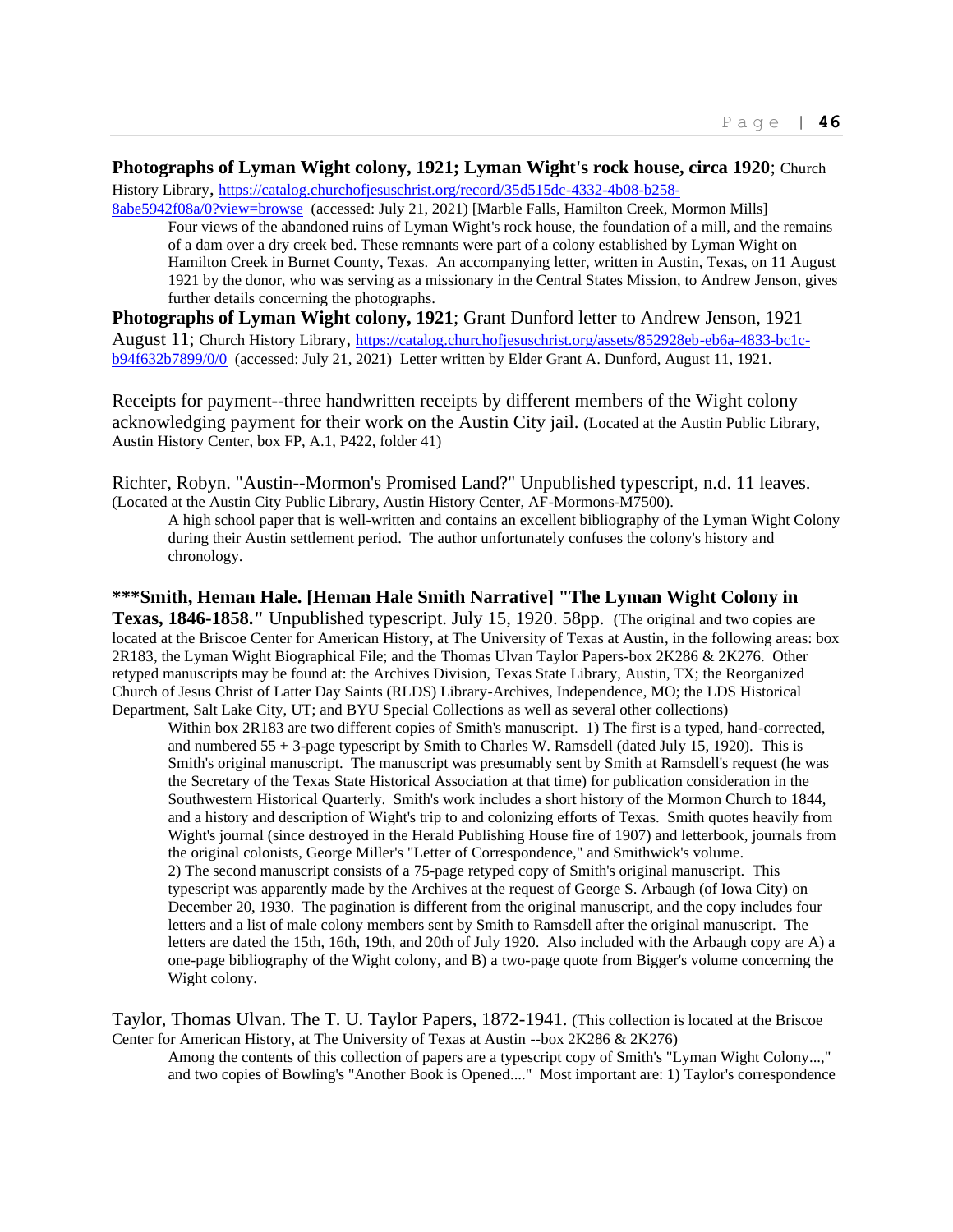**Photographs of Lyman Wight colony, 1921; Lyman Wight's rock house, circa 1920**; Church History Library, https://catalog.churchofjesuschrist.org/record/35d515dc-4332-4b08-b258-8abe5942f08a/0?view=browse (accessed: July 21, 2021) [Marble Falls, Hamilton Creek, Mormon Mills]

> Four views of the abandoned ruins of Lyman Wight's rock house, the foundation of a mill, and the remains of a dam over a dry creek bed. These remnants were part of a colony established by Lyman Wight on Hamilton Creek in Burnet County, Texas. An accompanying letter, written in Austin, Texas, on 11 August 1921 by the donor, who was serving as a missionary in the Central States Mission, to Andrew Jenson, gives further details concerning the photographs.

**Photographs of Lyman Wight colony, 1921**; Grant Dunford letter to Andrew Jenson, 1921 August 11; Church History Library, https://catalog.churchofjesuschrist.org/assets/852928eb-eb6a-4833-bc1c-b94f632b7899/0/0 (accessed: July 21, 2021) Letter written by Elder Grant A. Dunford, August 11, 1921.

Receipts for payment--three handwritten receipts by different members of the Wight colony acknowledging payment for their work on the Austin City jail. (Located at the Austin Public Library, Austin History Center, box FP, A.1, P422, folder 41)

Richter, Robyn. "Austin--Mormon's Promised Land?" Unpublished typescript, n.d. 11 leaves. (Located at the Austin City Public Library, Austin History Center, AF-Mormons-M7500).

> A high school paper that is well-written and contains an excellent bibliography of the Lyman Wight Colony during their Austin settlement period. The author unfortunately confuses the colony's history and chronology.

**\*\*\*Smith, Heman Hale. [Heman Hale Smith Narrative] "The Lyman Wight Colony in Texas, 1846-1858."** Unpublished typescript. July 15, 1920. 58pp. (The original and two copies are located at the Briscoe Center for American History, at The University of Texas at Austin, in the following areas: box 2R183, the Lyman Wight Biographical File; and the Thomas Ulvan Taylor Papers-box 2K286 & 2K276. Other retyped manuscripts may be found at: the Archives Division, Texas State Library, Austin, TX; the Reorganized Church of Jesus Christ of Latter Day Saints (RLDS) Library-Archives, Independence, MO; the LDS Historical Department, Salt Lake City, UT; and BYU Special Collections as well as several other collections)

> Within box 2R183 are two different copies of Smith's manuscript. 1) The first is a typed, hand-corrected, and numbered 55 + 3-page typescript by Smith to Charles W. Ramsdell (dated July 15, 1920). This is Smith's original manuscript. The manuscript was presumably sent by Smith at Ramsdell's request (he was the Secretary of the Texas State Historical Association at that time) for publication consideration in the Southwestern Historical Quarterly. Smith's work includes a short history of the Mormon Church to 1844, and a history and description of Wight's trip to and colonizing efforts of Texas. Smith quotes heavily from Wight's journal (since destroyed in the Herald Publishing House fire of 1907) and letterbook, journals from the original colonists, George Miller's "Letter of Correspondence," and Smithwick's volume.
> 2) The second manuscript consists of a 75-page retyped copy of Smith's original manuscript. This typescript was apparently made by the Archives at the request of George S. Arbaugh (of Iowa City) on December 20, 1930. The pagination is different from the original manuscript, and the copy includes four letters and a list of male colony members sent by Smith to Ramsdell after the original manuscript. The letters are dated the 15th, 16th, 19th, and 20th of July 1920. Also included with the Arbaugh copy are A) a one-page bibliography of the Wight colony, and B) a two-page quote from Bigger's volume concerning the Wight colony.

Taylor, Thomas Ulvan. The T. U. Taylor Papers, 1872-1941. (This collection is located at the Briscoe Center for American History, at The University of Texas at Austin --box 2K286 & 2K276)

> Among the contents of this collection of papers are a typescript copy of Smith's "Lyman Wight Colony...," and two copies of Bowling's "Another Book is Opened...." Most important are: 1) Taylor's correspondence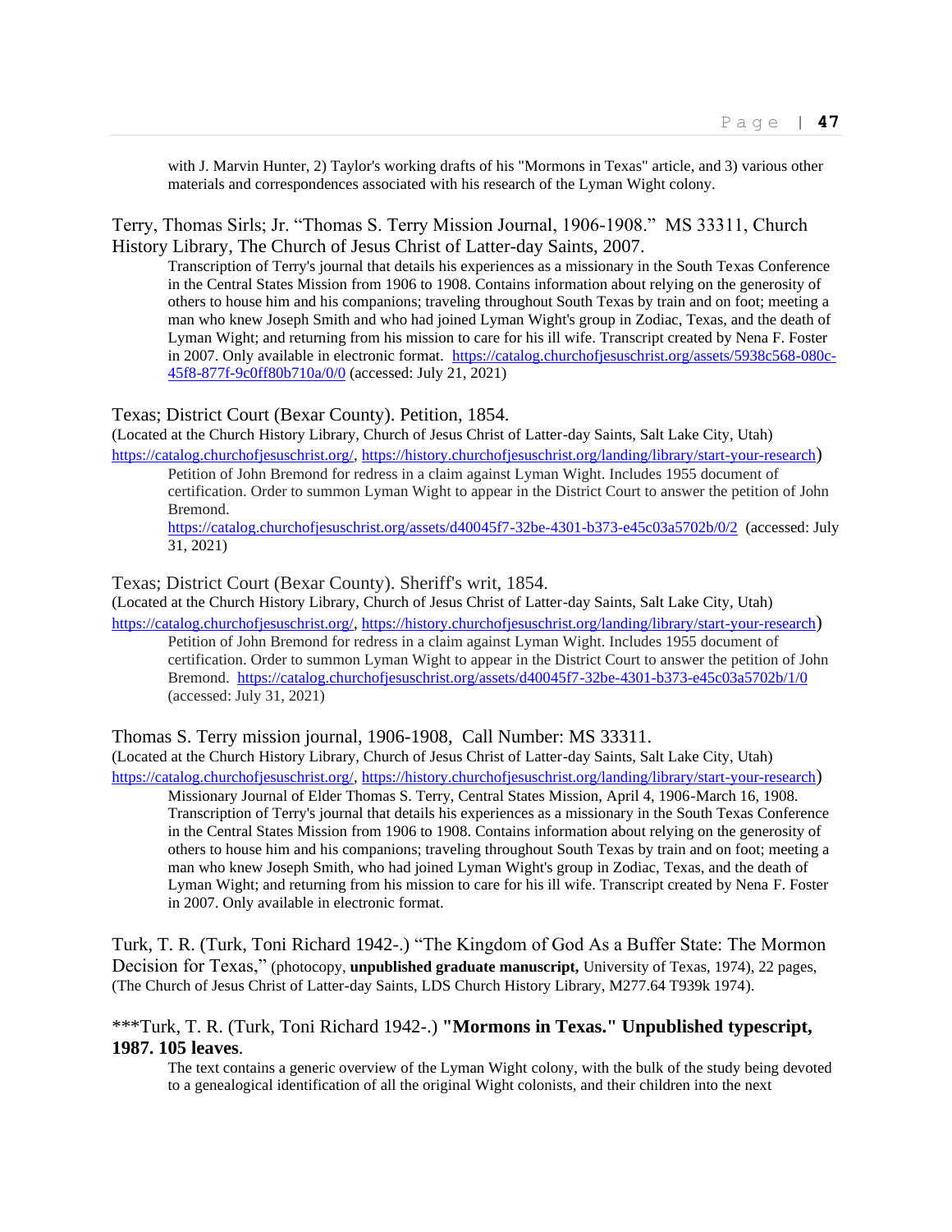with J. Marvin Hunter, 2) Taylor's working drafts of his "Mormons in Texas" article, and 3) various other materials and correspondences associated with his research of the Lyman Wight colony.

Terry, Thomas Sirls; Jr. "Thomas S. Terry Mission Journal, 1906-1908." MS 33311, Church History Library, The Church of Jesus Christ of Latter-day Saints, 2007.

Transcription of Terry's journal that details his experiences as a missionary in the South Texas Conference in the Central States Mission from 1906 to 1908. Contains information about relying on the generosity of others to house him and his companions; traveling throughout South Texas by train and on foot; meeting a man who knew Joseph Smith and who had joined Lyman Wight's group in Zodiac, Texas, and the death of Lyman Wight; and returning from his mission to care for his ill wife. Transcript created by Nena F. Foster in 2007. Only available in electronic format. https://catalog.churchofjesuschrist.org/assets/5938c568-080c-45f8-877f-9c0ff80b710a/0/0 (accessed: July 21, 2021)

Texas; District Court (Bexar County). Petition, 1854.
(Located at the Church History Library, Church of Jesus Christ of Latter-day Saints, Salt Lake City, Utah)
https://catalog.churchofjesuschrist.org/, https://history.churchofjesuschrist.org/landing/library/start-your-research)

Petition of John Bremond for redress in a claim against Lyman Wight. Includes 1955 document of certification. Order to summon Lyman Wight to appear in the District Court to answer the petition of John Bremond.
https://catalog.churchofjesuschrist.org/assets/d40045f7-32be-4301-b373-e45c03a5702b/0/2 (accessed: July 31, 2021)

Texas; District Court (Bexar County). Sheriff's writ, 1854.
(Located at the Church History Library, Church of Jesus Christ of Latter-day Saints, Salt Lake City, Utah)
https://catalog.churchofjesuschrist.org/, https://history.churchofjesuschrist.org/landing/library/start-your-research)

Petition of John Bremond for redress in a claim against Lyman Wight. Includes 1955 document of certification. Order to summon Lyman Wight to appear in the District Court to answer the petition of John Bremond. https://catalog.churchofjesuschrist.org/assets/d40045f7-32be-4301-b373-e45c03a5702b/1/0 (accessed: July 31, 2021)

Thomas S. Terry mission journal, 1906-1908, Call Number: MS 33311.
(Located at the Church History Library, Church of Jesus Christ of Latter-day Saints, Salt Lake City, Utah)
https://catalog.churchofjesuschrist.org/, https://history.churchofjesuschrist.org/landing/library/start-your-research)

Missionary Journal of Elder Thomas S. Terry, Central States Mission, April 4, 1906-March 16, 1908. Transcription of Terry's journal that details his experiences as a missionary in the South Texas Conference in the Central States Mission from 1906 to 1908. Contains information about relying on the generosity of others to house him and his companions; traveling throughout South Texas by train and on foot; meeting a man who knew Joseph Smith, who had joined Lyman Wight's group in Zodiac, Texas, and the death of Lyman Wight; and returning from his mission to care for his ill wife. Transcript created by Nena F. Foster in 2007. Only available in electronic format.

Turk, T. R. (Turk, Toni Richard 1942-.) "The Kingdom of God As a Buffer State: The Mormon Decision for Texas," (photocopy, **unpublished graduate manuscript,** University of Texas, 1974), 22 pages, (The Church of Jesus Christ of Latter-day Saints, LDS Church History Library, M277.64 T939k 1974).

***Turk, T. R. (Turk, Toni Richard 1942-.) **"Mormons in Texas." Unpublished typescript, 1987. 105 leaves**.

The text contains a generic overview of the Lyman Wight colony, with the bulk of the study being devoted to a genealogical identification of all the original Wight colonists, and their children into the next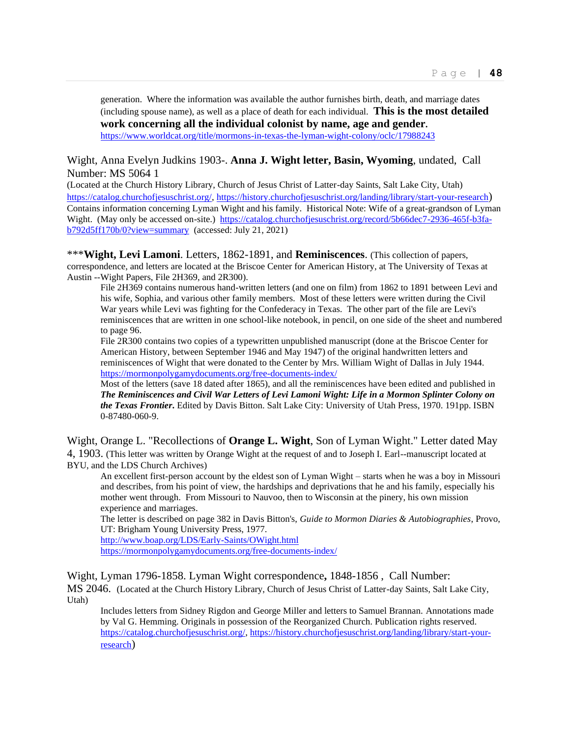generation. Where the information was available the author furnishes birth, death, and marriage dates (including spouse name), as well as a place of death for each individual. **This is the most detailed work concerning all the individual colonist by name, age and gender**.
https://www.worldcat.org/title/mormons-in-texas-the-lyman-wight-colony/oclc/17988243

Wight, Anna Evelyn Judkins 1903-. **Anna J. Wight letter, Basin, Wyoming**, undated, Call Number: MS 5064 1
(Located at the Church History Library, Church of Jesus Christ of Latter-day Saints, Salt Lake City, Utah) https://catalog.churchofjesuschrist.org/, https://history.churchofjesuschrist.org/landing/library/start-your-research)
Contains information concerning Lyman Wight and his family. Historical Note: Wife of a great-grandson of Lyman Wight. (May only be accessed on-site.) https://catalog.churchofjesuschrist.org/record/5b66dec7-2936-465f-b3fa-b792d5ff170b/0?view=summary (accessed: July 21, 2021)

***Wight, Levi Lamoni**. Letters, 1862-1891, and **Reminiscences**. (This collection of papers, correspondence, and letters are located at the Briscoe Center for American History, at The University of Texas at Austin --Wight Papers, File 2H369, and 2R300).

File 2H369 contains numerous hand-written letters (and one on film) from 1862 to 1891 between Levi and his wife, Sophia, and various other family members. Most of these letters were written during the Civil War years while Levi was fighting for the Confederacy in Texas. The other part of the file are Levi's reminiscences that are written in one school-like notebook, in pencil, on one side of the sheet and numbered to page 96.

File 2R300 contains two copies of a typewritten unpublished manuscript (done at the Briscoe Center for American History, between September 1946 and May 1947) of the original handwritten letters and reminiscences of Wight that were donated to the Center by Mrs. William Wight of Dallas in July 1944.
https://mormonpolygamydocuments.org/free-documents-index/

Most of the letters (save 18 dated after 1865), and all the reminiscences have been edited and published in ***The Reminiscences and Civil War Letters of Levi Lamoni Wight: Life in a Mormon Splinter Colony on the Texas Frontier*.** Edited by Davis Bitton. Salt Lake City: University of Utah Press, 1970. 191pp. ISBN 0-87480-060-9.

Wight, Orange L. "Recollections of **Orange L. Wight**, Son of Lyman Wight." Letter dated May 4, 1903. (This letter was written by Orange Wight at the request of and to Joseph I. Earl--manuscript located at BYU, and the LDS Church Archives)

An excellent first-person account by the eldest son of Lyman Wight – starts when he was a boy in Missouri and describes, from his point of view, the hardships and deprivations that he and his family, especially his mother went through. From Missouri to Nauvoo, then to Wisconsin at the pinery, his own mission experience and marriages.

The letter is described on page 382 in Davis Bitton's, *Guide to Mormon Diaries & Autobiographies*, Provo, UT: Brigham Young University Press, 1977.
http://www.boap.org/LDS/Early-Saints/OWight.html
https://mormonpolygamydocuments.org/free-documents-index/

Wight, Lyman 1796-1858. Lyman Wight correspondence**,** 1848-1856 , Call Number: MS 2046. (Located at the Church History Library, Church of Jesus Christ of Latter-day Saints, Salt Lake City, Utah)

Includes letters from Sidney Rigdon and George Miller and letters to Samuel Brannan. Annotations made by Val G. Hemming. Originals in possession of the Reorganized Church. Publication rights reserved. https://catalog.churchofjesuschrist.org/, https://history.churchofjesuschrist.org/landing/library/start-your-research)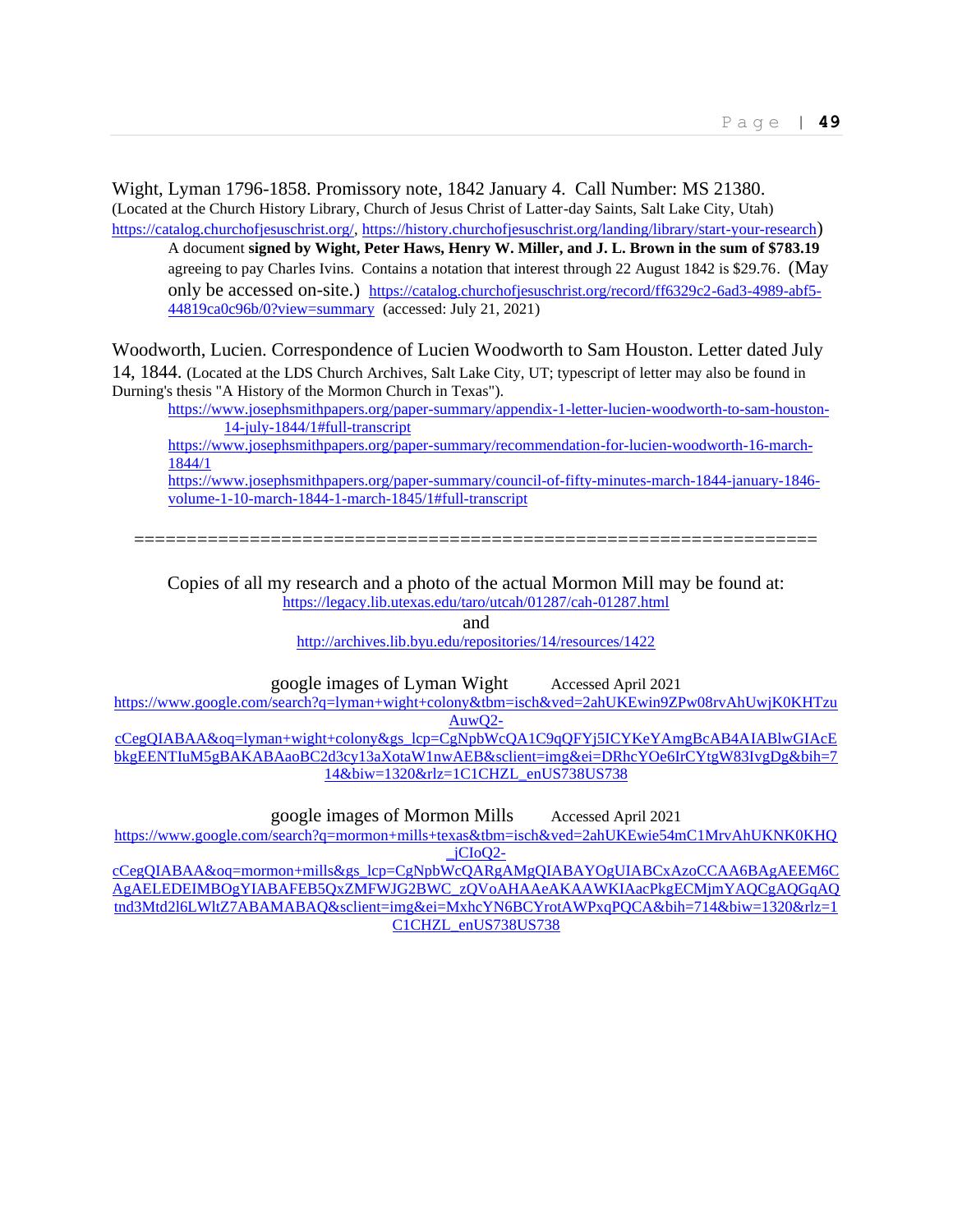Wight, Lyman 1796-1858. Promissory note, 1842 January 4. Call Number: MS 21380. (Located at the Church History Library, Church of Jesus Christ of Latter-day Saints, Salt Lake City, Utah) https://catalog.churchofjesuschrist.org/, https://history.churchofjesuschrist.org/landing/library/start-your-research)

A document **signed by Wight, Peter Haws, Henry W. Miller, and J. L. Brown in the sum of $783.19** agreeing to pay Charles Ivins. Contains a notation that interest through 22 August 1842 is $29.76. (May only be accessed on-site.) https://catalog.churchofjesuschrist.org/record/ff6329c2-6ad3-4989-abf5-44819ca0c96b/0?view=summary (accessed: July 21, 2021)

Woodworth, Lucien. Correspondence of Lucien Woodworth to Sam Houston. Letter dated July 14, 1844. (Located at the LDS Church Archives, Salt Lake City, UT; typescript of letter may also be found in Durning's thesis "A History of the Mormon Church in Texas").

https://www.josephsmithpapers.org/paper-summary/appendix-1-letter-lucien-woodworth-to-sam-houston-14-july-1844/1#full-transcript

https://www.josephsmithpapers.org/paper-summary/recommendation-for-lucien-woodworth-16-march-1844/1

https://www.josephsmithpapers.org/paper-summary/council-of-fifty-minutes-march-1844-january-1846-volume-1-10-march-1844-1-march-1845/1#full-transcript

================================================================

Copies of all my research and a photo of the actual Mormon Mill may be found at:

https://legacy.lib.utexas.edu/taro/utcah/01287/cah-01287.html

and

http://archives.lib.byu.edu/repositories/14/resources/1422

google images of Lyman Wight Accessed April 2021

https://www.google.com/search?q=lyman+wight+colony&tbm=isch&ved=2ahUKEwin9ZPw08rvAhUwjK0KHTzuAuwQ2-cCegQIABAA&oq=lyman+wight+colony&gs_lcp=CgNpbWcQA1C9qQFYj5ICYKeYAmgBcAB4AIABlwGIAcEbkgEENTIuM5gBAKABAaoBC2d3cy13aXotaW1nwAEB&sclient=img&ei=DRhcYOe6IrCYtgW83IvgDg&bih=714&biw=1320&rlz=1C1CHZL_enUS738US738

google images of Mormon Mills Accessed April 2021

https://www.google.com/search?q=mormon+mills+texas&tbm=isch&ved=2ahUKEwie54mC1MrvAhUKNK0KHQ_jCIoQ2-cCegQIABAA&oq=mormon+mills&gs_lcp=CgNpbWcQARgAMgQIABAYOgUIABCxAzoCCAA6BAgAEEM6CAgAELEDEIMBOgYIABAFEB5QxZMFWJG2BWC_zQVoAHAAeAKAAWKIAacPkgECMjmYAQCgAQGqAQtnd3Mtd2l6LWltZ7ABAMABAQ&sclient=img&ei=MxhcYN6BCYrotAWPxqPQCA&bih=714&biw=1320&rlz=1C1CHZL_enUS738US738